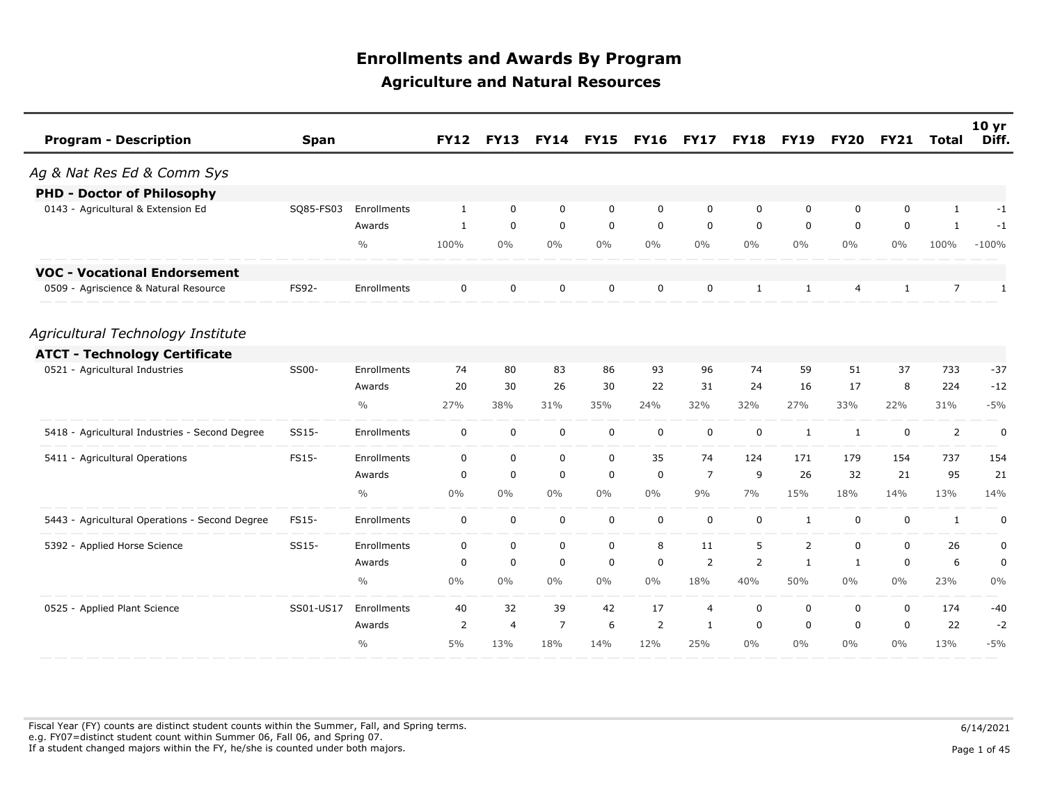# Enrollments and Awards By Program

## Agriculture and Natural Resources

| Program - Description | Span | | FY12 | FY13 | FY14 | FY15 | FY16 | FY17 | FY18 | FY19 | FY20 | FY21 | Total | 10 yr Diff. |
|---|---|---|---|---|---|---|---|---|---|---|---|---|---|---|
| *Ag & Nat Res Ed & Comm Sys* | | | | | | | | | | | | | | |
| **PHD - Doctor of Philosophy** | | | | | | | | | | | | | | |
| 0143 - Agricultural & Extension Ed | SQ85-FS03 | Enrollments | 1 | 0 | 0 | 0 | 0 | 0 | 0 | 0 | 0 | 0 | 1 | -1 |
| | | Awards | 1 | 0 | 0 | 0 | 0 | 0 | 0 | 0 | 0 | 0 | 1 | -1 |
| | | % | 100% | 0% | 0% | 0% | 0% | 0% | 0% | 0% | 0% | 0% | 100% | -100% |
| **VOC - Vocational Endorsement** | | | | | | | | | | | | | | |
| 0509 - Agriscience & Natural Resource | FS92- | Enrollments | 0 | 0 | 0 | 0 | 0 | 0 | 1 | 1 | 4 | 1 | 7 | 1 |
| *Agricultural Technology Institute* | | | | | | | | | | | | | | |
| **ATCT - Technology Certificate** | | | | | | | | | | | | | | |
| 0521 - Agricultural Industries | SS00- | Enrollments | 74 | 80 | 83 | 86 | 93 | 96 | 74 | 59 | 51 | 37 | 733 | -37 |
| | | Awards | 20 | 30 | 26 | 30 | 22 | 31 | 24 | 16 | 17 | 8 | 224 | -12 |
| | | % | 27% | 38% | 31% | 35% | 24% | 32% | 32% | 27% | 33% | 22% | 31% | -5% |
| 5418 - Agricultural Industries - Second Degree | SS15- | Enrollments | 0 | 0 | 0 | 0 | 0 | 0 | 0 | 1 | 1 | 0 | 2 | 0 |
| 5411 - Agricultural Operations | FS15- | Enrollments | 0 | 0 | 0 | 0 | 35 | 74 | 124 | 171 | 179 | 154 | 737 | 154 |
| | | Awards | 0 | 0 | 0 | 0 | 0 | 7 | 9 | 26 | 32 | 21 | 95 | 21 |
| | | % | 0% | 0% | 0% | 0% | 0% | 9% | 7% | 15% | 18% | 14% | 13% | 14% |
| 5443 - Agricultural Operations - Second Degree | FS15- | Enrollments | 0 | 0 | 0 | 0 | 0 | 0 | 0 | 1 | 0 | 0 | 1 | 0 |
| 5392 - Applied Horse Science | SS15- | Enrollments | 0 | 0 | 0 | 0 | 8 | 11 | 5 | 2 | 0 | 0 | 26 | 0 |
| | | Awards | 0 | 0 | 0 | 0 | 0 | 2 | 2 | 1 | 1 | 0 | 6 | 0 |
| | | % | 0% | 0% | 0% | 0% | 0% | 18% | 40% | 50% | 0% | 0% | 23% | 0% |
| 0525 - Applied Plant Science | SS01-US17 | Enrollments | 40 | 32 | 39 | 42 | 17 | 4 | 0 | 0 | 0 | 0 | 174 | -40 |
| | | Awards | 2 | 4 | 7 | 6 | 2 | 1 | 0 | 0 | 0 | 0 | 22 | -2 |
| | | % | 5% | 13% | 18% | 14% | 12% | 25% | 0% | 0% | 0% | 0% | 13% | -5% |

Fiscal Year (FY) counts are distinct student counts within the Summer, Fall, and Spring terms.
e.g. FY07=distinct student count within Summer 06, Fall 06, and Spring 07.
If a student changed majors within the FY, he/she is counted under both majors.

6/14/2021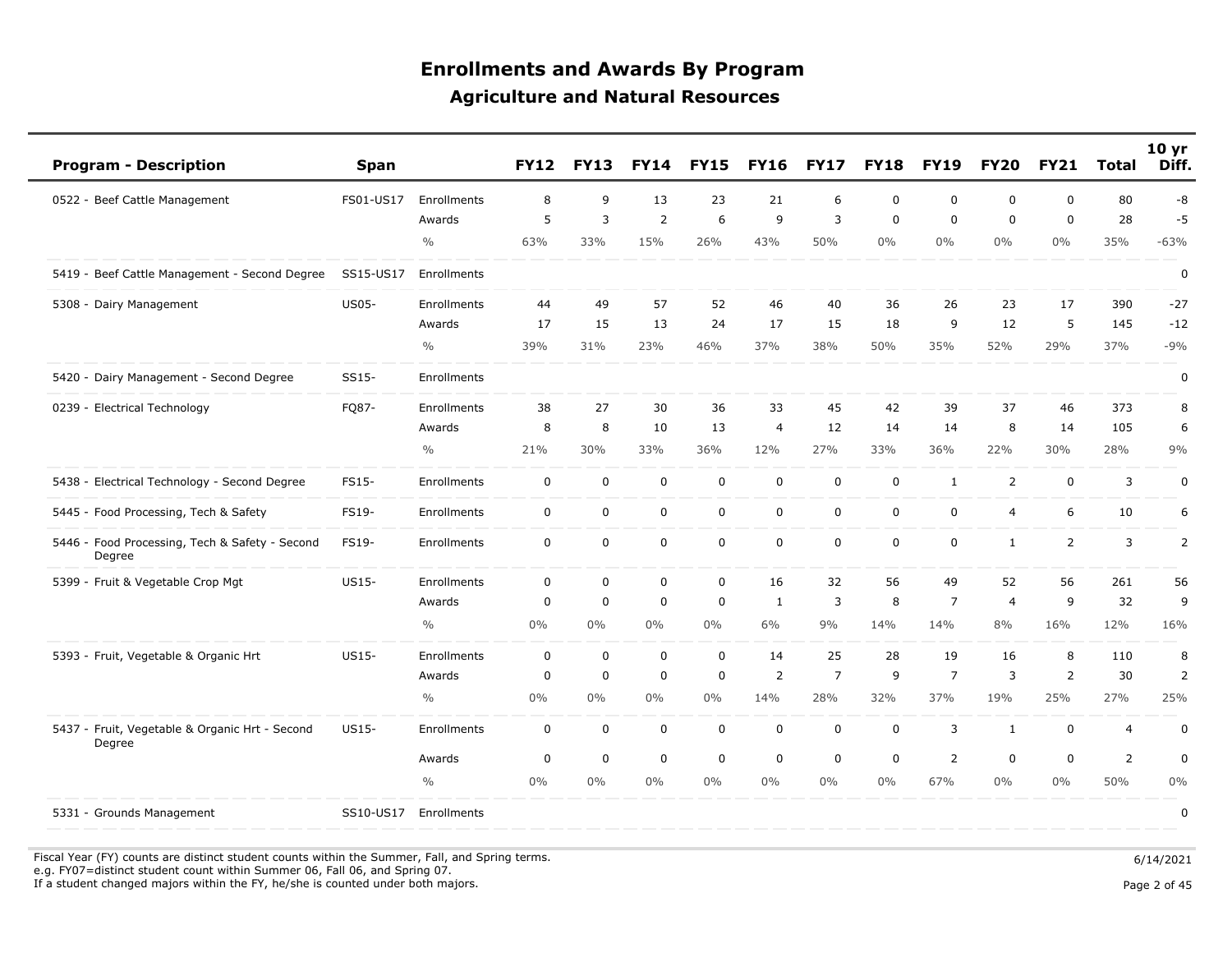# Enrollments and Awards By Program

## Agriculture and Natural Resources

| Program - Description | Span | | FY12 | FY13 | FY14 | FY15 | FY16 | FY17 | FY18 | FY19 | FY20 | FY21 | Total | 10 yr Diff. |
|---|---|---|---|---|---|---|---|---|---|---|---|---|---|---|
| 0522 - Beef Cattle Management | FS01-US17 | Enrollments | 8 | 9 | 13 | 23 | 21 | 6 | 0 | 0 | 0 | 0 | 80 | -8 |
| | | Awards | 5 | 3 | 2 | 6 | 9 | 3 | 0 | 0 | 0 | 0 | 28 | -5 |
| | | % | 63% | 33% | 15% | 26% | 43% | 50% | 0% | 0% | 0% | 0% | 35% | -63% |
| 5419 - Beef Cattle Management - Second Degree | SS15-US17 | Enrollments | | | | | | | | | | | | 0 |
| 5308 - Dairy Management | US05- | Enrollments | 44 | 49 | 57 | 52 | 46 | 40 | 36 | 26 | 23 | 17 | 390 | -27 |
| | | Awards | 17 | 15 | 13 | 24 | 17 | 15 | 18 | 9 | 12 | 5 | 145 | -12 |
| | | % | 39% | 31% | 23% | 46% | 37% | 38% | 50% | 35% | 52% | 29% | 37% | -9% |
| 5420 - Dairy Management - Second Degree | SS15- | Enrollments | | | | | | | | | | | | 0 |
| 0239 - Electrical Technology | FQ87- | Enrollments | 38 | 27 | 30 | 36 | 33 | 45 | 42 | 39 | 37 | 46 | 373 | 8 |
| | | Awards | 8 | 8 | 10 | 13 | 4 | 12 | 14 | 14 | 8 | 14 | 105 | 6 |
| | | % | 21% | 30% | 33% | 36% | 12% | 27% | 33% | 36% | 22% | 30% | 28% | 9% |
| 5438 - Electrical Technology - Second Degree | FS15- | Enrollments | 0 | 0 | 0 | 0 | 0 | 0 | 0 | 1 | 2 | 0 | 3 | 0 |
| 5445 - Food Processing, Tech & Safety | FS19- | Enrollments | 0 | 0 | 0 | 0 | 0 | 0 | 0 | 0 | 4 | 6 | 10 | 6 |
| 5446 - Food Processing, Tech & Safety - Second Degree | FS19- | Enrollments | 0 | 0 | 0 | 0 | 0 | 0 | 0 | 0 | 1 | 2 | 3 | 2 |
| 5399 - Fruit & Vegetable Crop Mgt | US15- | Enrollments | 0 | 0 | 0 | 0 | 16 | 32 | 56 | 49 | 52 | 56 | 261 | 56 |
| | | Awards | 0 | 0 | 0 | 0 | 1 | 3 | 8 | 7 | 4 | 9 | 32 | 9 |
| | | % | 0% | 0% | 0% | 0% | 6% | 9% | 14% | 14% | 8% | 16% | 12% | 16% |
| 5393 - Fruit, Vegetable & Organic Hrt | US15- | Enrollments | 0 | 0 | 0 | 0 | 14 | 25 | 28 | 19 | 16 | 8 | 110 | 8 |
| | | Awards | 0 | 0 | 0 | 0 | 2 | 7 | 9 | 7 | 3 | 2 | 30 | 2 |
| | | % | 0% | 0% | 0% | 0% | 14% | 28% | 32% | 37% | 19% | 25% | 27% | 25% |
| 5437 - Fruit, Vegetable & Organic Hrt - Second Degree | US15- | Enrollments | 0 | 0 | 0 | 0 | 0 | 0 | 0 | 3 | 1 | 0 | 4 | 0 |
| | | Awards | 0 | 0 | 0 | 0 | 0 | 0 | 0 | 2 | 0 | 0 | 2 | 0 |
| | | % | 0% | 0% | 0% | 0% | 0% | 0% | 0% | 67% | 0% | 0% | 50% | 0% |
| 5331 - Grounds Management | SS10-US17 | Enrollments | | | | | | | | | | | | 0 |

Fiscal Year (FY) counts are distinct student counts within the Summer, Fall, and Spring terms.
e.g. FY07=distinct student count within Summer 06, Fall 06, and Spring 07.
If a student changed majors within the FY, he/she is counted under both majors.

6/14/2021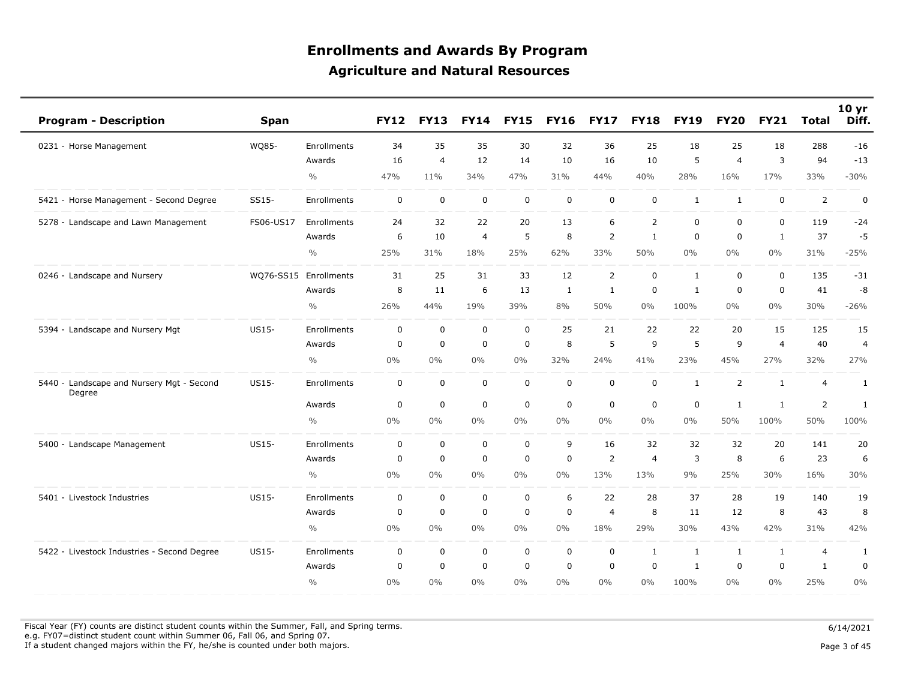# Enrollments and Awards By Program

## Agriculture and Natural Resources

| Program - Description | Span | | FY12 | FY13 | FY14 | FY15 | FY16 | FY17 | FY18 | FY19 | FY20 | FY21 | Total | 10 yr Diff. |
|---|---|---|---|---|---|---|---|---|---|---|---|---|---|---|
| 0231 - Horse Management | WQ85- | Enrollments | 34 | 35 | 35 | 30 | 32 | 36 | 25 | 18 | 25 | 18 | 288 | -16 |
| | | Awards | 16 | 4 | 12 | 14 | 10 | 16 | 10 | 5 | 4 | 3 | 94 | -13 |
| | | % | 47% | 11% | 34% | 47% | 31% | 44% | 40% | 28% | 16% | 17% | 33% | -30% |
| 5421 - Horse Management - Second Degree | SS15- | Enrollments | 0 | 0 | 0 | 0 | 0 | 0 | 0 | 1 | 1 | 0 | 2 | 0 |
| 5278 - Landscape and Lawn Management | FS06-US17 | Enrollments | 24 | 32 | 22 | 20 | 13 | 6 | 2 | 0 | 0 | 0 | 119 | -24 |
| | | Awards | 6 | 10 | 4 | 5 | 8 | 2 | 1 | 0 | 0 | 1 | 37 | -5 |
| | | % | 25% | 31% | 18% | 25% | 62% | 33% | 50% | 0% | 0% | 0% | 31% | -25% |
| 0246 - Landscape and Nursery | WQ76-SS15 | Enrollments | 31 | 25 | 31 | 33 | 12 | 2 | 0 | 1 | 0 | 0 | 135 | -31 |
| | | Awards | 8 | 11 | 6 | 13 | 1 | 1 | 0 | 1 | 0 | 0 | 41 | -8 |
| | | % | 26% | 44% | 19% | 39% | 8% | 50% | 0% | 100% | 0% | 0% | 30% | -26% |
| 5394 - Landscape and Nursery Mgt | US15- | Enrollments | 0 | 0 | 0 | 0 | 25 | 21 | 22 | 22 | 20 | 15 | 125 | 15 |
| | | Awards | 0 | 0 | 0 | 0 | 8 | 5 | 9 | 5 | 9 | 4 | 40 | 4 |
| | | % | 0% | 0% | 0% | 0% | 32% | 24% | 41% | 23% | 45% | 27% | 32% | 27% |
| 5440 - Landscape and Nursery Mgt - Second Degree | US15- | Enrollments | 0 | 0 | 0 | 0 | 0 | 0 | 0 | 1 | 2 | 1 | 4 | 1 |
| | | Awards | 0 | 0 | 0 | 0 | 0 | 0 | 0 | 0 | 1 | 1 | 2 | 1 |
| | | % | 0% | 0% | 0% | 0% | 0% | 0% | 0% | 0% | 50% | 100% | 50% | 100% |
| 5400 - Landscape Management | US15- | Enrollments | 0 | 0 | 0 | 0 | 9 | 16 | 32 | 32 | 32 | 20 | 141 | 20 |
| | | Awards | 0 | 0 | 0 | 0 | 0 | 2 | 4 | 3 | 8 | 6 | 23 | 6 |
| | | % | 0% | 0% | 0% | 0% | 0% | 13% | 13% | 9% | 25% | 30% | 16% | 30% |
| 5401 - Livestock Industries | US15- | Enrollments | 0 | 0 | 0 | 0 | 6 | 22 | 28 | 37 | 28 | 19 | 140 | 19 |
| | | Awards | 0 | 0 | 0 | 0 | 0 | 4 | 8 | 11 | 12 | 8 | 43 | 8 |
| | | % | 0% | 0% | 0% | 0% | 0% | 18% | 29% | 30% | 43% | 42% | 31% | 42% |
| 5422 - Livestock Industries - Second Degree | US15- | Enrollments | 0 | 0 | 0 | 0 | 0 | 0 | 1 | 1 | 1 | 1 | 4 | 1 |
| | | Awards | 0 | 0 | 0 | 0 | 0 | 0 | 0 | 1 | 0 | 0 | 1 | 0 |
| | | % | 0% | 0% | 0% | 0% | 0% | 0% | 0% | 100% | 0% | 0% | 25% | 0% |

Fiscal Year (FY) counts are distinct student counts within the Summer, Fall, and Spring terms.
e.g. FY07=distinct student count within Summer 06, Fall 06, and Spring 07.
If a student changed majors within the FY, he/she is counted under both majors.

6/14/2021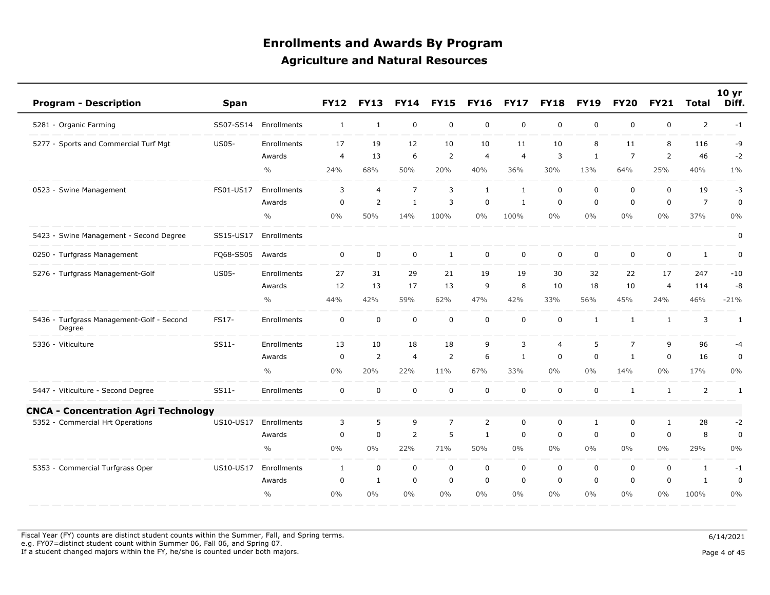# Enrollments and Awards By Program

## Agriculture and Natural Resources

| Program - Description | Span | | FY12 | FY13 | FY14 | FY15 | FY16 | FY17 | FY18 | FY19 | FY20 | FY21 | Total | 10 yr Diff. |
|---|---|---|---|---|---|---|---|---|---|---|---|---|---|---|
| 5281 - Organic Farming | SS07-SS14 | Enrollments | 1 | 1 | 0 | 0 | 0 | 0 | 0 | 0 | 0 | 0 | 2 | -1 |
| 5277 - Sports and Commercial Turf Mgt | US05- | Enrollments | 17 | 19 | 12 | 10 | 10 | 11 | 10 | 8 | 11 | 8 | 116 | -9 |
| | | Awards | 4 | 13 | 6 | 2 | 4 | 4 | 3 | 1 | 7 | 2 | 46 | -2 |
| | | % | 24% | 68% | 50% | 20% | 40% | 36% | 30% | 13% | 64% | 25% | 40% | 1% |
| 0523 - Swine Management | FS01-US17 | Enrollments | 3 | 4 | 7 | 3 | 1 | 1 | 0 | 0 | 0 | 0 | 19 | -3 |
| | | Awards | 0 | 2 | 1 | 3 | 0 | 1 | 0 | 0 | 0 | 0 | 7 | 0 |
| | | % | 0% | 50% | 14% | 100% | 0% | 100% | 0% | 0% | 0% | 0% | 37% | 0% |
| 5423 - Swine Management - Second Degree | SS15-US17 | Enrollments | | | | | | | | | | | | 0 |
| 0250 - Turfgrass Management | FQ68-SS05 | Awards | 0 | 0 | 0 | 1 | 0 | 0 | 0 | 0 | 0 | 0 | 1 | 0 |
| 5276 - Turfgrass Management-Golf | US05- | Enrollments | 27 | 31 | 29 | 21 | 19 | 19 | 30 | 32 | 22 | 17 | 247 | -10 |
| | | Awards | 12 | 13 | 17 | 13 | 9 | 8 | 10 | 18 | 10 | 4 | 114 | -8 |
| | | % | 44% | 42% | 59% | 62% | 47% | 42% | 33% | 56% | 45% | 24% | 46% | -21% |
| 5436 - Turfgrass Management-Golf - Second Degree | FS17- | Enrollments | 0 | 0 | 0 | 0 | 0 | 0 | 0 | 1 | 1 | 1 | 3 | 1 |
| 5336 - Viticulture | SS11- | Enrollments | 13 | 10 | 18 | 18 | 9 | 3 | 4 | 5 | 7 | 9 | 96 | -4 |
| | | Awards | 0 | 2 | 4 | 2 | 6 | 1 | 0 | 0 | 1 | 0 | 16 | 0 |
| | | % | 0% | 20% | 22% | 11% | 67% | 33% | 0% | 0% | 14% | 0% | 17% | 0% |
| 5447 - Viticulture - Second Degree | SS11- | Enrollments | 0 | 0 | 0 | 0 | 0 | 0 | 0 | 0 | 1 | 1 | 2 | 1 |
| **CNCA - Concentration Agri Technology** | | | | | | | | | | | | | | |
| 5352 - Commercial Hrt Operations | US10-US17 | Enrollments | 3 | 5 | 9 | 7 | 2 | 0 | 0 | 1 | 0 | 1 | 28 | -2 |
| | | Awards | 0 | 0 | 2 | 5 | 1 | 0 | 0 | 0 | 0 | 0 | 8 | 0 |
| | | % | 0% | 0% | 22% | 71% | 50% | 0% | 0% | 0% | 0% | 0% | 29% | 0% |
| 5353 - Commercial Turfgrass Oper | US10-US17 | Enrollments | 1 | 0 | 0 | 0 | 0 | 0 | 0 | 0 | 0 | 0 | 1 | -1 |
| | | Awards | 0 | 1 | 0 | 0 | 0 | 0 | 0 | 0 | 0 | 0 | 1 | 0 |
| | | % | 0% | 0% | 0% | 0% | 0% | 0% | 0% | 0% | 0% | 0% | 100% | 0% |

Fiscal Year (FY) counts are distinct student counts within the Summer, Fall, and Spring terms.
e.g. FY07=distinct student count within Summer 06, Fall 06, and Spring 07.
If a student changed majors within the FY, he/she is counted under both majors.

6/14/2021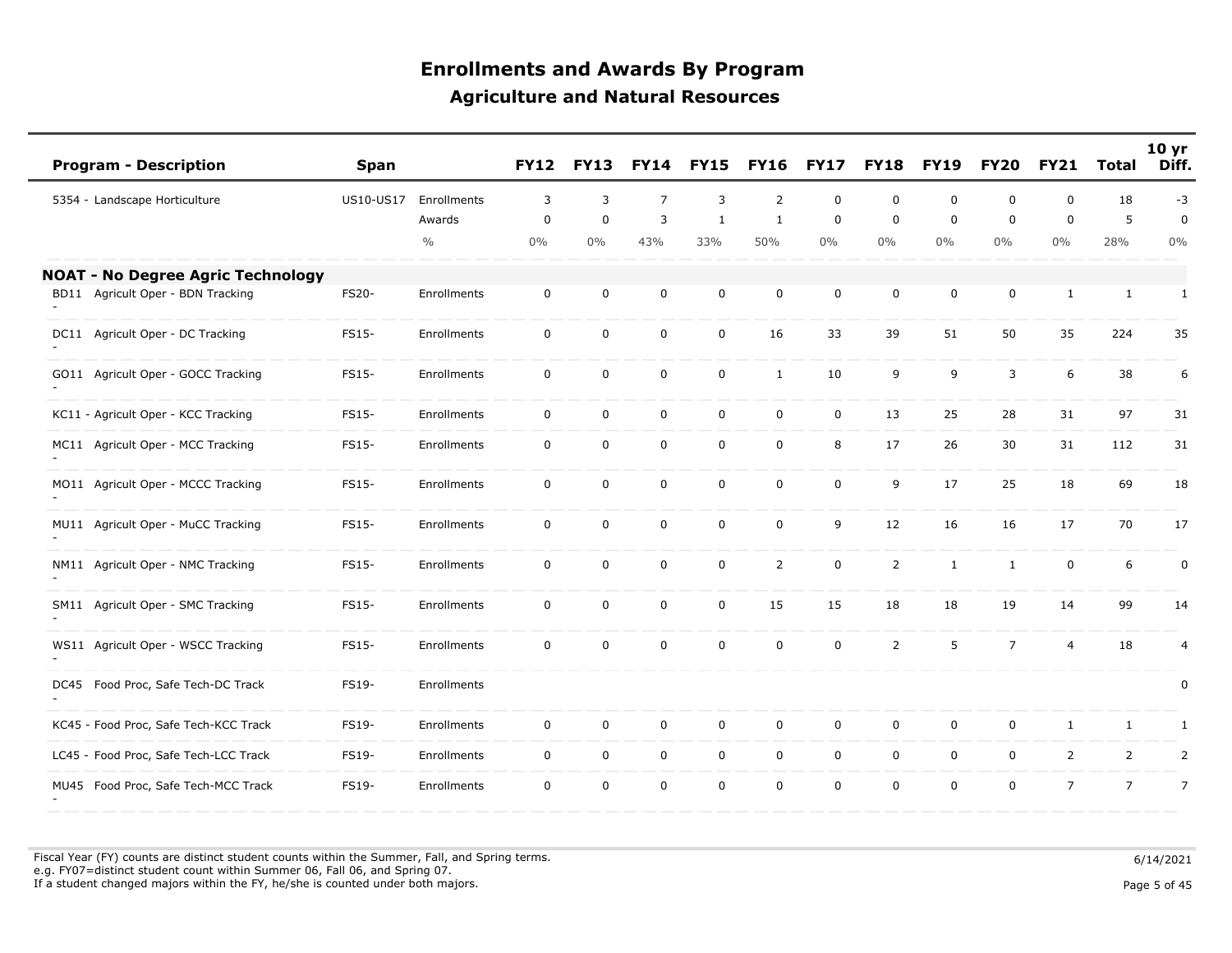# Enrollments and Awards By Program

## Agriculture and Natural Resources

| Program - Description | Span | | FY12 | FY13 | FY14 | FY15 | FY16 | FY17 | FY18 | FY19 | FY20 | FY21 | Total | 10 yr Diff. |
|---|---|---|---|---|---|---|---|---|---|---|---|---|---|---|
| 5354 - Landscape Horticulture | US10-US17 | Enrollments | 3 | 3 | 7 | 3 | 2 | 0 | 0 | 0 | 0 | 0 | 18 | -3 |
| | | Awards | 0 | 0 | 3 | 1 | 1 | 0 | 0 | 0 | 0 | 0 | 5 | 0 |
| | | % | 0% | 0% | 43% | 33% | 50% | 0% | 0% | 0% | 0% | 0% | 28% | 0% |
| **NOAT - No Degree Agric Technology** | | | | | | | | | | | | | | |
| BD11 Agricult Oper - BDN Tracking - | FS20- | Enrollments | 0 | 0 | 0 | 0 | 0 | 0 | 0 | 0 | 0 | 1 | 1 | 1 |
| DC11 Agricult Oper - DC Tracking - | FS15- | Enrollments | 0 | 0 | 0 | 0 | 16 | 33 | 39 | 51 | 50 | 35 | 224 | 35 |
| GO11 Agricult Oper - GOCC Tracking - | FS15- | Enrollments | 0 | 0 | 0 | 0 | 1 | 10 | 9 | 9 | 3 | 6 | 38 | 6 |
| KC11 - Agricult Oper - KCC Tracking | FS15- | Enrollments | 0 | 0 | 0 | 0 | 0 | 0 | 13 | 25 | 28 | 31 | 97 | 31 |
| MC11 Agricult Oper - MCC Tracking - | FS15- | Enrollments | 0 | 0 | 0 | 0 | 0 | 8 | 17 | 26 | 30 | 31 | 112 | 31 |
| MO11 Agricult Oper - MCCC Tracking - | FS15- | Enrollments | 0 | 0 | 0 | 0 | 0 | 0 | 9 | 17 | 25 | 18 | 69 | 18 |
| MU11 Agricult Oper - MuCC Tracking - | FS15- | Enrollments | 0 | 0 | 0 | 0 | 0 | 9 | 12 | 16 | 16 | 17 | 70 | 17 |
| NM11 Agricult Oper - NMC Tracking - | FS15- | Enrollments | 0 | 0 | 0 | 0 | 2 | 0 | 2 | 1 | 1 | 0 | 6 | 0 |
| SM11 Agricult Oper - SMC Tracking - | FS15- | Enrollments | 0 | 0 | 0 | 0 | 15 | 15 | 18 | 18 | 19 | 14 | 99 | 14 |
| WS11 Agricult Oper - WSCC Tracking - | FS15- | Enrollments | 0 | 0 | 0 | 0 | 0 | 0 | 2 | 5 | 7 | 4 | 18 | 4 |
| DC45 Food Proc, Safe Tech-DC Track - | FS19- | Enrollments | | | | | | | | | | | | 0 |
| KC45 - Food Proc, Safe Tech-KCC Track | FS19- | Enrollments | 0 | 0 | 0 | 0 | 0 | 0 | 0 | 0 | 0 | 1 | 1 | 1 |
| LC45 - Food Proc, Safe Tech-LCC Track | FS19- | Enrollments | 0 | 0 | 0 | 0 | 0 | 0 | 0 | 0 | 0 | 2 | 2 | 2 |
| MU45 Food Proc, Safe Tech-MCC Track - | FS19- | Enrollments | 0 | 0 | 0 | 0 | 0 | 0 | 0 | 0 | 0 | 7 | 7 | 7 |

Fiscal Year (FY) counts are distinct student counts within the Summer, Fall, and Spring terms.
e.g. FY07=distinct student count within Summer 06, Fall 06, and Spring 07.
If a student changed majors within the FY, he/she is counted under both majors.

6/14/2021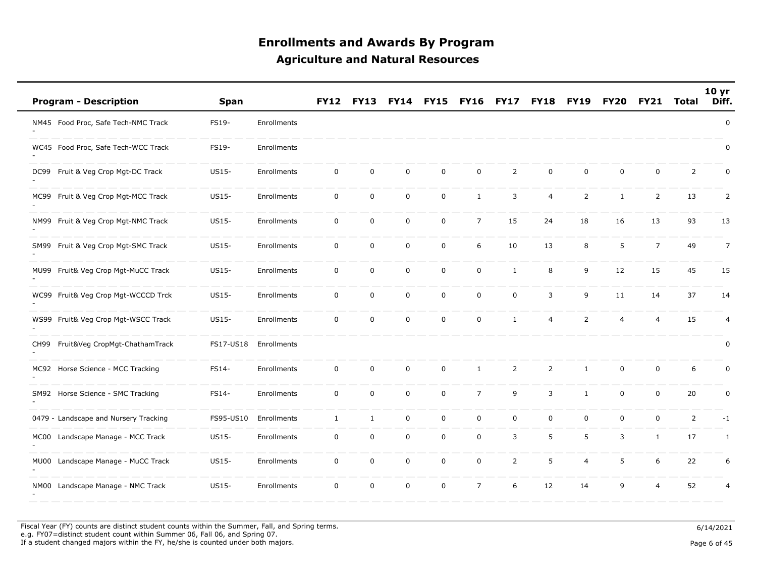# Enrollments and Awards By Program

## Agriculture and Natural Resources

| Program - Description | Span | | FY12 | FY13 | FY14 | FY15 | FY16 | FY17 | FY18 | FY19 | FY20 | FY21 | Total | 10 yr Diff. |
|---|---|---|---|---|---|---|---|---|---|---|---|---|---|---|
| NM45 - Food Proc, Safe Tech-NMC Track | FS19- | Enrollments | | | | | | | | | | | | 0 |
| WC45 - Food Proc, Safe Tech-WCC Track | FS19- | Enrollments | | | | | | | | | | | | 0 |
| DC99 - Fruit & Veg Crop Mgt-DC Track | US15- | Enrollments | 0 | 0 | 0 | 0 | 0 | 2 | 0 | 0 | 0 | 0 | 2 | 0 |
| MC99 - Fruit & Veg Crop Mgt-MCC Track | US15- | Enrollments | 0 | 0 | 0 | 0 | 1 | 3 | 4 | 2 | 1 | 2 | 13 | 2 |
| NM99 - Fruit & Veg Crop Mgt-NMC Track | US15- | Enrollments | 0 | 0 | 0 | 0 | 7 | 15 | 24 | 18 | 16 | 13 | 93 | 13 |
| SM99 - Fruit & Veg Crop Mgt-SMC Track | US15- | Enrollments | 0 | 0 | 0 | 0 | 6 | 10 | 13 | 8 | 5 | 7 | 49 | 7 |
| MU99 - Fruit& Veg Crop Mgt-MuCC Track | US15- | Enrollments | 0 | 0 | 0 | 0 | 0 | 1 | 8 | 9 | 12 | 15 | 45 | 15 |
| WC99 - Fruit& Veg Crop Mgt-WCCCD Trck | US15- | Enrollments | 0 | 0 | 0 | 0 | 0 | 0 | 3 | 9 | 11 | 14 | 37 | 14 |
| WS99 - Fruit& Veg Crop Mgt-WSCC Track | US15- | Enrollments | 0 | 0 | 0 | 0 | 0 | 1 | 4 | 2 | 4 | 4 | 15 | 4 |
| CH99 - Fruit&Veg CropMgt-ChathamTrack | FS17-US18 | Enrollments | | | | | | | | | | | | 0 |
| MC92 - Horse Science - MCC Tracking | FS14- | Enrollments | 0 | 0 | 0 | 0 | 1 | 2 | 2 | 1 | 0 | 0 | 6 | 0 |
| SM92 - Horse Science - SMC Tracking | FS14- | Enrollments | 0 | 0 | 0 | 0 | 7 | 9 | 3 | 1 | 0 | 0 | 20 | 0 |
| 0479 - Landscape and Nursery Tracking | FS95-US10 | Enrollments | 1 | 1 | 0 | 0 | 0 | 0 | 0 | 0 | 0 | 0 | 2 | -1 |
| MC00 - Landscape Manage - MCC Track | US15- | Enrollments | 0 | 0 | 0 | 0 | 0 | 3 | 5 | 5 | 3 | 1 | 17 | 1 |
| MU00 - Landscape Manage - MuCC Track | US15- | Enrollments | 0 | 0 | 0 | 0 | 0 | 2 | 5 | 4 | 5 | 6 | 22 | 6 |
| NM00 - Landscape Manage - NMC Track | US15- | Enrollments | 0 | 0 | 0 | 0 | 7 | 6 | 12 | 14 | 9 | 4 | 52 | 4 |

Fiscal Year (FY) counts are distinct student counts within the Summer, Fall, and Spring terms.
e.g. FY07=distinct student count within Summer 06, Fall 06, and Spring 07.
If a student changed majors within the FY, he/she is counted under both majors.

6/14/2021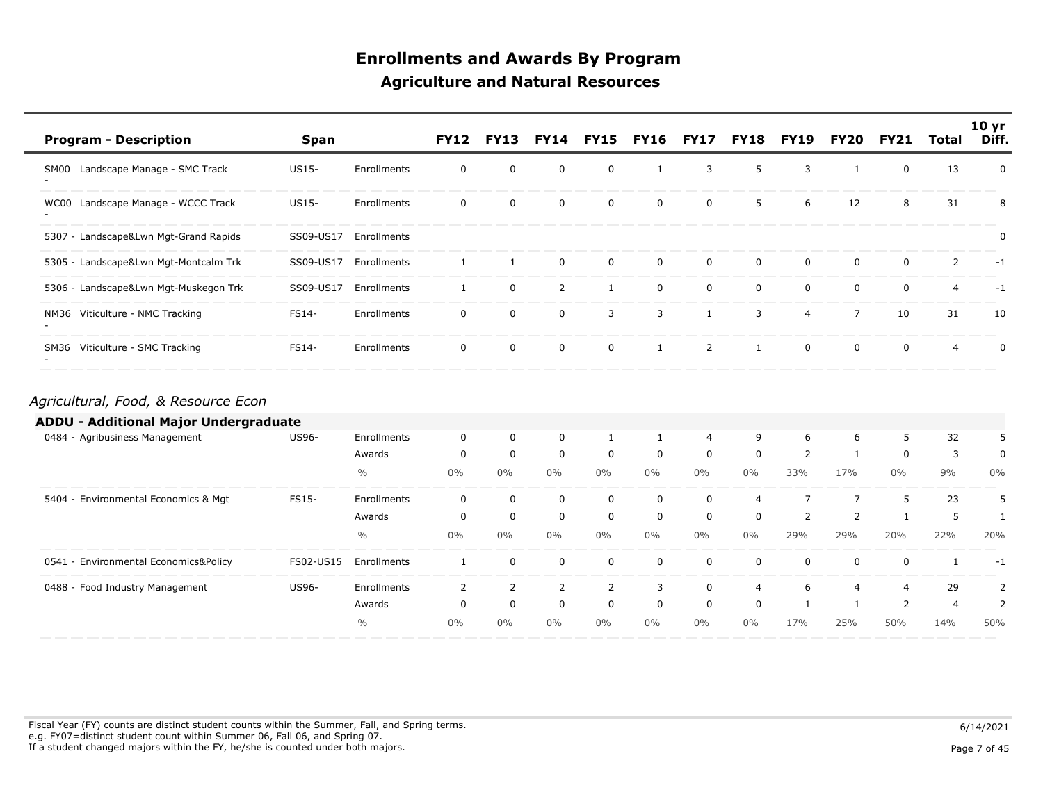# Enrollments and Awards By Program

## Agriculture and Natural Resources

| Program - Description | Span | | FY12 | FY13 | FY14 | FY15 | FY16 | FY17 | FY18 | FY19 | FY20 | FY21 | Total | 10 yr Diff. |
|---|---|---|---|---|---|---|---|---|---|---|---|---|---|---|
| SM00 Landscape Manage - SMC Track - | US15- | Enrollments | 0 | 0 | 0 | 0 | 1 | 3 | 5 | 3 | 1 | 0 | 13 | 0 |
| WC00 Landscape Manage - WCCC Track - | US15- | Enrollments | 0 | 0 | 0 | 0 | 0 | 0 | 5 | 6 | 12 | 8 | 31 | 8 |
| 5307 - Landscape&Lwn Mgt-Grand Rapids | SS09-US17 | Enrollments | | | | | | | | | | | | 0 |
| 5305 - Landscape&Lwn Mgt-Montcalm Trk | SS09-US17 | Enrollments | 1 | 1 | 0 | 0 | 0 | 0 | 0 | 0 | 0 | 0 | 2 | -1 |
| 5306 - Landscape&Lwn Mgt-Muskegon Trk | SS09-US17 | Enrollments | 1 | 0 | 2 | 1 | 0 | 0 | 0 | 0 | 0 | 0 | 4 | -1 |
| NM36 Viticulture - NMC Tracking - | FS14- | Enrollments | 0 | 0 | 0 | 3 | 3 | 1 | 3 | 4 | 7 | 10 | 31 | 10 |
| SM36 Viticulture - SMC Tracking - | FS14- | Enrollments | 0 | 0 | 0 | 0 | 1 | 2 | 1 | 0 | 0 | 0 | 4 | 0 |

*Agricultural, Food, & Resource Econ*

**ADDU - Additional Major Undergraduate**

| Program - Description | Span | | FY12 | FY13 | FY14 | FY15 | FY16 | FY17 | FY18 | FY19 | FY20 | FY21 | Total | 10 yr Diff. |
|---|---|---|---|---|---|---|---|---|---|---|---|---|---|---|
| 0484 - Agribusiness Management | US96- | Enrollments | 0 | 0 | 0 | 1 | 1 | 4 | 9 | 6 | 6 | 5 | 32 | 5 |
| | | Awards | 0 | 0 | 0 | 0 | 0 | 0 | 0 | 2 | 1 | 0 | 3 | 0 |
| | | % | 0% | 0% | 0% | 0% | 0% | 0% | 0% | 33% | 17% | 0% | 9% | 0% |
| 5404 - Environmental Economics & Mgt | FS15- | Enrollments | 0 | 0 | 0 | 0 | 0 | 0 | 4 | 7 | 7 | 5 | 23 | 5 |
| | | Awards | 0 | 0 | 0 | 0 | 0 | 0 | 0 | 2 | 2 | 1 | 5 | 1 |
| | | % | 0% | 0% | 0% | 0% | 0% | 0% | 0% | 29% | 29% | 20% | 22% | 20% |
| 0541 - Environmental Economics&Policy | FS02-US15 | Enrollments | 1 | 0 | 0 | 0 | 0 | 0 | 0 | 0 | 0 | 0 | 1 | -1 |
| 0488 - Food Industry Management | US96- | Enrollments | 2 | 2 | 2 | 2 | 3 | 0 | 4 | 6 | 4 | 4 | 29 | 2 |
| | | Awards | 0 | 0 | 0 | 0 | 0 | 0 | 0 | 1 | 1 | 2 | 4 | 2 |
| | | % | 0% | 0% | 0% | 0% | 0% | 0% | 0% | 17% | 25% | 50% | 14% | 50% |

Fiscal Year (FY) counts are distinct student counts within the Summer, Fall, and Spring terms.
e.g. FY07=distinct student count within Summer 06, Fall 06, and Spring 07.
If a student changed majors within the FY, he/she is counted under both majors.

6/14/2021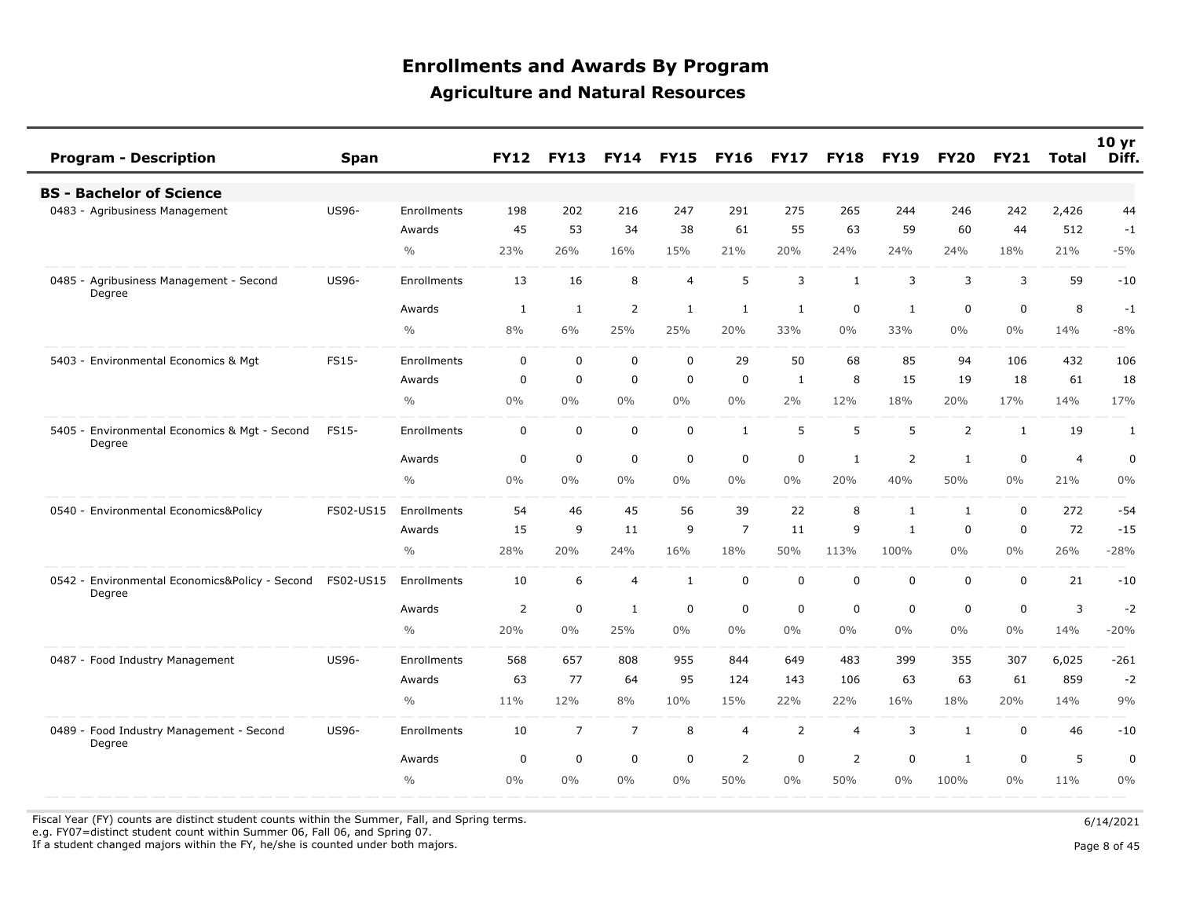# Enrollments and Awards By Program

## Agriculture and Natural Resources

| Program - Description | Span | | FY12 | FY13 | FY14 | FY15 | FY16 | FY17 | FY18 | FY19 | FY20 | FY21 | Total | 10 yr Diff. |
|---|---|---|---|---|---|---|---|---|---|---|---|---|---|---|
| **BS - Bachelor of Science** | | | | | | | | | | | | | | |
| 0483 - Agribusiness Management | US96- | Enrollments | 198 | 202 | 216 | 247 | 291 | 275 | 265 | 244 | 246 | 242 | 2,426 | 44 |
| | | Awards | 45 | 53 | 34 | 38 | 61 | 55 | 63 | 59 | 60 | 44 | 512 | -1 |
| | | % | 23% | 26% | 16% | 15% | 21% | 20% | 24% | 24% | 24% | 18% | 21% | -5% |
| 0485 - Agribusiness Management - Second Degree | US96- | Enrollments | 13 | 16 | 8 | 4 | 5 | 3 | 1 | 3 | 3 | 3 | 59 | -10 |
| | | Awards | 1 | 1 | 2 | 1 | 1 | 1 | 0 | 1 | 0 | 0 | 8 | -1 |
| | | % | 8% | 6% | 25% | 25% | 20% | 33% | 0% | 33% | 0% | 0% | 14% | -8% |
| 5403 - Environmental Economics & Mgt | FS15- | Enrollments | 0 | 0 | 0 | 0 | 29 | 50 | 68 | 85 | 94 | 106 | 432 | 106 |
| | | Awards | 0 | 0 | 0 | 0 | 0 | 1 | 8 | 15 | 19 | 18 | 61 | 18 |
| | | % | 0% | 0% | 0% | 0% | 0% | 2% | 12% | 18% | 20% | 17% | 14% | 17% |
| 5405 - Environmental Economics & Mgt - Second Degree | FS15- | Enrollments | 0 | 0 | 0 | 0 | 1 | 5 | 5 | 5 | 2 | 1 | 19 | 1 |
| | | Awards | 0 | 0 | 0 | 0 | 0 | 0 | 1 | 2 | 1 | 0 | 4 | 0 |
| | | % | 0% | 0% | 0% | 0% | 0% | 0% | 20% | 40% | 50% | 0% | 21% | 0% |
| 0540 - Environmental Economics&Policy | FS02-US15 | Enrollments | 54 | 46 | 45 | 56 | 39 | 22 | 8 | 1 | 1 | 0 | 272 | -54 |
| | | Awards | 15 | 9 | 11 | 9 | 7 | 11 | 9 | 1 | 0 | 0 | 72 | -15 |
| | | % | 28% | 20% | 24% | 16% | 18% | 50% | 113% | 100% | 0% | 0% | 26% | -28% |
| 0542 - Environmental Economics&Policy - Second Degree | FS02-US15 | Enrollments | 10 | 6 | 4 | 1 | 0 | 0 | 0 | 0 | 0 | 0 | 21 | -10 |
| | | Awards | 2 | 0 | 1 | 0 | 0 | 0 | 0 | 0 | 0 | 0 | 3 | -2 |
| | | % | 20% | 0% | 25% | 0% | 0% | 0% | 0% | 0% | 0% | 0% | 14% | -20% |
| 0487 - Food Industry Management | US96- | Enrollments | 568 | 657 | 808 | 955 | 844 | 649 | 483 | 399 | 355 | 307 | 6,025 | -261 |
| | | Awards | 63 | 77 | 64 | 95 | 124 | 143 | 106 | 63 | 63 | 61 | 859 | -2 |
| | | % | 11% | 12% | 8% | 10% | 15% | 22% | 22% | 16% | 18% | 20% | 14% | 9% |
| 0489 - Food Industry Management - Second Degree | US96- | Enrollments | 10 | 7 | 7 | 8 | 4 | 2 | 4 | 3 | 1 | 0 | 46 | -10 |
| | | Awards | 0 | 0 | 0 | 0 | 2 | 0 | 2 | 0 | 1 | 0 | 5 | 0 |
| | | % | 0% | 0% | 0% | 0% | 50% | 0% | 50% | 0% | 100% | 0% | 11% | 0% |

Fiscal Year (FY) counts are distinct student counts within the Summer, Fall, and Spring terms.
e.g. FY07=distinct student count within Summer 06, Fall 06, and Spring 07.
If a student changed majors within the FY, he/she is counted under both majors.

6/14/2021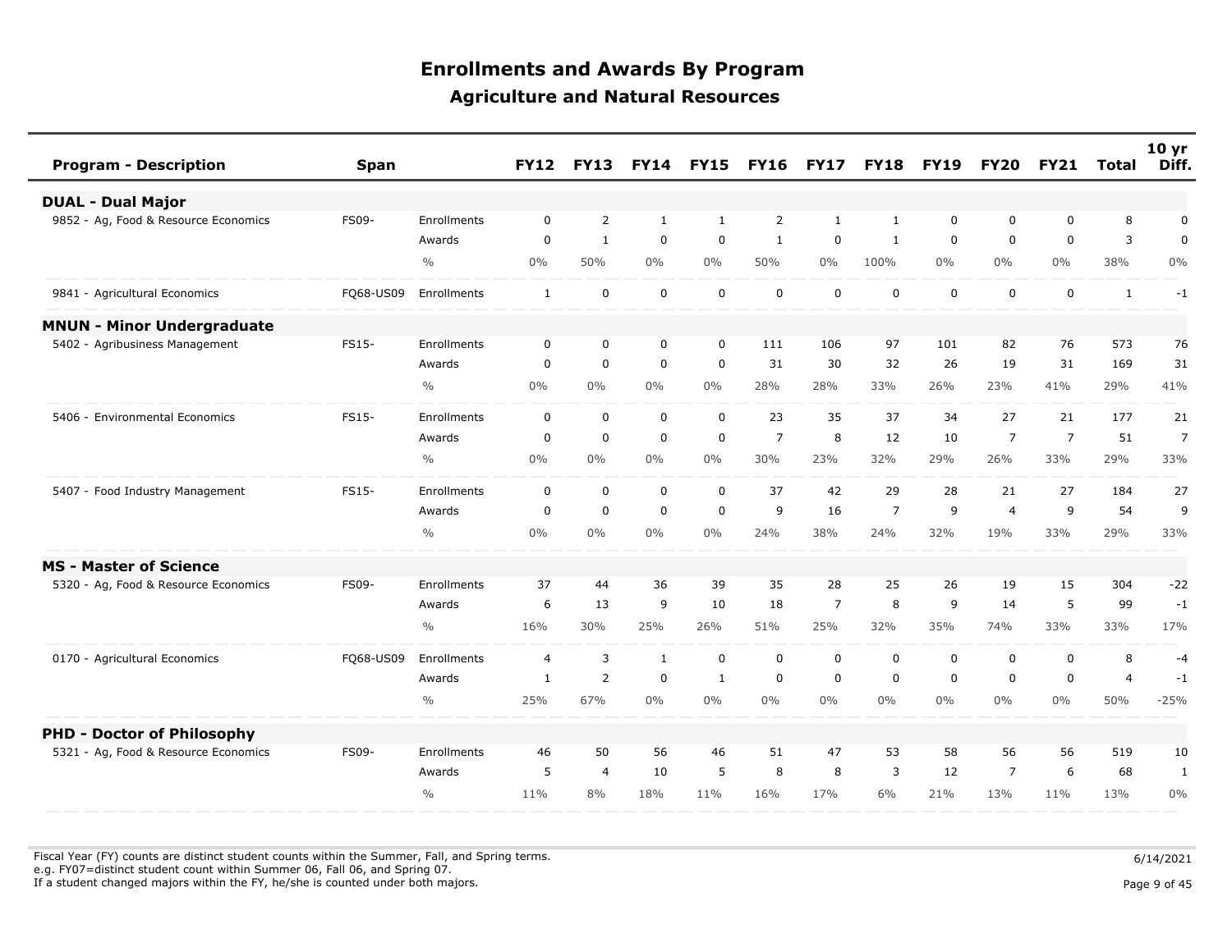# Enrollments and Awards By Program

## Agriculture and Natural Resources

| Program - Description | Span | | FY12 | FY13 | FY14 | FY15 | FY16 | FY17 | FY18 | FY19 | FY20 | FY21 | Total | 10 yr Diff. |
|---|---|---|---|---|---|---|---|---|---|---|---|---|---|---|
| **DUAL - Dual Major** | | | | | | | | | | | | | | |
| 9852 - Ag, Food & Resource Economics | FS09- | Enrollments | 0 | 2 | 1 | 1 | 2 | 1 | 1 | 0 | 0 | 0 | 8 | 0 |
| | | Awards | 0 | 1 | 0 | 0 | 1 | 0 | 1 | 0 | 0 | 0 | 3 | 0 |
| | | % | 0% | 50% | 0% | 0% | 50% | 0% | 100% | 0% | 0% | 0% | 38% | 0% |
| 9841 - Agricultural Economics | FQ68-US09 | Enrollments | 1 | 0 | 0 | 0 | 0 | 0 | 0 | 0 | 0 | 0 | 1 | -1 |
| **MNUN - Minor Undergraduate** | | | | | | | | | | | | | | |
| 5402 - Agribusiness Management | FS15- | Enrollments | 0 | 0 | 0 | 0 | 111 | 106 | 97 | 101 | 82 | 76 | 573 | 76 |
| | | Awards | 0 | 0 | 0 | 0 | 31 | 30 | 32 | 26 | 19 | 31 | 169 | 31 |
| | | % | 0% | 0% | 0% | 0% | 28% | 28% | 33% | 26% | 23% | 41% | 29% | 41% |
| 5406 - Environmental Economics | FS15- | Enrollments | 0 | 0 | 0 | 0 | 23 | 35 | 37 | 34 | 27 | 21 | 177 | 21 |
| | | Awards | 0 | 0 | 0 | 0 | 7 | 8 | 12 | 10 | 7 | 7 | 51 | 7 |
| | | % | 0% | 0% | 0% | 0% | 30% | 23% | 32% | 29% | 26% | 33% | 29% | 33% |
| 5407 - Food Industry Management | FS15- | Enrollments | 0 | 0 | 0 | 0 | 37 | 42 | 29 | 28 | 21 | 27 | 184 | 27 |
| | | Awards | 0 | 0 | 0 | 0 | 9 | 16 | 7 | 9 | 4 | 9 | 54 | 9 |
| | | % | 0% | 0% | 0% | 0% | 24% | 38% | 24% | 32% | 19% | 33% | 29% | 33% |
| **MS - Master of Science** | | | | | | | | | | | | | | |
| 5320 - Ag, Food & Resource Economics | FS09- | Enrollments | 37 | 44 | 36 | 39 | 35 | 28 | 25 | 26 | 19 | 15 | 304 | -22 |
| | | Awards | 6 | 13 | 9 | 10 | 18 | 7 | 8 | 9 | 14 | 5 | 99 | -1 |
| | | % | 16% | 30% | 25% | 26% | 51% | 25% | 32% | 35% | 74% | 33% | 33% | 17% |
| 0170 - Agricultural Economics | FQ68-US09 | Enrollments | 4 | 3 | 1 | 0 | 0 | 0 | 0 | 0 | 0 | 0 | 8 | -4 |
| | | Awards | 1 | 2 | 0 | 1 | 0 | 0 | 0 | 0 | 0 | 0 | 4 | -1 |
| | | % | 25% | 67% | 0% | 0% | 0% | 0% | 0% | 0% | 0% | 0% | 50% | -25% |
| **PHD - Doctor of Philosophy** | | | | | | | | | | | | | | |
| 5321 - Ag, Food & Resource Economics | FS09- | Enrollments | 46 | 50 | 56 | 46 | 51 | 47 | 53 | 58 | 56 | 56 | 519 | 10 |
| | | Awards | 5 | 4 | 10 | 5 | 8 | 8 | 3 | 12 | 7 | 6 | 68 | 1 |
| | | % | 11% | 8% | 18% | 11% | 16% | 17% | 6% | 21% | 13% | 11% | 13% | 0% |

Fiscal Year (FY) counts are distinct student counts within the Summer, Fall, and Spring terms.
e.g. FY07=distinct student count within Summer 06, Fall 06, and Spring 07.
If a student changed majors within the FY, he/she is counted under both majors.

6/14/2021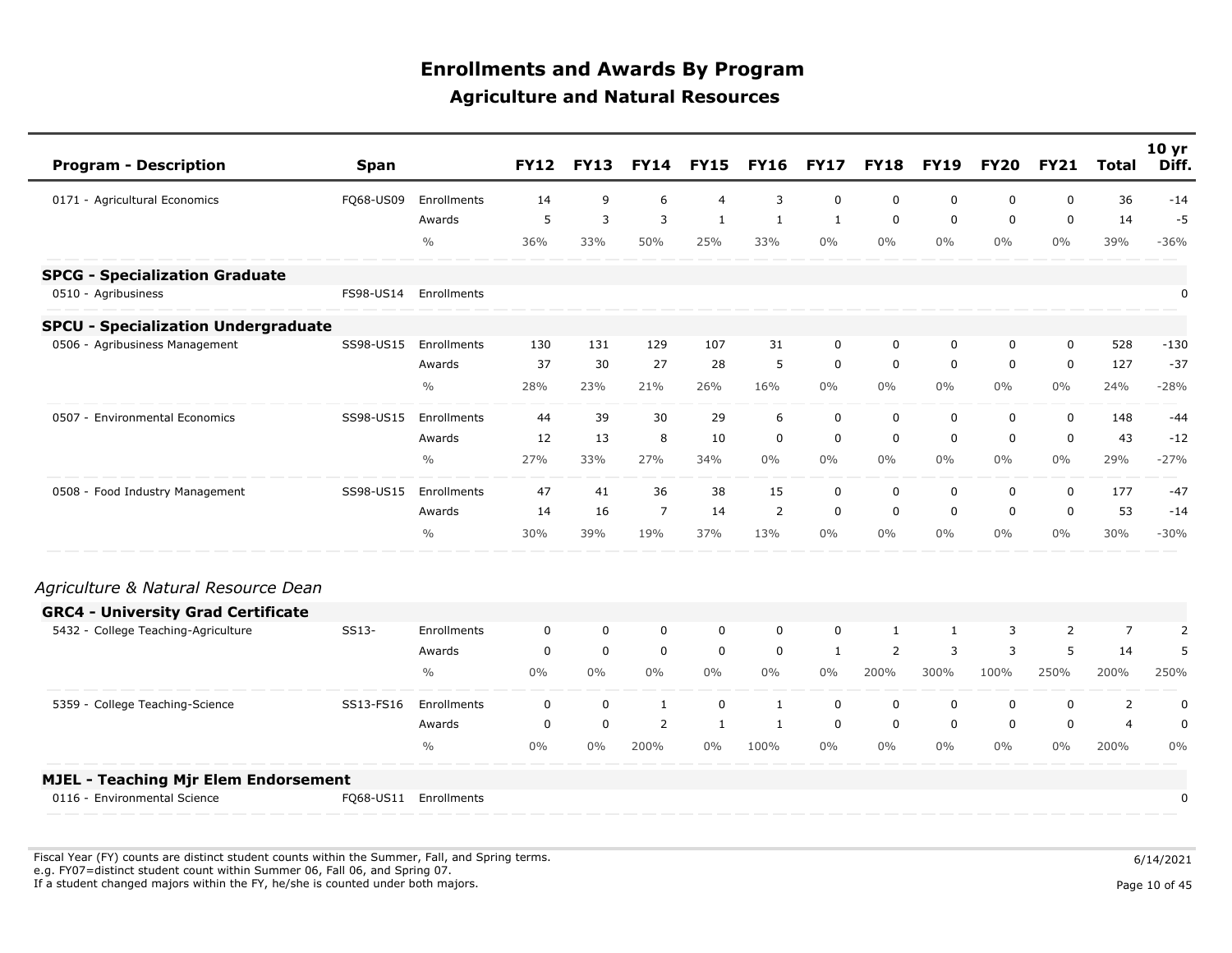# Enrollments and Awards By Program

## Agriculture and Natural Resources

| Program - Description | Span | | FY12 | FY13 | FY14 | FY15 | FY16 | FY17 | FY18 | FY19 | FY20 | FY21 | Total | 10 yr Diff. |
|---|---|---|---|---|---|---|---|---|---|---|---|---|---|---|
| 0171 - Agricultural Economics | FQ68-US09 | Enrollments | 14 | 9 | 6 | 4 | 3 | 0 | 0 | 0 | 0 | 0 | 36 | -14 |
| | | Awards | 5 | 3 | 3 | 1 | 1 | 1 | 0 | 0 | 0 | 0 | 14 | -5 |
| | | % | 36% | 33% | 50% | 25% | 33% | 0% | 0% | 0% | 0% | 0% | 39% | -36% |
| **SPCG - Specialization Graduate** | | | | | | | | | | | | | | |
| 0510 - Agribusiness | FS98-US14 | Enrollments | | | | | | | | | | | | 0 |
| **SPCU - Specialization Undergraduate** | | | | | | | | | | | | | | |
| 0506 - Agribusiness Management | SS98-US15 | Enrollments | 130 | 131 | 129 | 107 | 31 | 0 | 0 | 0 | 0 | 0 | 528 | -130 |
| | | Awards | 37 | 30 | 27 | 28 | 5 | 0 | 0 | 0 | 0 | 0 | 127 | -37 |
| | | % | 28% | 23% | 21% | 26% | 16% | 0% | 0% | 0% | 0% | 0% | 24% | -28% |
| 0507 - Environmental Economics | SS98-US15 | Enrollments | 44 | 39 | 30 | 29 | 6 | 0 | 0 | 0 | 0 | 0 | 148 | -44 |
| | | Awards | 12 | 13 | 8 | 10 | 0 | 0 | 0 | 0 | 0 | 0 | 43 | -12 |
| | | % | 27% | 33% | 27% | 34% | 0% | 0% | 0% | 0% | 0% | 0% | 29% | -27% |
| 0508 - Food Industry Management | SS98-US15 | Enrollments | 47 | 41 | 36 | 38 | 15 | 0 | 0 | 0 | 0 | 0 | 177 | -47 |
| | | Awards | 14 | 16 | 7 | 14 | 2 | 0 | 0 | 0 | 0 | 0 | 53 | -14 |
| | | % | 30% | 39% | 19% | 37% | 13% | 0% | 0% | 0% | 0% | 0% | 30% | -30% |

*Agriculture & Natural Resource Dean*

| Program - Description | Span | | FY12 | FY13 | FY14 | FY15 | FY16 | FY17 | FY18 | FY19 | FY20 | FY21 | Total | 10 yr Diff. |
|---|---|---|---|---|---|---|---|---|---|---|---|---|---|---|
| **GRC4 - University Grad Certificate** | | | | | | | | | | | | | | |
| 5432 - College Teaching-Agriculture | SS13- | Enrollments | 0 | 0 | 0 | 0 | 0 | 0 | 1 | 1 | 3 | 2 | 7 | 2 |
| | | Awards | 0 | 0 | 0 | 0 | 0 | 1 | 2 | 3 | 3 | 5 | 14 | 5 |
| | | % | 0% | 0% | 0% | 0% | 0% | 0% | 200% | 300% | 100% | 250% | 200% | 250% |
| 5359 - College Teaching-Science | SS13-FS16 | Enrollments | 0 | 0 | 1 | 0 | 1 | 0 | 0 | 0 | 0 | 0 | 2 | 0 |
| | | Awards | 0 | 0 | 2 | 1 | 1 | 0 | 0 | 0 | 0 | 0 | 4 | 0 |
| | | % | 0% | 0% | 200% | 0% | 100% | 0% | 0% | 0% | 0% | 0% | 200% | 0% |
| **MJEL - Teaching Mjr Elem Endorsement** | | | | | | | | | | | | | | |
| 0116 - Environmental Science | FQ68-US11 | Enrollments | | | | | | | | | | | | 0 |

Fiscal Year (FY) counts are distinct student counts within the Summer, Fall, and Spring terms.
e.g. FY07=distinct student count within Summer 06, Fall 06, and Spring 07.
If a student changed majors within the FY, he/she is counted under both majors.

6/14/2021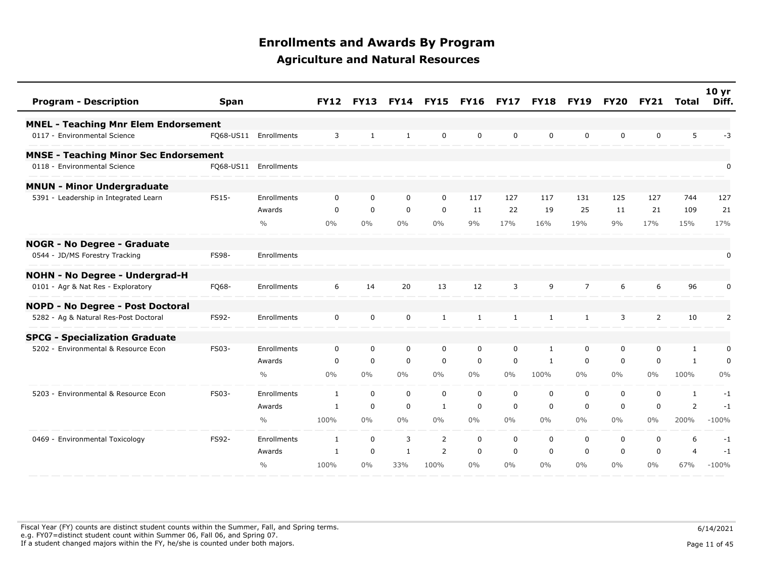# Enrollments and Awards By Program

## Agriculture and Natural Resources

| Program - Description | Span | | FY12 | FY13 | FY14 | FY15 | FY16 | FY17 | FY18 | FY19 | FY20 | FY21 | Total | 10 yr Diff. |
|---|---|---|---|---|---|---|---|---|---|---|---|---|---|---|
| **MNEL - Teaching Mnr Elem Endorsement** | | | | | | | | | | | | | | |
| 0117 - Environmental Science | FQ68-US11 | Enrollments | 3 | 1 | 1 | 0 | 0 | 0 | 0 | 0 | 0 | 0 | 5 | -3 |
| **MNSE - Teaching Minor Sec Endorsement** | | | | | | | | | | | | | | |
| 0118 - Environmental Science | FQ68-US11 | Enrollments | | | | | | | | | | | | 0 |
| **MNUN - Minor Undergraduate** | | | | | | | | | | | | | | |
| 5391 - Leadership in Integrated Learn | FS15- | Enrollments | 0 | 0 | 0 | 0 | 117 | 127 | 117 | 131 | 125 | 127 | 744 | 127 |
| | | Awards | 0 | 0 | 0 | 0 | 11 | 22 | 19 | 25 | 11 | 21 | 109 | 21 |
| | | % | 0% | 0% | 0% | 0% | 9% | 17% | 16% | 19% | 9% | 17% | 15% | 17% |
| **NOGR - No Degree - Graduate** | | | | | | | | | | | | | | |
| 0544 - JD/MS Forestry Tracking | FS98- | Enrollments | | | | | | | | | | | | 0 |
| **NOHN - No Degree - Undergrad-H** | | | | | | | | | | | | | | |
| 0101 - Agr & Nat Res - Exploratory | FQ68- | Enrollments | 6 | 14 | 20 | 13 | 12 | 3 | 9 | 7 | 6 | 6 | 96 | 0 |
| **NOPD - No Degree - Post Doctoral** | | | | | | | | | | | | | | |
| 5282 - Ag & Natural Res-Post Doctoral | FS92- | Enrollments | 0 | 0 | 0 | 1 | 1 | 1 | 1 | 1 | 3 | 2 | 10 | 2 |
| **SPCG - Specialization Graduate** | | | | | | | | | | | | | | |
| 5202 - Environmental & Resource Econ | FS03- | Enrollments | 0 | 0 | 0 | 0 | 0 | 0 | 1 | 0 | 0 | 0 | 1 | 0 |
| | | Awards | 0 | 0 | 0 | 0 | 0 | 0 | 1 | 0 | 0 | 0 | 1 | 0 |
| | | % | 0% | 0% | 0% | 0% | 0% | 0% | 100% | 0% | 0% | 0% | 100% | 0% |
| 5203 - Environmental & Resource Econ | FS03- | Enrollments | 1 | 0 | 0 | 0 | 0 | 0 | 0 | 0 | 0 | 0 | 1 | -1 |
| | | Awards | 1 | 0 | 0 | 1 | 0 | 0 | 0 | 0 | 0 | 0 | 2 | -1 |
| | | % | 100% | 0% | 0% | 0% | 0% | 0% | 0% | 0% | 0% | 0% | 200% | -100% |
| 0469 - Environmental Toxicology | FS92- | Enrollments | 1 | 0 | 3 | 2 | 0 | 0 | 0 | 0 | 0 | 0 | 6 | -1 |
| | | Awards | 1 | 0 | 1 | 2 | 0 | 0 | 0 | 0 | 0 | 0 | 4 | -1 |
| | | % | 100% | 0% | 33% | 100% | 0% | 0% | 0% | 0% | 0% | 0% | 67% | -100% |

Fiscal Year (FY) counts are distinct student counts within the Summer, Fall, and Spring terms.
e.g. FY07=distinct student count within Summer 06, Fall 06, and Spring 07.
If a student changed majors within the FY, he/she is counted under both majors.

6/14/2021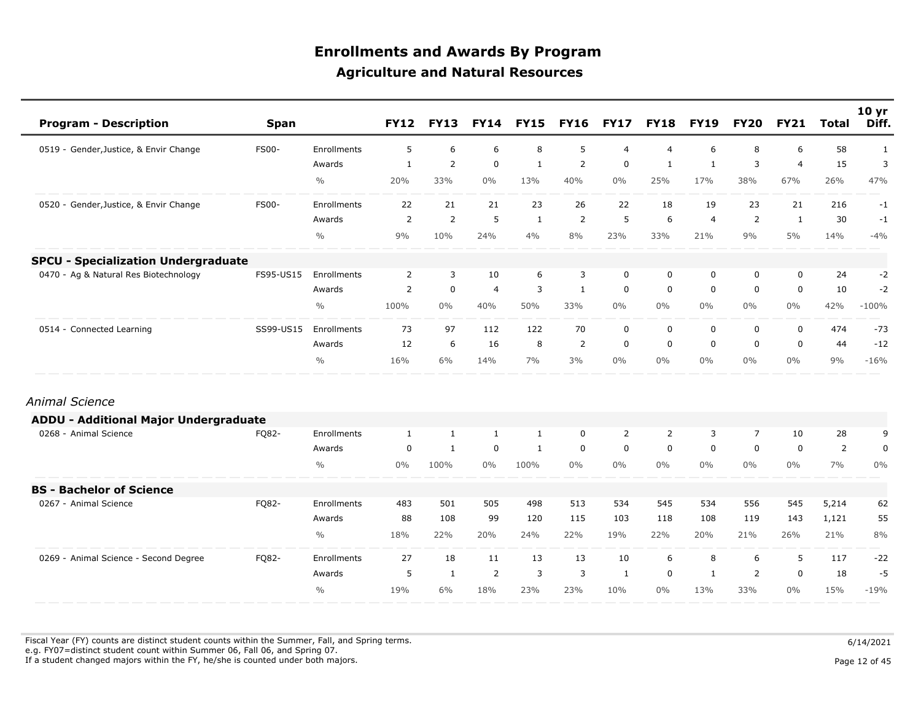# Enrollments and Awards By Program

## Agriculture and Natural Resources

| Program - Description | Span | | FY12 | FY13 | FY14 | FY15 | FY16 | FY17 | FY18 | FY19 | FY20 | FY21 | Total | 10 yr Diff. |
|---|---|---|---|---|---|---|---|---|---|---|---|---|---|---|
| 0519 - Gender,Justice, & Envir Change | FS00- | Enrollments | 5 | 6 | 6 | 8 | 5 | 4 | 4 | 6 | 8 | 6 | 58 | 1 |
| | | Awards | 1 | 2 | 0 | 1 | 2 | 0 | 1 | 1 | 3 | 4 | 15 | 3 |
| | | % | 20% | 33% | 0% | 13% | 40% | 0% | 25% | 17% | 38% | 67% | 26% | 47% |
| 0520 - Gender,Justice, & Envir Change | FS00- | Enrollments | 22 | 21 | 21 | 23 | 26 | 22 | 18 | 19 | 23 | 21 | 216 | -1 |
| | | Awards | 2 | 2 | 5 | 1 | 2 | 5 | 6 | 4 | 2 | 1 | 30 | -1 |
| | | % | 9% | 10% | 24% | 4% | 8% | 23% | 33% | 21% | 9% | 5% | 14% | -4% |
| **SPCU - Specialization Undergraduate** | | | | | | | | | | | | | | |
| 0470 - Ag & Natural Res Biotechnology | FS95-US15 | Enrollments | 2 | 3 | 10 | 6 | 3 | 0 | 0 | 0 | 0 | 0 | 24 | -2 |
| | | Awards | 2 | 0 | 4 | 3 | 1 | 0 | 0 | 0 | 0 | 0 | 10 | -2 |
| | | % | 100% | 0% | 40% | 50% | 33% | 0% | 0% | 0% | 0% | 0% | 42% | -100% |
| 0514 - Connected Learning | SS99-US15 | Enrollments | 73 | 97 | 112 | 122 | 70 | 0 | 0 | 0 | 0 | 0 | 474 | -73 |
| | | Awards | 12 | 6 | 16 | 8 | 2 | 0 | 0 | 0 | 0 | 0 | 44 | -12 |
| | | % | 16% | 6% | 14% | 7% | 3% | 0% | 0% | 0% | 0% | 0% | 9% | -16% |
| *Animal Science* | | | | | | | | | | | | | | |
| **ADDU - Additional Major Undergraduate** | | | | | | | | | | | | | | |
| 0268 - Animal Science | FQ82- | Enrollments | 1 | 1 | 1 | 1 | 0 | 2 | 2 | 3 | 7 | 10 | 28 | 9 |
| | | Awards | 0 | 1 | 0 | 1 | 0 | 0 | 0 | 0 | 0 | 0 | 2 | 0 |
| | | % | 0% | 100% | 0% | 100% | 0% | 0% | 0% | 0% | 0% | 0% | 7% | 0% |
| **BS - Bachelor of Science** | | | | | | | | | | | | | | |
| 0267 - Animal Science | FQ82- | Enrollments | 483 | 501 | 505 | 498 | 513 | 534 | 545 | 534 | 556 | 545 | 5,214 | 62 |
| | | Awards | 88 | 108 | 99 | 120 | 115 | 103 | 118 | 108 | 119 | 143 | 1,121 | 55 |
| | | % | 18% | 22% | 20% | 24% | 22% | 19% | 22% | 20% | 21% | 26% | 21% | 8% |
| 0269 - Animal Science - Second Degree | FQ82- | Enrollments | 27 | 18 | 11 | 13 | 13 | 10 | 6 | 8 | 6 | 5 | 117 | -22 |
| | | Awards | 5 | 1 | 2 | 3 | 3 | 1 | 0 | 1 | 2 | 0 | 18 | -5 |
| | | % | 19% | 6% | 18% | 23% | 23% | 10% | 0% | 13% | 33% | 0% | 15% | -19% |

Fiscal Year (FY) counts are distinct student counts within the Summer, Fall, and Spring terms.
e.g. FY07=distinct student count within Summer 06, Fall 06, and Spring 07.
If a student changed majors within the FY, he/she is counted under both majors.

6/14/2021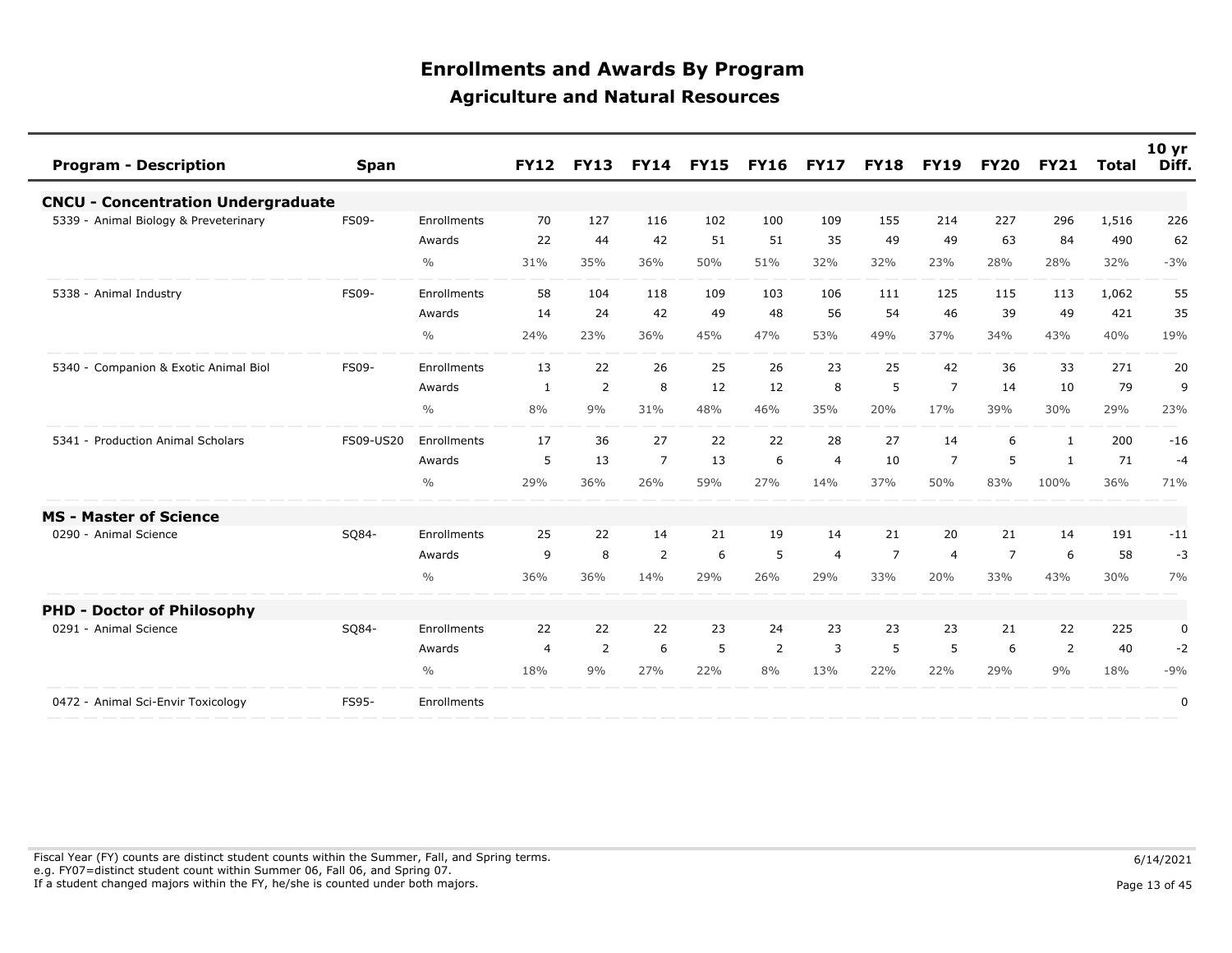# Enrollments and Awards By Program

## Agriculture and Natural Resources

| Program - Description | Span | | FY12 | FY13 | FY14 | FY15 | FY16 | FY17 | FY18 | FY19 | FY20 | FY21 | Total | 10 yr Diff. |
|---|---|---|---|---|---|---|---|---|---|---|---|---|---|---|
| **CNCU - Concentration Undergraduate** | | | | | | | | | | | | | | |
| 5339 - Animal Biology & Preveterinary | FS09- | Enrollments | 70 | 127 | 116 | 102 | 100 | 109 | 155 | 214 | 227 | 296 | 1,516 | 226 |
| | | Awards | 22 | 44 | 42 | 51 | 51 | 35 | 49 | 49 | 63 | 84 | 490 | 62 |
| | | % | 31% | 35% | 36% | 50% | 51% | 32% | 32% | 23% | 28% | 28% | 32% | -3% |
| 5338 - Animal Industry | FS09- | Enrollments | 58 | 104 | 118 | 109 | 103 | 106 | 111 | 125 | 115 | 113 | 1,062 | 55 |
| | | Awards | 14 | 24 | 42 | 49 | 48 | 56 | 54 | 46 | 39 | 49 | 421 | 35 |
| | | % | 24% | 23% | 36% | 45% | 47% | 53% | 49% | 37% | 34% | 43% | 40% | 19% |
| 5340 - Companion & Exotic Animal Biol | FS09- | Enrollments | 13 | 22 | 26 | 25 | 26 | 23 | 25 | 42 | 36 | 33 | 271 | 20 |
| | | Awards | 1 | 2 | 8 | 12 | 12 | 8 | 5 | 7 | 14 | 10 | 79 | 9 |
| | | % | 8% | 9% | 31% | 48% | 46% | 35% | 20% | 17% | 39% | 30% | 29% | 23% |
| 5341 - Production Animal Scholars | FS09-US20 | Enrollments | 17 | 36 | 27 | 22 | 22 | 28 | 27 | 14 | 6 | 1 | 200 | -16 |
| | | Awards | 5 | 13 | 7 | 13 | 6 | 4 | 10 | 7 | 5 | 1 | 71 | -4 |
| | | % | 29% | 36% | 26% | 59% | 27% | 14% | 37% | 50% | 83% | 100% | 36% | 71% |
| **MS - Master of Science** | | | | | | | | | | | | | | |
| 0290 - Animal Science | SQ84- | Enrollments | 25 | 22 | 14 | 21 | 19 | 14 | 21 | 20 | 21 | 14 | 191 | -11 |
| | | Awards | 9 | 8 | 2 | 6 | 5 | 4 | 7 | 4 | 7 | 6 | 58 | -3 |
| | | % | 36% | 36% | 14% | 29% | 26% | 29% | 33% | 20% | 33% | 43% | 30% | 7% |
| **PHD - Doctor of Philosophy** | | | | | | | | | | | | | | |
| 0291 - Animal Science | SQ84- | Enrollments | 22 | 22 | 22 | 23 | 24 | 23 | 23 | 23 | 21 | 22 | 225 | 0 |
| | | Awards | 4 | 2 | 6 | 5 | 2 | 3 | 5 | 5 | 6 | 2 | 40 | -2 |
| | | % | 18% | 9% | 27% | 22% | 8% | 13% | 22% | 22% | 29% | 9% | 18% | -9% |
| 0472 - Animal Sci-Envir Toxicology | FS95- | Enrollments | | | | | | | | | | | | 0 |

Fiscal Year (FY) counts are distinct student counts within the Summer, Fall, and Spring terms.
e.g. FY07=distinct student count within Summer 06, Fall 06, and Spring 07.
If a student changed majors within the FY, he/she is counted under both majors.

6/14/2021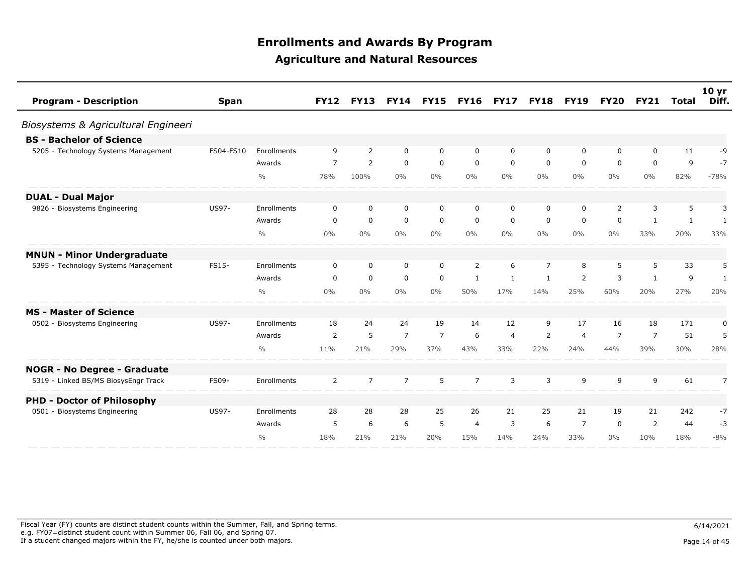# Enrollments and Awards By Program

## Agriculture and Natural Resources

| Program - Description | Span | | FY12 | FY13 | FY14 | FY15 | FY16 | FY17 | FY18 | FY19 | FY20 | FY21 | Total | 10 yr Diff. |
|---|---|---|---|---|---|---|---|---|---|---|---|---|---|---|
| *Biosystems & Agricultural Engineeri* | | | | | | | | | | | | | | |
| **BS - Bachelor of Science** | | | | | | | | | | | | | | |
| 5205 - Technology Systems Management | FS04-FS10 | Enrollments | 9 | 2 | 0 | 0 | 0 | 0 | 0 | 0 | 0 | 0 | 11 | -9 |
| | | Awards | 7 | 2 | 0 | 0 | 0 | 0 | 0 | 0 | 0 | 0 | 9 | -7 |
| | | % | 78% | 100% | 0% | 0% | 0% | 0% | 0% | 0% | 0% | 0% | 82% | -78% |
| **DUAL - Dual Major** | | | | | | | | | | | | | | |
| 9826 - Biosystems Engineering | US97- | Enrollments | 0 | 0 | 0 | 0 | 0 | 0 | 0 | 0 | 2 | 3 | 5 | 3 |
| | | Awards | 0 | 0 | 0 | 0 | 0 | 0 | 0 | 0 | 0 | 1 | 1 | 1 |
| | | % | 0% | 0% | 0% | 0% | 0% | 0% | 0% | 0% | 0% | 33% | 20% | 33% |
| **MNUN - Minor Undergraduate** | | | | | | | | | | | | | | |
| 5395 - Technology Systems Management | FS15- | Enrollments | 0 | 0 | 0 | 0 | 2 | 6 | 7 | 8 | 5 | 5 | 33 | 5 |
| | | Awards | 0 | 0 | 0 | 0 | 1 | 1 | 1 | 2 | 3 | 1 | 9 | 1 |
| | | % | 0% | 0% | 0% | 0% | 50% | 17% | 14% | 25% | 60% | 20% | 27% | 20% |
| **MS - Master of Science** | | | | | | | | | | | | | | |
| 0502 - Biosystems Engineering | US97- | Enrollments | 18 | 24 | 24 | 19 | 14 | 12 | 9 | 17 | 16 | 18 | 171 | 0 |
| | | Awards | 2 | 5 | 7 | 7 | 6 | 4 | 2 | 4 | 7 | 7 | 51 | 5 |
| | | % | 11% | 21% | 29% | 37% | 43% | 33% | 22% | 24% | 44% | 39% | 30% | 28% |
| **NOGR - No Degree - Graduate** | | | | | | | | | | | | | | |
| 5319 - Linked BS/MS BiosysEngr Track | FS09- | Enrollments | 2 | 7 | 7 | 5 | 7 | 3 | 3 | 9 | 9 | 9 | 61 | 7 |
| **PHD - Doctor of Philosophy** | | | | | | | | | | | | | | |
| 0501 - Biosystems Engineering | US97- | Enrollments | 28 | 28 | 28 | 25 | 26 | 21 | 25 | 21 | 19 | 21 | 242 | -7 |
| | | Awards | 5 | 6 | 6 | 5 | 4 | 3 | 6 | 7 | 0 | 2 | 44 | -3 |
| | | % | 18% | 21% | 21% | 20% | 15% | 14% | 24% | 33% | 0% | 10% | 18% | -8% |

Fiscal Year (FY) counts are distinct student counts within the Summer, Fall, and Spring terms.
e.g. FY07=distinct student count within Summer 06, Fall 06, and Spring 07.
If a student changed majors within the FY, he/she is counted under both majors.

6/14/2021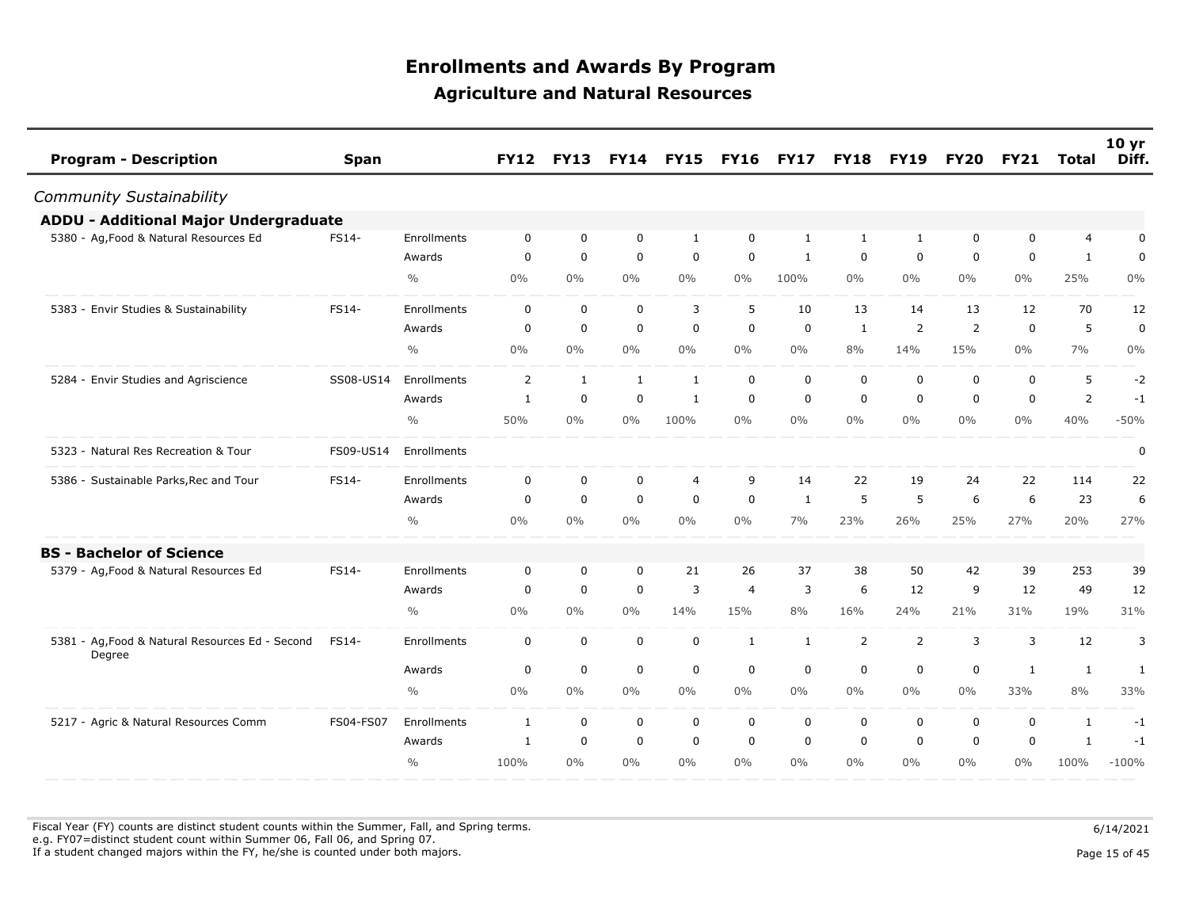# Enrollments and Awards By Program

## Agriculture and Natural Resources

| Program - Description | Span | | FY12 | FY13 | FY14 | FY15 | FY16 | FY17 | FY18 | FY19 | FY20 | FY21 | Total | 10 yr Diff. |
|---|---|---|---|---|---|---|---|---|---|---|---|---|---|---|
| ***Community Sustainability*** | | | | | | | | | | | | | | |
| **ADDU - Additional Major Undergraduate** | | | | | | | | | | | | | | |
| 5380 - Ag,Food & Natural Resources Ed | FS14- | Enrollments | 0 | 0 | 0 | 1 | 0 | 1 | 1 | 1 | 0 | 0 | 4 | 0 |
| | | Awards | 0 | 0 | 0 | 0 | 0 | 1 | 0 | 0 | 0 | 0 | 1 | 0 |
| | | % | 0% | 0% | 0% | 0% | 0% | 100% | 0% | 0% | 0% | 0% | 25% | 0% |
| 5383 - Envir Studies & Sustainability | FS14- | Enrollments | 0 | 0 | 0 | 3 | 5 | 10 | 13 | 14 | 13 | 12 | 70 | 12 |
| | | Awards | 0 | 0 | 0 | 0 | 0 | 0 | 1 | 2 | 2 | 0 | 5 | 0 |
| | | % | 0% | 0% | 0% | 0% | 0% | 0% | 8% | 14% | 15% | 0% | 7% | 0% |
| 5284 - Envir Studies and Agriscience | SS08-US14 | Enrollments | 2 | 1 | 1 | 1 | 0 | 0 | 0 | 0 | 0 | 0 | 5 | -2 |
| | | Awards | 1 | 0 | 0 | 1 | 0 | 0 | 0 | 0 | 0 | 0 | 2 | -1 |
| | | % | 50% | 0% | 0% | 100% | 0% | 0% | 0% | 0% | 0% | 0% | 40% | -50% |
| 5323 - Natural Res Recreation & Tour | FS09-US14 | Enrollments | | | | | | | | | | | | 0 |
| 5386 - Sustainable Parks,Rec and Tour | FS14- | Enrollments | 0 | 0 | 0 | 4 | 9 | 14 | 22 | 19 | 24 | 22 | 114 | 22 |
| | | Awards | 0 | 0 | 0 | 0 | 0 | 1 | 5 | 5 | 6 | 6 | 23 | 6 |
| | | % | 0% | 0% | 0% | 0% | 0% | 7% | 23% | 26% | 25% | 27% | 20% | 27% |
| **BS - Bachelor of Science** | | | | | | | | | | | | | | |
| 5379 - Ag,Food & Natural Resources Ed | FS14- | Enrollments | 0 | 0 | 0 | 21 | 26 | 37 | 38 | 50 | 42 | 39 | 253 | 39 |
| | | Awards | 0 | 0 | 0 | 3 | 4 | 3 | 6 | 12 | 9 | 12 | 49 | 12 |
| | | % | 0% | 0% | 0% | 14% | 15% | 8% | 16% | 24% | 21% | 31% | 19% | 31% |
| 5381 - Ag,Food & Natural Resources Ed - Second Degree | FS14- | Enrollments | 0 | 0 | 0 | 0 | 1 | 1 | 2 | 2 | 3 | 3 | 12 | 3 |
| | | Awards | 0 | 0 | 0 | 0 | 0 | 0 | 0 | 0 | 0 | 1 | 1 | 1 |
| | | % | 0% | 0% | 0% | 0% | 0% | 0% | 0% | 0% | 0% | 33% | 8% | 33% |
| 5217 - Agric & Natural Resources Comm | FS04-FS07 | Enrollments | 1 | 0 | 0 | 0 | 0 | 0 | 0 | 0 | 0 | 0 | 1 | -1 |
| | | Awards | 1 | 0 | 0 | 0 | 0 | 0 | 0 | 0 | 0 | 0 | 1 | -1 |
| | | % | 100% | 0% | 0% | 0% | 0% | 0% | 0% | 0% | 0% | 0% | 100% | -100% |

Fiscal Year (FY) counts are distinct student counts within the Summer, Fall, and Spring terms.
e.g. FY07=distinct student count within Summer 06, Fall 06, and Spring 07.
If a student changed majors within the FY, he/she is counted under both majors.

6/14/2021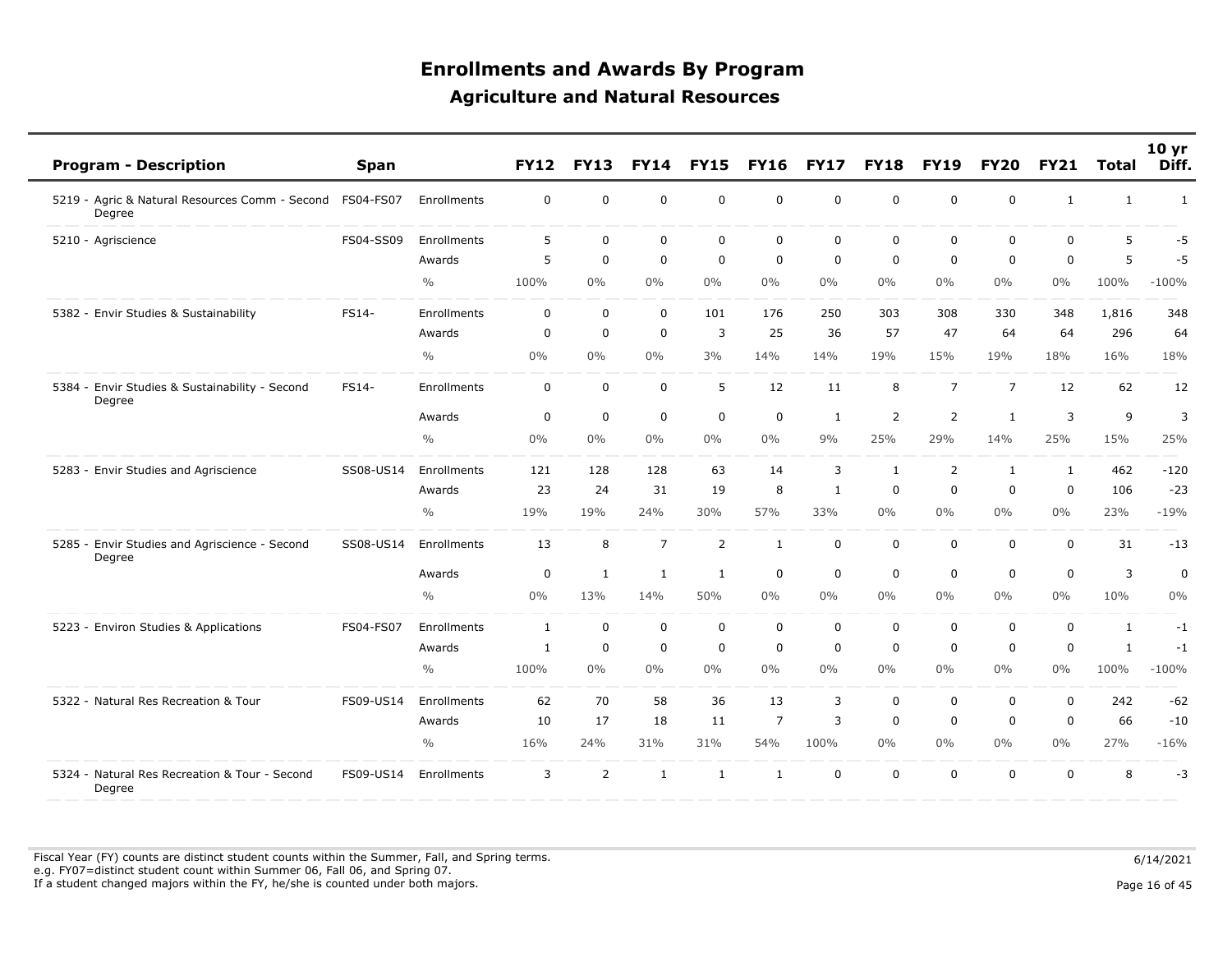# Enrollments and Awards By Program

## Agriculture and Natural Resources

| Program - Description | Span | | FY12 | FY13 | FY14 | FY15 | FY16 | FY17 | FY18 | FY19 | FY20 | FY21 | Total | 10 yr Diff. |
|---|---|---|---|---|---|---|---|---|---|---|---|---|---|---|
| 5219 - Agric & Natural Resources Comm - Second Degree | FS04-FS07 | Enrollments | 0 | 0 | 0 | 0 | 0 | 0 | 0 | 0 | 0 | 1 | 1 | 1 |
| 5210 - Agriscience | FS04-SS09 | Enrollments | 5 | 0 | 0 | 0 | 0 | 0 | 0 | 0 | 0 | 0 | 5 | -5 |
| | | Awards | 5 | 0 | 0 | 0 | 0 | 0 | 0 | 0 | 0 | 0 | 5 | -5 |
| | | % | 100% | 0% | 0% | 0% | 0% | 0% | 0% | 0% | 0% | 0% | 100% | -100% |
| 5382 - Envir Studies & Sustainability | FS14- | Enrollments | 0 | 0 | 0 | 101 | 176 | 250 | 303 | 308 | 330 | 348 | 1,816 | 348 |
| | | Awards | 0 | 0 | 0 | 3 | 25 | 36 | 57 | 47 | 64 | 64 | 296 | 64 |
| | | % | 0% | 0% | 0% | 3% | 14% | 14% | 19% | 15% | 19% | 18% | 16% | 18% |
| 5384 - Envir Studies & Sustainability - Second Degree | FS14- | Enrollments | 0 | 0 | 0 | 5 | 12 | 11 | 8 | 7 | 7 | 12 | 62 | 12 |
| | | Awards | 0 | 0 | 0 | 0 | 0 | 1 | 2 | 2 | 1 | 3 | 9 | 3 |
| | | % | 0% | 0% | 0% | 0% | 0% | 9% | 25% | 29% | 14% | 25% | 15% | 25% |
| 5283 - Envir Studies and Agriscience | SS08-US14 | Enrollments | 121 | 128 | 128 | 63 | 14 | 3 | 1 | 2 | 1 | 1 | 462 | -120 |
| | | Awards | 23 | 24 | 31 | 19 | 8 | 1 | 0 | 0 | 0 | 0 | 106 | -23 |
| | | % | 19% | 19% | 24% | 30% | 57% | 33% | 0% | 0% | 0% | 0% | 23% | -19% |
| 5285 - Envir Studies and Agriscience - Second Degree | SS08-US14 | Enrollments | 13 | 8 | 7 | 2 | 1 | 0 | 0 | 0 | 0 | 0 | 31 | -13 |
| | | Awards | 0 | 1 | 1 | 1 | 0 | 0 | 0 | 0 | 0 | 0 | 3 | 0 |
| | | % | 0% | 13% | 14% | 50% | 0% | 0% | 0% | 0% | 0% | 0% | 10% | 0% |
| 5223 - Environ Studies & Applications | FS04-FS07 | Enrollments | 1 | 0 | 0 | 0 | 0 | 0 | 0 | 0 | 0 | 0 | 1 | -1 |
| | | Awards | 1 | 0 | 0 | 0 | 0 | 0 | 0 | 0 | 0 | 0 | 1 | -1 |
| | | % | 100% | 0% | 0% | 0% | 0% | 0% | 0% | 0% | 0% | 0% | 100% | -100% |
| 5322 - Natural Res Recreation & Tour | FS09-US14 | Enrollments | 62 | 70 | 58 | 36 | 13 | 3 | 0 | 0 | 0 | 0 | 242 | -62 |
| | | Awards | 10 | 17 | 18 | 11 | 7 | 3 | 0 | 0 | 0 | 0 | 66 | -10 |
| | | % | 16% | 24% | 31% | 31% | 54% | 100% | 0% | 0% | 0% | 0% | 27% | -16% |
| 5324 - Natural Res Recreation & Tour - Second Degree | FS09-US14 | Enrollments | 3 | 2 | 1 | 1 | 1 | 0 | 0 | 0 | 0 | 0 | 8 | -3 |

Fiscal Year (FY) counts are distinct student counts within the Summer, Fall, and Spring terms.
e.g. FY07=distinct student count within Summer 06, Fall 06, and Spring 07.
If a student changed majors within the FY, he/she is counted under both majors.

6/14/2021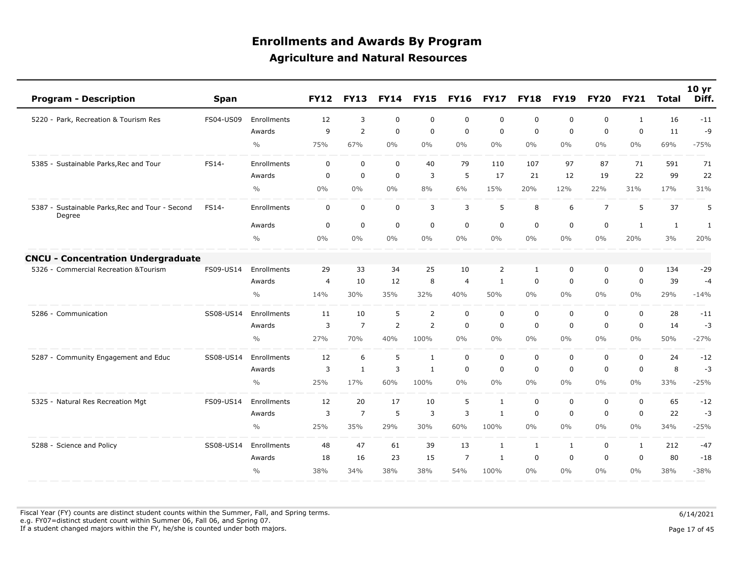# Enrollments and Awards By Program

## Agriculture and Natural Resources

| Program - Description | Span | | FY12 | FY13 | FY14 | FY15 | FY16 | FY17 | FY18 | FY19 | FY20 | FY21 | Total | 10 yr Diff. |
|---|---|---|---|---|---|---|---|---|---|---|---|---|---|---|
| 5220 - Park, Recreation & Tourism Res | FS04-US09 | Enrollments | 12 | 3 | 0 | 0 | 0 | 0 | 0 | 0 | 0 | 1 | 16 | -11 |
| | | Awards | 9 | 2 | 0 | 0 | 0 | 0 | 0 | 0 | 0 | 0 | 11 | -9 |
| | | % | 75% | 67% | 0% | 0% | 0% | 0% | 0% | 0% | 0% | 0% | 69% | -75% |
| 5385 - Sustainable Parks,Rec and Tour | FS14- | Enrollments | 0 | 0 | 0 | 40 | 79 | 110 | 107 | 97 | 87 | 71 | 591 | 71 |
| | | Awards | 0 | 0 | 0 | 3 | 5 | 17 | 21 | 12 | 19 | 22 | 99 | 22 |
| | | % | 0% | 0% | 0% | 8% | 6% | 15% | 20% | 12% | 22% | 31% | 17% | 31% |
| 5387 - Sustainable Parks,Rec and Tour - Second Degree | FS14- | Enrollments | 0 | 0 | 0 | 3 | 3 | 5 | 8 | 6 | 7 | 5 | 37 | 5 |
| | | Awards | 0 | 0 | 0 | 0 | 0 | 0 | 0 | 0 | 0 | 1 | 1 | 1 |
| | | % | 0% | 0% | 0% | 0% | 0% | 0% | 0% | 0% | 0% | 20% | 3% | 20% |
| **CNCU - Concentration Undergraduate** | | | | | | | | | | | | | | |
| 5326 - Commercial Recreation &Tourism | FS09-US14 | Enrollments | 29 | 33 | 34 | 25 | 10 | 2 | 1 | 0 | 0 | 0 | 134 | -29 |
| | | Awards | 4 | 10 | 12 | 8 | 4 | 1 | 0 | 0 | 0 | 0 | 39 | -4 |
| | | % | 14% | 30% | 35% | 32% | 40% | 50% | 0% | 0% | 0% | 0% | 29% | -14% |
| 5286 - Communication | SS08-US14 | Enrollments | 11 | 10 | 5 | 2 | 0 | 0 | 0 | 0 | 0 | 0 | 28 | -11 |
| | | Awards | 3 | 7 | 2 | 2 | 0 | 0 | 0 | 0 | 0 | 0 | 14 | -3 |
| | | % | 27% | 70% | 40% | 100% | 0% | 0% | 0% | 0% | 0% | 0% | 50% | -27% |
| 5287 - Community Engagement and Educ | SS08-US14 | Enrollments | 12 | 6 | 5 | 1 | 0 | 0 | 0 | 0 | 0 | 0 | 24 | -12 |
| | | Awards | 3 | 1 | 3 | 1 | 0 | 0 | 0 | 0 | 0 | 0 | 8 | -3 |
| | | % | 25% | 17% | 60% | 100% | 0% | 0% | 0% | 0% | 0% | 0% | 33% | -25% |
| 5325 - Natural Res Recreation Mgt | FS09-US14 | Enrollments | 12 | 20 | 17 | 10 | 5 | 1 | 0 | 0 | 0 | 0 | 65 | -12 |
| | | Awards | 3 | 7 | 5 | 3 | 3 | 1 | 0 | 0 | 0 | 0 | 22 | -3 |
| | | % | 25% | 35% | 29% | 30% | 60% | 100% | 0% | 0% | 0% | 0% | 34% | -25% |
| 5288 - Science and Policy | SS08-US14 | Enrollments | 48 | 47 | 61 | 39 | 13 | 1 | 1 | 1 | 0 | 1 | 212 | -47 |
| | | Awards | 18 | 16 | 23 | 15 | 7 | 1 | 0 | 0 | 0 | 0 | 80 | -18 |
| | | % | 38% | 34% | 38% | 38% | 54% | 100% | 0% | 0% | 0% | 0% | 38% | -38% |

Fiscal Year (FY) counts are distinct student counts within the Summer, Fall, and Spring terms.
e.g. FY07=distinct student count within Summer 06, Fall 06, and Spring 07.
If a student changed majors within the FY, he/she is counted under both majors.

6/14/2021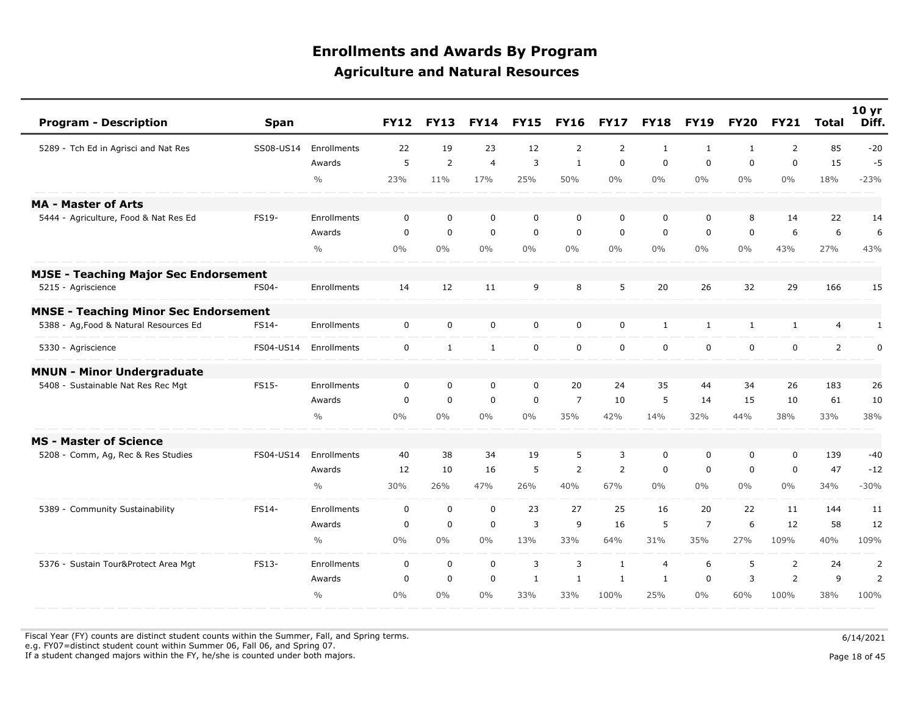# Enrollments and Awards By Program

## Agriculture and Natural Resources

| Program - Description | Span | | FY12 | FY13 | FY14 | FY15 | FY16 | FY17 | FY18 | FY19 | FY20 | FY21 | Total | 10 yr Diff. |
|---|---|---|---|---|---|---|---|---|---|---|---|---|---|---|
| 5289 - Tch Ed in Agrisci and Nat Res | SS08-US14 | Enrollments | 22 | 19 | 23 | 12 | 2 | 2 | 1 | 1 | 1 | 2 | 85 | -20 |
| | | Awards | 5 | 2 | 4 | 3 | 1 | 0 | 0 | 0 | 0 | 0 | 15 | -5 |
| | | % | 23% | 11% | 17% | 25% | 50% | 0% | 0% | 0% | 0% | 0% | 18% | -23% |
| **MA - Master of Arts** | | | | | | | | | | | | | | |
| 5444 - Agriculture, Food & Nat Res Ed | FS19- | Enrollments | 0 | 0 | 0 | 0 | 0 | 0 | 0 | 0 | 8 | 14 | 22 | 14 |
| | | Awards | 0 | 0 | 0 | 0 | 0 | 0 | 0 | 0 | 0 | 6 | 6 | 6 |
| | | % | 0% | 0% | 0% | 0% | 0% | 0% | 0% | 0% | 0% | 43% | 27% | 43% |
| **MJSE - Teaching Major Sec Endorsement** | | | | | | | | | | | | | | |
| 5215 - Agriscience | FS04- | Enrollments | 14 | 12 | 11 | 9 | 8 | 5 | 20 | 26 | 32 | 29 | 166 | 15 |
| **MNSE - Teaching Minor Sec Endorsement** | | | | | | | | | | | | | | |
| 5388 - Ag,Food & Natural Resources Ed | FS14- | Enrollments | 0 | 0 | 0 | 0 | 0 | 0 | 1 | 1 | 1 | 1 | 4 | 1 |
| 5330 - Agriscience | FS04-US14 | Enrollments | 0 | 1 | 1 | 0 | 0 | 0 | 0 | 0 | 0 | 0 | 2 | 0 |
| **MNUN - Minor Undergraduate** | | | | | | | | | | | | | | |
| 5408 - Sustainable Nat Res Rec Mgt | FS15- | Enrollments | 0 | 0 | 0 | 0 | 20 | 24 | 35 | 44 | 34 | 26 | 183 | 26 |
| | | Awards | 0 | 0 | 0 | 0 | 7 | 10 | 5 | 14 | 15 | 10 | 61 | 10 |
| | | % | 0% | 0% | 0% | 0% | 35% | 42% | 14% | 32% | 44% | 38% | 33% | 38% |
| **MS - Master of Science** | | | | | | | | | | | | | | |
| 5208 - Comm, Ag, Rec & Res Studies | FS04-US14 | Enrollments | 40 | 38 | 34 | 19 | 5 | 3 | 0 | 0 | 0 | 0 | 139 | -40 |
| | | Awards | 12 | 10 | 16 | 5 | 2 | 2 | 0 | 0 | 0 | 0 | 47 | -12 |
| | | % | 30% | 26% | 47% | 26% | 40% | 67% | 0% | 0% | 0% | 0% | 34% | -30% |
| 5389 - Community Sustainability | FS14- | Enrollments | 0 | 0 | 0 | 23 | 27 | 25 | 16 | 20 | 22 | 11 | 144 | 11 |
| | | Awards | 0 | 0 | 0 | 3 | 9 | 16 | 5 | 7 | 6 | 12 | 58 | 12 |
| | | % | 0% | 0% | 0% | 13% | 33% | 64% | 31% | 35% | 27% | 109% | 40% | 109% |
| 5376 - Sustain Tour&Protect Area Mgt | FS13- | Enrollments | 0 | 0 | 0 | 3 | 3 | 1 | 4 | 6 | 5 | 2 | 24 | 2 |
| | | Awards | 0 | 0 | 0 | 1 | 1 | 1 | 1 | 0 | 3 | 2 | 9 | 2 |
| | | % | 0% | 0% | 0% | 33% | 33% | 100% | 25% | 0% | 60% | 100% | 38% | 100% |

Fiscal Year (FY) counts are distinct student counts within the Summer, Fall, and Spring terms.
e.g. FY07=distinct student count within Summer 06, Fall 06, and Spring 07.
If a student changed majors within the FY, he/she is counted under both majors.

6/14/2021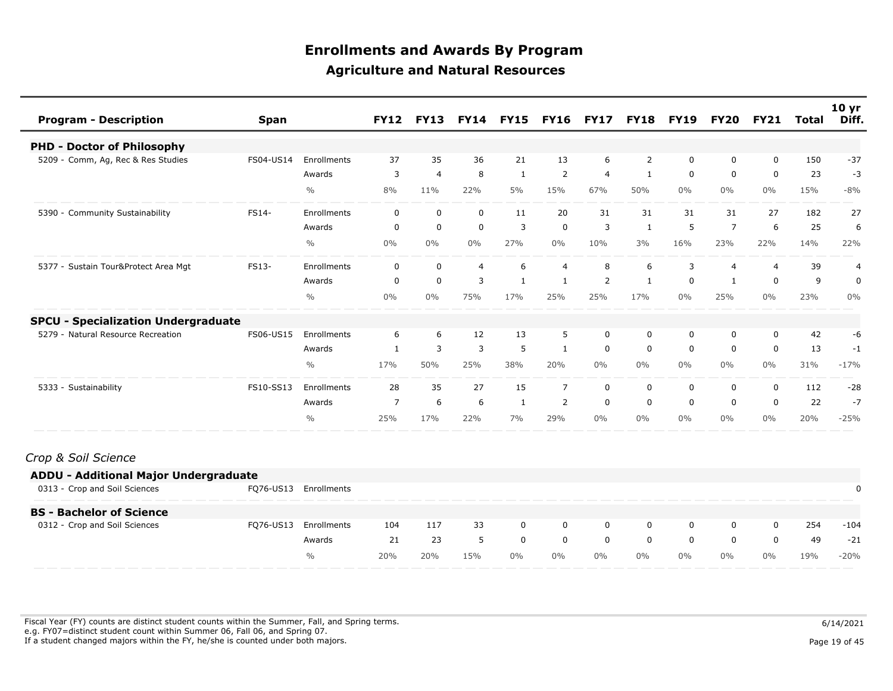# Enrollments and Awards By Program

## Agriculture and Natural Resources

| Program - Description | Span | | FY12 | FY13 | FY14 | FY15 | FY16 | FY17 | FY18 | FY19 | FY20 | FY21 | Total | 10 yr Diff. |
|---|---|---|---|---|---|---|---|---|---|---|---|---|---|---|
| **PHD - Doctor of Philosophy** | | | | | | | | | | | | | | |
| 5209 - Comm, Ag, Rec & Res Studies | FS04-US14 | Enrollments | 37 | 35 | 36 | 21 | 13 | 6 | 2 | 0 | 0 | 0 | 150 | -37 |
| | | Awards | 3 | 4 | 8 | 1 | 2 | 4 | 1 | 0 | 0 | 0 | 23 | -3 |
| | | % | 8% | 11% | 22% | 5% | 15% | 67% | 50% | 0% | 0% | 0% | 15% | -8% |
| 5390 - Community Sustainability | FS14- | Enrollments | 0 | 0 | 0 | 11 | 20 | 31 | 31 | 31 | 31 | 27 | 182 | 27 |
| | | Awards | 0 | 0 | 0 | 3 | 0 | 3 | 1 | 5 | 7 | 6 | 25 | 6 |
| | | % | 0% | 0% | 0% | 27% | 0% | 10% | 3% | 16% | 23% | 22% | 14% | 22% |
| 5377 - Sustain Tour&Protect Area Mgt | FS13- | Enrollments | 0 | 0 | 4 | 6 | 4 | 8 | 6 | 3 | 4 | 4 | 39 | 4 |
| | | Awards | 0 | 0 | 3 | 1 | 1 | 2 | 1 | 0 | 1 | 0 | 9 | 0 |
| | | % | 0% | 0% | 75% | 17% | 25% | 25% | 17% | 0% | 25% | 0% | 23% | 0% |
| **SPCU - Specialization Undergraduate** | | | | | | | | | | | | | | |
| 5279 - Natural Resource Recreation | FS06-US15 | Enrollments | 6 | 6 | 12 | 13 | 5 | 0 | 0 | 0 | 0 | 0 | 42 | -6 |
| | | Awards | 1 | 3 | 3 | 5 | 1 | 0 | 0 | 0 | 0 | 0 | 13 | -1 |
| | | % | 17% | 50% | 25% | 38% | 20% | 0% | 0% | 0% | 0% | 0% | 31% | -17% |
| 5333 - Sustainability | FS10-SS13 | Enrollments | 28 | 35 | 27 | 15 | 7 | 0 | 0 | 0 | 0 | 0 | 112 | -28 |
| | | Awards | 7 | 6 | 6 | 1 | 2 | 0 | 0 | 0 | 0 | 0 | 22 | -7 |
| | | % | 25% | 17% | 22% | 7% | 29% | 0% | 0% | 0% | 0% | 0% | 20% | -25% |

*Crop & Soil Science*

| Program - Description | Span | | FY12 | FY13 | FY14 | FY15 | FY16 | FY17 | FY18 | FY19 | FY20 | FY21 | Total | 10 yr Diff. |
|---|---|---|---|---|---|---|---|---|---|---|---|---|---|---|
| **ADDU - Additional Major Undergraduate** | | | | | | | | | | | | | | |
| 0313 - Crop and Soil Sciences | FQ76-US13 | Enrollments | | | | | | | | | | | | 0 |
| **BS - Bachelor of Science** | | | | | | | | | | | | | | |
| 0312 - Crop and Soil Sciences | FQ76-US13 | Enrollments | 104 | 117 | 33 | 0 | 0 | 0 | 0 | 0 | 0 | 0 | 254 | -104 |
| | | Awards | 21 | 23 | 5 | 0 | 0 | 0 | 0 | 0 | 0 | 0 | 49 | -21 |
| | | % | 20% | 20% | 15% | 0% | 0% | 0% | 0% | 0% | 0% | 0% | 19% | -20% |

Fiscal Year (FY) counts are distinct student counts within the Summer, Fall, and Spring terms.
e.g. FY07=distinct student count within Summer 06, Fall 06, and Spring 07.
If a student changed majors within the FY, he/she is counted under both majors.

6/14/2021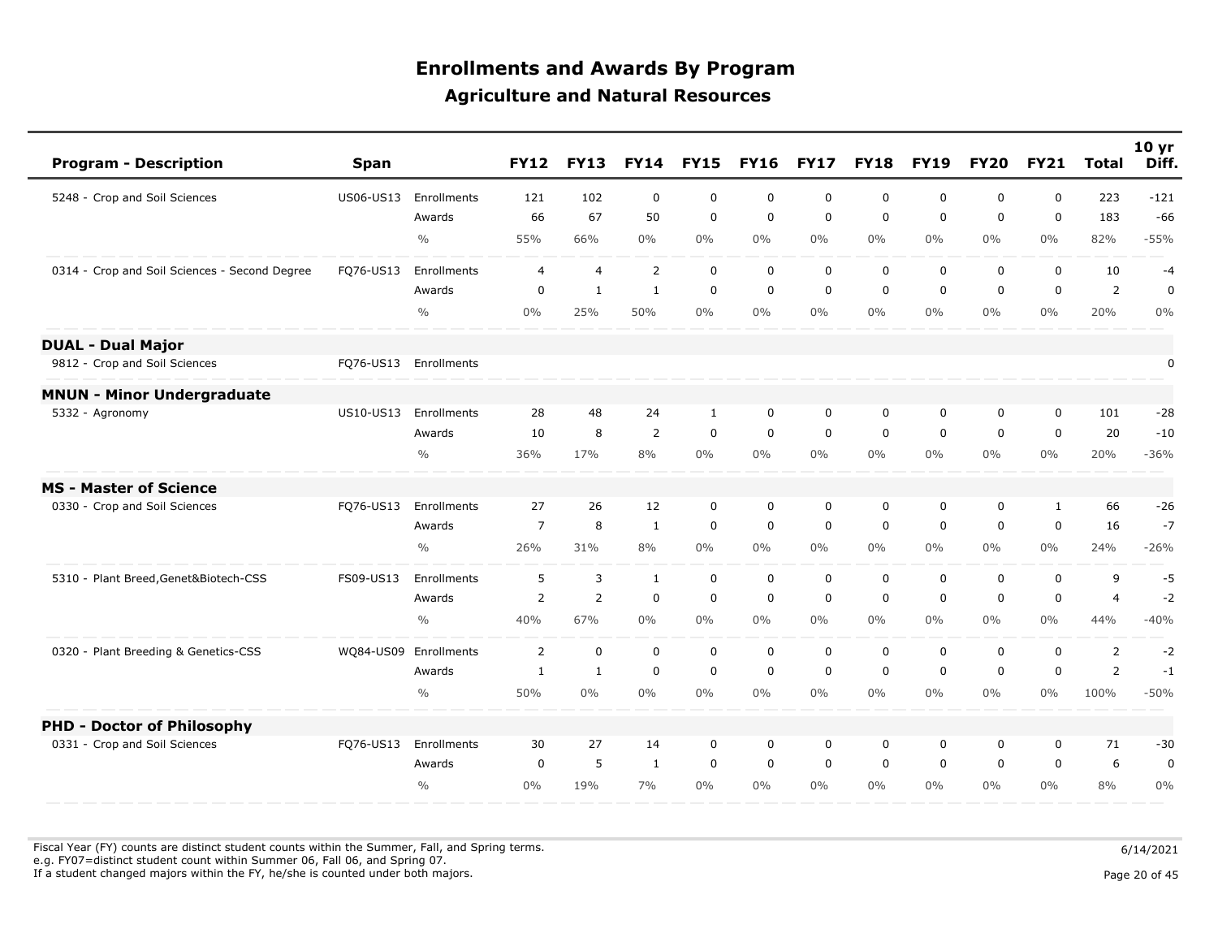# Enrollments and Awards By Program

## Agriculture and Natural Resources

| Program - Description | Span | | FY12 | FY13 | FY14 | FY15 | FY16 | FY17 | FY18 | FY19 | FY20 | FY21 | Total | 10 yr Diff. |
|---|---|---|---|---|---|---|---|---|---|---|---|---|---|---|
| 5248 - Crop and Soil Sciences | US06-US13 | Enrollments | 121 | 102 | 0 | 0 | 0 | 0 | 0 | 0 | 0 | 0 | 223 | -121 |
| | | Awards | 66 | 67 | 50 | 0 | 0 | 0 | 0 | 0 | 0 | 0 | 183 | -66 |
| | | % | 55% | 66% | 0% | 0% | 0% | 0% | 0% | 0% | 0% | 0% | 82% | -55% |
| 0314 - Crop and Soil Sciences - Second Degree | FQ76-US13 | Enrollments | 4 | 4 | 2 | 0 | 0 | 0 | 0 | 0 | 0 | 0 | 10 | -4 |
| | | Awards | 0 | 1 | 1 | 0 | 0 | 0 | 0 | 0 | 0 | 0 | 2 | 0 |
| | | % | 0% | 25% | 50% | 0% | 0% | 0% | 0% | 0% | 0% | 0% | 20% | 0% |
| **DUAL - Dual Major** | | | | | | | | | | | | | | |
| 9812 - Crop and Soil Sciences | FQ76-US13 | Enrollments | | | | | | | | | | | | 0 |
| **MNUN - Minor Undergraduate** | | | | | | | | | | | | | | |
| 5332 - Agronomy | US10-US13 | Enrollments | 28 | 48 | 24 | 1 | 0 | 0 | 0 | 0 | 0 | 0 | 101 | -28 |
| | | Awards | 10 | 8 | 2 | 0 | 0 | 0 | 0 | 0 | 0 | 0 | 20 | -10 |
| | | % | 36% | 17% | 8% | 0% | 0% | 0% | 0% | 0% | 0% | 0% | 20% | -36% |
| **MS - Master of Science** | | | | | | | | | | | | | | |
| 0330 - Crop and Soil Sciences | FQ76-US13 | Enrollments | 27 | 26 | 12 | 0 | 0 | 0 | 0 | 0 | 0 | 1 | 66 | -26 |
| | | Awards | 7 | 8 | 1 | 0 | 0 | 0 | 0 | 0 | 0 | 0 | 16 | -7 |
| | | % | 26% | 31% | 8% | 0% | 0% | 0% | 0% | 0% | 0% | 0% | 24% | -26% |
| 5310 - Plant Breed,Genet&Biotech-CSS | FS09-US13 | Enrollments | 5 | 3 | 1 | 0 | 0 | 0 | 0 | 0 | 0 | 0 | 9 | -5 |
| | | Awards | 2 | 2 | 0 | 0 | 0 | 0 | 0 | 0 | 0 | 0 | 4 | -2 |
| | | % | 40% | 67% | 0% | 0% | 0% | 0% | 0% | 0% | 0% | 0% | 44% | -40% |
| 0320 - Plant Breeding & Genetics-CSS | WQ84-US09 | Enrollments | 2 | 0 | 0 | 0 | 0 | 0 | 0 | 0 | 0 | 0 | 2 | -2 |
| | | Awards | 1 | 1 | 0 | 0 | 0 | 0 | 0 | 0 | 0 | 0 | 2 | -1 |
| | | % | 50% | 0% | 0% | 0% | 0% | 0% | 0% | 0% | 0% | 0% | 100% | -50% |
| **PHD - Doctor of Philosophy** | | | | | | | | | | | | | | |
| 0331 - Crop and Soil Sciences | FQ76-US13 | Enrollments | 30 | 27 | 14 | 0 | 0 | 0 | 0 | 0 | 0 | 0 | 71 | -30 |
| | | Awards | 0 | 5 | 1 | 0 | 0 | 0 | 0 | 0 | 0 | 0 | 6 | 0 |
| | | % | 0% | 19% | 7% | 0% | 0% | 0% | 0% | 0% | 0% | 0% | 8% | 0% |

Fiscal Year (FY) counts are distinct student counts within the Summer, Fall, and Spring terms.
e.g. FY07=distinct student count within Summer 06, Fall 06, and Spring 07.
If a student changed majors within the FY, he/she is counted under both majors.

6/14/2021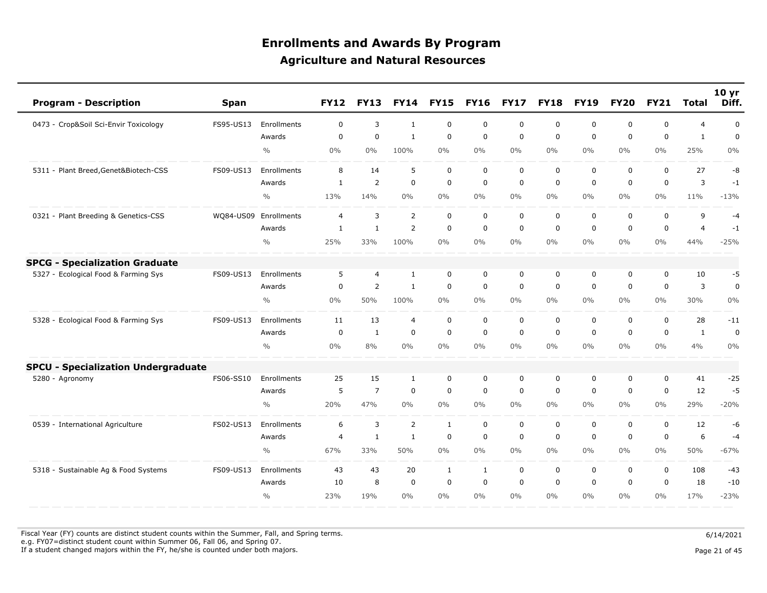# Enrollments and Awards By Program

## Agriculture and Natural Resources

| Program - Description | Span | | FY12 | FY13 | FY14 | FY15 | FY16 | FY17 | FY18 | FY19 | FY20 | FY21 | Total | 10 yr Diff. |
|---|---|---|---|---|---|---|---|---|---|---|---|---|---|---|
| 0473 - Crop&Soil Sci-Envir Toxicology | FS95-US13 | Enrollments | 0 | 3 | 1 | 0 | 0 | 0 | 0 | 0 | 0 | 0 | 4 | 0 |
| | | Awards | 0 | 0 | 1 | 0 | 0 | 0 | 0 | 0 | 0 | 0 | 1 | 0 |
| | | % | 0% | 0% | 100% | 0% | 0% | 0% | 0% | 0% | 0% | 0% | 25% | 0% |
| 5311 - Plant Breed,Genet&Biotech-CSS | FS09-US13 | Enrollments | 8 | 14 | 5 | 0 | 0 | 0 | 0 | 0 | 0 | 0 | 27 | -8 |
| | | Awards | 1 | 2 | 0 | 0 | 0 | 0 | 0 | 0 | 0 | 0 | 3 | -1 |
| | | % | 13% | 14% | 0% | 0% | 0% | 0% | 0% | 0% | 0% | 0% | 11% | -13% |
| 0321 - Plant Breeding & Genetics-CSS | WQ84-US09 | Enrollments | 4 | 3 | 2 | 0 | 0 | 0 | 0 | 0 | 0 | 0 | 9 | -4 |
| | | Awards | 1 | 1 | 2 | 0 | 0 | 0 | 0 | 0 | 0 | 0 | 4 | -1 |
| | | % | 25% | 33% | 100% | 0% | 0% | 0% | 0% | 0% | 0% | 0% | 44% | -25% |
| **SPCG - Specialization Graduate** | | | | | | | | | | | | | | |
| 5327 - Ecological Food & Farming Sys | FS09-US13 | Enrollments | 5 | 4 | 1 | 0 | 0 | 0 | 0 | 0 | 0 | 0 | 10 | -5 |
| | | Awards | 0 | 2 | 1 | 0 | 0 | 0 | 0 | 0 | 0 | 0 | 3 | 0 |
| | | % | 0% | 50% | 100% | 0% | 0% | 0% | 0% | 0% | 0% | 0% | 30% | 0% |
| 5328 - Ecological Food & Farming Sys | FS09-US13 | Enrollments | 11 | 13 | 4 | 0 | 0 | 0 | 0 | 0 | 0 | 0 | 28 | -11 |
| | | Awards | 0 | 1 | 0 | 0 | 0 | 0 | 0 | 0 | 0 | 0 | 1 | 0 |
| | | % | 0% | 8% | 0% | 0% | 0% | 0% | 0% | 0% | 0% | 0% | 4% | 0% |
| **SPCU - Specialization Undergraduate** | | | | | | | | | | | | | | |
| 5280 - Agronomy | FS06-SS10 | Enrollments | 25 | 15 | 1 | 0 | 0 | 0 | 0 | 0 | 0 | 0 | 41 | -25 |
| | | Awards | 5 | 7 | 0 | 0 | 0 | 0 | 0 | 0 | 0 | 0 | 12 | -5 |
| | | % | 20% | 47% | 0% | 0% | 0% | 0% | 0% | 0% | 0% | 0% | 29% | -20% |
| 0539 - International Agriculture | FS02-US13 | Enrollments | 6 | 3 | 2 | 1 | 0 | 0 | 0 | 0 | 0 | 0 | 12 | -6 |
| | | Awards | 4 | 1 | 1 | 0 | 0 | 0 | 0 | 0 | 0 | 0 | 6 | -4 |
| | | % | 67% | 33% | 50% | 0% | 0% | 0% | 0% | 0% | 0% | 0% | 50% | -67% |
| 5318 - Sustainable Ag & Food Systems | FS09-US13 | Enrollments | 43 | 43 | 20 | 1 | 1 | 0 | 0 | 0 | 0 | 0 | 108 | -43 |
| | | Awards | 10 | 8 | 0 | 0 | 0 | 0 | 0 | 0 | 0 | 0 | 18 | -10 |
| | | % | 23% | 19% | 0% | 0% | 0% | 0% | 0% | 0% | 0% | 0% | 17% | -23% |

Fiscal Year (FY) counts are distinct student counts within the Summer, Fall, and Spring terms.
e.g. FY07=distinct student count within Summer 06, Fall 06, and Spring 07.
If a student changed majors within the FY, he/she is counted under both majors.

6/14/2021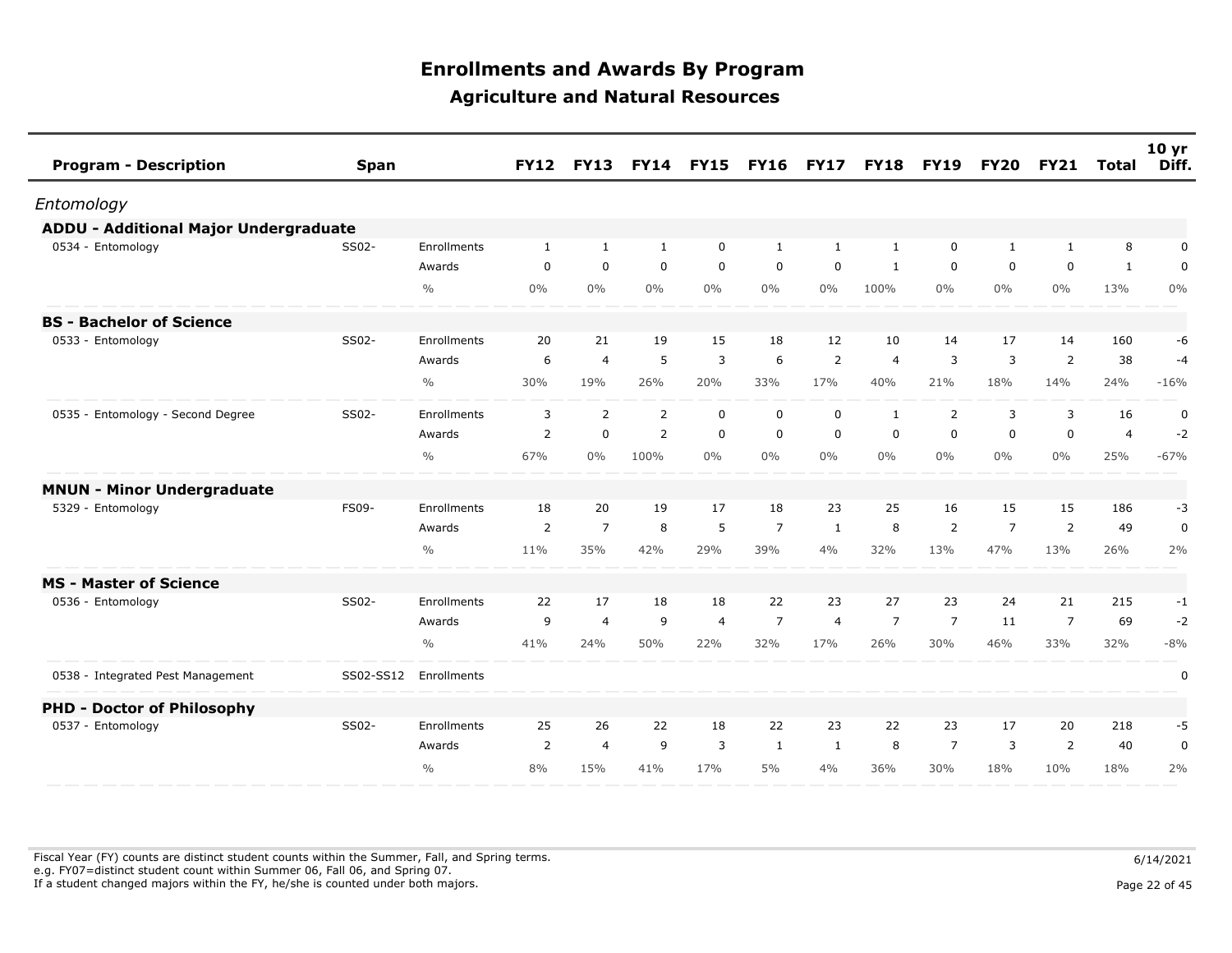# Enrollments and Awards By Program

## Agriculture and Natural Resources

| Program - Description | Span | | FY12 | FY13 | FY14 | FY15 | FY16 | FY17 | FY18 | FY19 | FY20 | FY21 | Total | 10 yr Diff. |
|---|---|---|---|---|---|---|---|---|---|---|---|---|---|---|
| *Entomology* | | | | | | | | | | | | | | |
| **ADDU - Additional Major Undergraduate** | | | | | | | | | | | | | | |
| 0534 - Entomology | SS02- | Enrollments | 1 | 1 | 1 | 0 | 1 | 1 | 1 | 0 | 1 | 1 | 8 | 0 |
| | | Awards | 0 | 0 | 0 | 0 | 0 | 0 | 1 | 0 | 0 | 0 | 1 | 0 |
| | | % | 0% | 0% | 0% | 0% | 0% | 0% | 100% | 0% | 0% | 0% | 13% | 0% |
| **BS - Bachelor of Science** | | | | | | | | | | | | | | |
| 0533 - Entomology | SS02- | Enrollments | 20 | 21 | 19 | 15 | 18 | 12 | 10 | 14 | 17 | 14 | 160 | -6 |
| | | Awards | 6 | 4 | 5 | 3 | 6 | 2 | 4 | 3 | 3 | 2 | 38 | -4 |
| | | % | 30% | 19% | 26% | 20% | 33% | 17% | 40% | 21% | 18% | 14% | 24% | -16% |
| 0535 - Entomology - Second Degree | SS02- | Enrollments | 3 | 2 | 2 | 0 | 0 | 0 | 1 | 2 | 3 | 3 | 16 | 0 |
| | | Awards | 2 | 0 | 2 | 0 | 0 | 0 | 0 | 0 | 0 | 0 | 4 | -2 |
| | | % | 67% | 0% | 100% | 0% | 0% | 0% | 0% | 0% | 0% | 0% | 25% | -67% |
| **MNUN - Minor Undergraduate** | | | | | | | | | | | | | | |
| 5329 - Entomology | FS09- | Enrollments | 18 | 20 | 19 | 17 | 18 | 23 | 25 | 16 | 15 | 15 | 186 | -3 |
| | | Awards | 2 | 7 | 8 | 5 | 7 | 1 | 8 | 2 | 7 | 2 | 49 | 0 |
| | | % | 11% | 35% | 42% | 29% | 39% | 4% | 32% | 13% | 47% | 13% | 26% | 2% |
| **MS - Master of Science** | | | | | | | | | | | | | | |
| 0536 - Entomology | SS02- | Enrollments | 22 | 17 | 18 | 18 | 22 | 23 | 27 | 23 | 24 | 21 | 215 | -1 |
| | | Awards | 9 | 4 | 9 | 4 | 7 | 4 | 7 | 7 | 11 | 7 | 69 | -2 |
| | | % | 41% | 24% | 50% | 22% | 32% | 17% | 26% | 30% | 46% | 33% | 32% | -8% |
| 0538 - Integrated Pest Management | SS02-SS12 | Enrollments | | | | | | | | | | | | 0 |
| **PHD - Doctor of Philosophy** | | | | | | | | | | | | | | |
| 0537 - Entomology | SS02- | Enrollments | 25 | 26 | 22 | 18 | 22 | 23 | 22 | 23 | 17 | 20 | 218 | -5 |
| | | Awards | 2 | 4 | 9 | 3 | 1 | 1 | 8 | 7 | 3 | 2 | 40 | 0 |
| | | % | 8% | 15% | 41% | 17% | 5% | 4% | 36% | 30% | 18% | 10% | 18% | 2% |

Fiscal Year (FY) counts are distinct student counts within the Summer, Fall, and Spring terms.
e.g. FY07=distinct student count within Summer 06, Fall 06, and Spring 07.
If a student changed majors within the FY, he/she is counted under both majors.

6/14/2021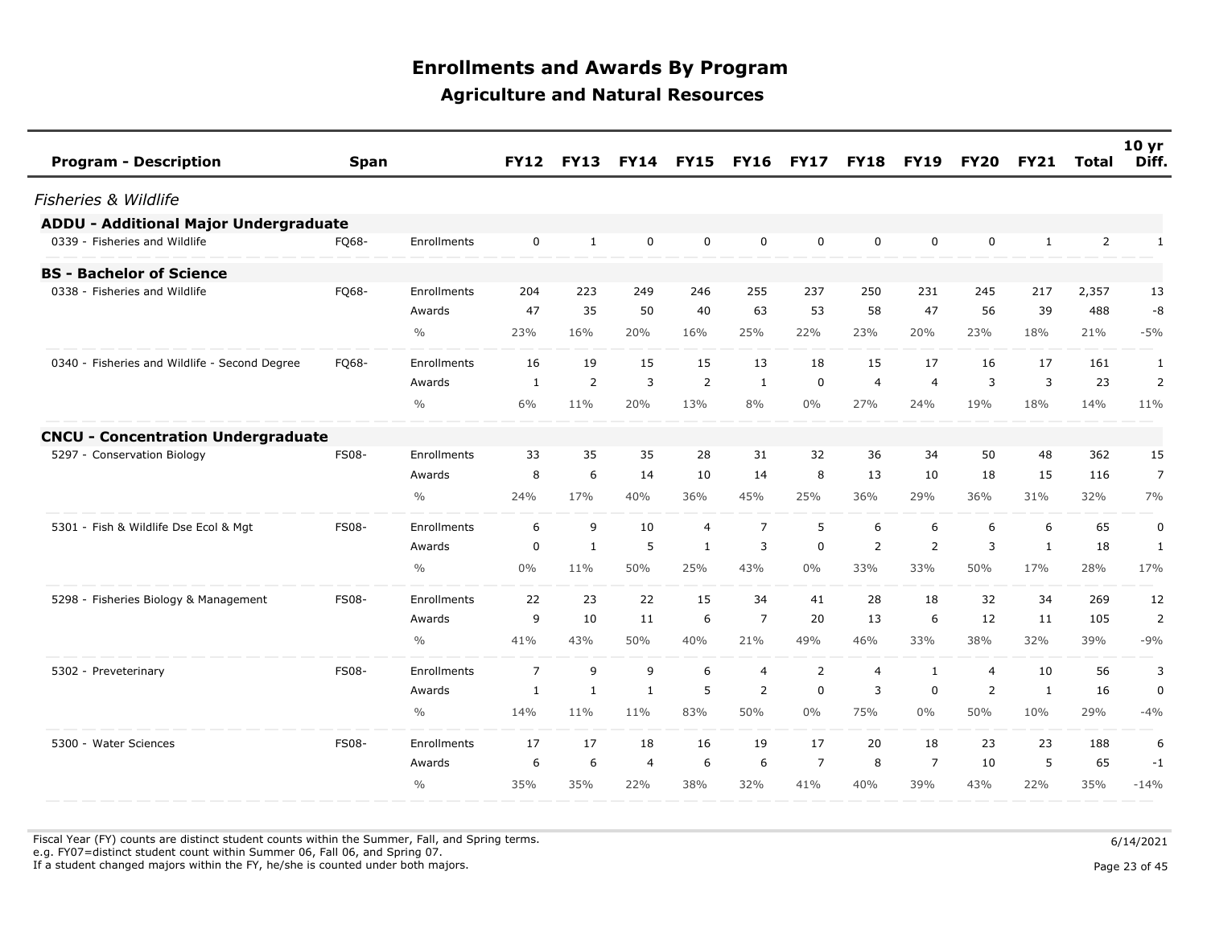# Enrollments and Awards By Program

## Agriculture and Natural Resources

| Program - Description | Span | | FY12 | FY13 | FY14 | FY15 | FY16 | FY17 | FY18 | FY19 | FY20 | FY21 | Total | 10 yr Diff. |
|---|---|---|---|---|---|---|---|---|---|---|---|---|---|---|
| *Fisheries & Wildlife* | | | | | | | | | | | | | | |
| **ADDU - Additional Major Undergraduate** | | | | | | | | | | | | | | |
| 0339 - Fisheries and Wildlife | FQ68- | Enrollments | 0 | 1 | 0 | 0 | 0 | 0 | 0 | 0 | 0 | 1 | 2 | 1 |
| **BS - Bachelor of Science** | | | | | | | | | | | | | | |
| 0338 - Fisheries and Wildlife | FQ68- | Enrollments | 204 | 223 | 249 | 246 | 255 | 237 | 250 | 231 | 245 | 217 | 2,357 | 13 |
| | | Awards | 47 | 35 | 50 | 40 | 63 | 53 | 58 | 47 | 56 | 39 | 488 | -8 |
| | | % | 23% | 16% | 20% | 16% | 25% | 22% | 23% | 20% | 23% | 18% | 21% | -5% |
| 0340 - Fisheries and Wildlife - Second Degree | FQ68- | Enrollments | 16 | 19 | 15 | 15 | 13 | 18 | 15 | 17 | 16 | 17 | 161 | 1 |
| | | Awards | 1 | 2 | 3 | 2 | 1 | 0 | 4 | 4 | 3 | 3 | 23 | 2 |
| | | % | 6% | 11% | 20% | 13% | 8% | 0% | 27% | 24% | 19% | 18% | 14% | 11% |
| **CNCU - Concentration Undergraduate** | | | | | | | | | | | | | | |
| 5297 - Conservation Biology | FS08- | Enrollments | 33 | 35 | 35 | 28 | 31 | 32 | 36 | 34 | 50 | 48 | 362 | 15 |
| | | Awards | 8 | 6 | 14 | 10 | 14 | 8 | 13 | 10 | 18 | 15 | 116 | 7 |
| | | % | 24% | 17% | 40% | 36% | 45% | 25% | 36% | 29% | 36% | 31% | 32% | 7% |
| 5301 - Fish & Wildlife Dse Ecol & Mgt | FS08- | Enrollments | 6 | 9 | 10 | 4 | 7 | 5 | 6 | 6 | 6 | 6 | 65 | 0 |
| | | Awards | 0 | 1 | 5 | 1 | 3 | 0 | 2 | 2 | 3 | 1 | 18 | 1 |
| | | % | 0% | 11% | 50% | 25% | 43% | 0% | 33% | 33% | 50% | 17% | 28% | 17% |
| 5298 - Fisheries Biology & Management | FS08- | Enrollments | 22 | 23 | 22 | 15 | 34 | 41 | 28 | 18 | 32 | 34 | 269 | 12 |
| | | Awards | 9 | 10 | 11 | 6 | 7 | 20 | 13 | 6 | 12 | 11 | 105 | 2 |
| | | % | 41% | 43% | 50% | 40% | 21% | 49% | 46% | 33% | 38% | 32% | 39% | -9% |
| 5302 - Preveterinary | FS08- | Enrollments | 7 | 9 | 9 | 6 | 4 | 2 | 4 | 1 | 4 | 10 | 56 | 3 |
| | | Awards | 1 | 1 | 1 | 5 | 2 | 0 | 3 | 0 | 2 | 1 | 16 | 0 |
| | | % | 14% | 11% | 11% | 83% | 50% | 0% | 75% | 0% | 50% | 10% | 29% | -4% |
| 5300 - Water Sciences | FS08- | Enrollments | 17 | 17 | 18 | 16 | 19 | 17 | 20 | 18 | 23 | 23 | 188 | 6 |
| | | Awards | 6 | 6 | 4 | 6 | 6 | 7 | 8 | 7 | 10 | 5 | 65 | -1 |
| | | % | 35% | 35% | 22% | 38% | 32% | 41% | 40% | 39% | 43% | 22% | 35% | -14% |

Fiscal Year (FY) counts are distinct student counts within the Summer, Fall, and Spring terms.
e.g. FY07=distinct student count within Summer 06, Fall 06, and Spring 07.
If a student changed majors within the FY, he/she is counted under both majors.

6/14/2021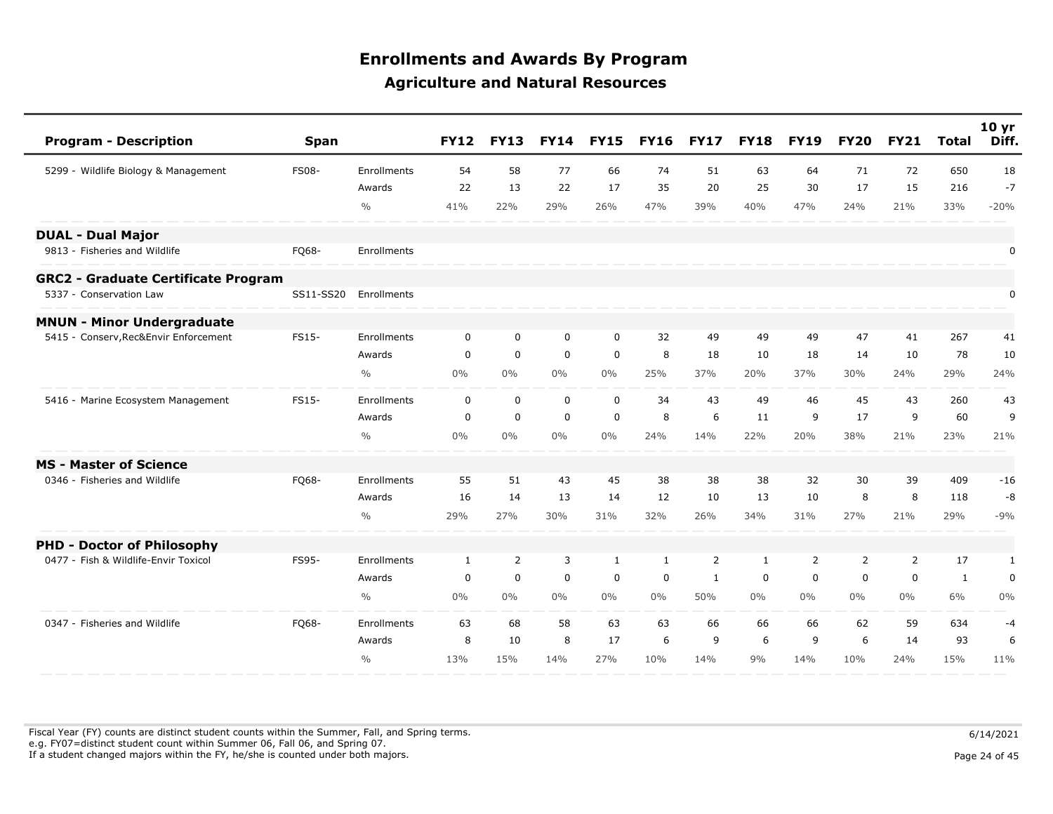# Enrollments and Awards By Program

## Agriculture and Natural Resources

| Program - Description | Span | | FY12 | FY13 | FY14 | FY15 | FY16 | FY17 | FY18 | FY19 | FY20 | FY21 | Total | 10 yr Diff. |
|---|---|---|---|---|---|---|---|---|---|---|---|---|---|---|
| 5299 - Wildlife Biology & Management | FS08- | Enrollments | 54 | 58 | 77 | 66 | 74 | 51 | 63 | 64 | 71 | 72 | 650 | 18 |
| | | Awards | 22 | 13 | 22 | 17 | 35 | 20 | 25 | 30 | 17 | 15 | 216 | -7 |
| | | % | 41% | 22% | 29% | 26% | 47% | 39% | 40% | 47% | 24% | 21% | 33% | -20% |
| **DUAL - Dual Major** | | | | | | | | | | | | | | |
| 9813 - Fisheries and Wildlife | FQ68- | Enrollments | | | | | | | | | | | | 0 |
| **GRC2 - Graduate Certificate Program** | | | | | | | | | | | | | | |
| 5337 - Conservation Law | SS11-SS20 | Enrollments | | | | | | | | | | | | 0 |
| **MNUN - Minor Undergraduate** | | | | | | | | | | | | | | |
| 5415 - Conserv,Rec&Envir Enforcement | FS15- | Enrollments | 0 | 0 | 0 | 0 | 32 | 49 | 49 | 49 | 47 | 41 | 267 | 41 |
| | | Awards | 0 | 0 | 0 | 0 | 8 | 18 | 10 | 18 | 14 | 10 | 78 | 10 |
| | | % | 0% | 0% | 0% | 0% | 25% | 37% | 20% | 37% | 30% | 24% | 29% | 24% |
| 5416 - Marine Ecosystem Management | FS15- | Enrollments | 0 | 0 | 0 | 0 | 34 | 43 | 49 | 46 | 45 | 43 | 260 | 43 |
| | | Awards | 0 | 0 | 0 | 0 | 8 | 6 | 11 | 9 | 17 | 9 | 60 | 9 |
| | | % | 0% | 0% | 0% | 0% | 24% | 14% | 22% | 20% | 38% | 21% | 23% | 21% |
| **MS - Master of Science** | | | | | | | | | | | | | | |
| 0346 - Fisheries and Wildlife | FQ68- | Enrollments | 55 | 51 | 43 | 45 | 38 | 38 | 38 | 32 | 30 | 39 | 409 | -16 |
| | | Awards | 16 | 14 | 13 | 14 | 12 | 10 | 13 | 10 | 8 | 8 | 118 | -8 |
| | | % | 29% | 27% | 30% | 31% | 32% | 26% | 34% | 31% | 27% | 21% | 29% | -9% |
| **PHD - Doctor of Philosophy** | | | | | | | | | | | | | | |
| 0477 - Fish & Wildlife-Envir Toxicol | FS95- | Enrollments | 1 | 2 | 3 | 1 | 1 | 2 | 1 | 2 | 2 | 2 | 17 | 1 |
| | | Awards | 0 | 0 | 0 | 0 | 0 | 1 | 0 | 0 | 0 | 0 | 1 | 0 |
| | | % | 0% | 0% | 0% | 0% | 0% | 50% | 0% | 0% | 0% | 0% | 6% | 0% |
| 0347 - Fisheries and Wildlife | FQ68- | Enrollments | 63 | 68 | 58 | 63 | 63 | 66 | 66 | 66 | 62 | 59 | 634 | -4 |
| | | Awards | 8 | 10 | 8 | 17 | 6 | 9 | 6 | 9 | 6 | 14 | 93 | 6 |
| | | % | 13% | 15% | 14% | 27% | 10% | 14% | 9% | 14% | 10% | 24% | 15% | 11% |

Fiscal Year (FY) counts are distinct student counts within the Summer, Fall, and Spring terms.
e.g. FY07=distinct student count within Summer 06, Fall 06, and Spring 07.
If a student changed majors within the FY, he/she is counted under both majors.

6/14/2021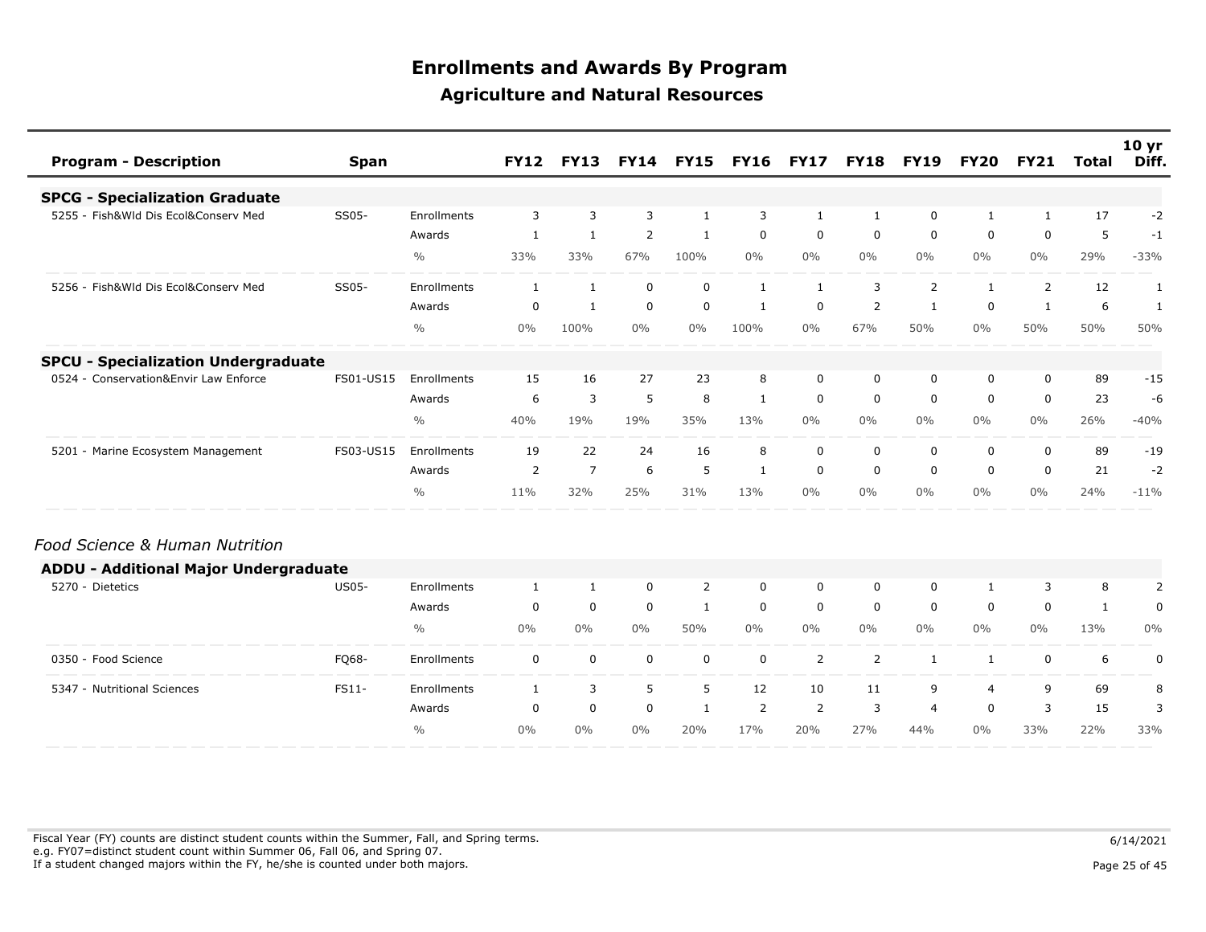# Enrollments and Awards By Program

## Agriculture and Natural Resources

| Program - Description | Span | | FY12 | FY13 | FY14 | FY15 | FY16 | FY17 | FY18 | FY19 | FY20 | FY21 | Total | 10 yr Diff. |
|---|---|---|---|---|---|---|---|---|---|---|---|---|---|---|
| **SPCG - Specialization Graduate** | | | | | | | | | | | | | | |
| 5255 - Fish&Wld Dis Ecol&Conserv Med | SS05- | Enrollments | 3 | 3 | 3 | 1 | 3 | 1 | 1 | 0 | 1 | 1 | 17 | -2 |
| | | Awards | 1 | 1 | 2 | 1 | 0 | 0 | 0 | 0 | 0 | 0 | 5 | -1 |
| | | % | 33% | 33% | 67% | 100% | 0% | 0% | 0% | 0% | 0% | 0% | 29% | -33% |
| 5256 - Fish&Wld Dis Ecol&Conserv Med | SS05- | Enrollments | 1 | 1 | 0 | 0 | 1 | 1 | 3 | 2 | 1 | 2 | 12 | 1 |
| | | Awards | 0 | 1 | 0 | 0 | 1 | 0 | 2 | 1 | 0 | 1 | 6 | 1 |
| | | % | 0% | 100% | 0% | 0% | 100% | 0% | 67% | 50% | 0% | 50% | 50% | 50% |
| **SPCU - Specialization Undergraduate** | | | | | | | | | | | | | | |
| 0524 - Conservation&Envir Law Enforce | FS01-US15 | Enrollments | 15 | 16 | 27 | 23 | 8 | 0 | 0 | 0 | 0 | 0 | 89 | -15 |
| | | Awards | 6 | 3 | 5 | 8 | 1 | 0 | 0 | 0 | 0 | 0 | 23 | -6 |
| | | % | 40% | 19% | 19% | 35% | 13% | 0% | 0% | 0% | 0% | 0% | 26% | -40% |
| 5201 - Marine Ecosystem Management | FS03-US15 | Enrollments | 19 | 22 | 24 | 16 | 8 | 0 | 0 | 0 | 0 | 0 | 89 | -19 |
| | | Awards | 2 | 7 | 6 | 5 | 1 | 0 | 0 | 0 | 0 | 0 | 21 | -2 |
| | | % | 11% | 32% | 25% | 31% | 13% | 0% | 0% | 0% | 0% | 0% | 24% | -11% |

*Food Science & Human Nutrition*

| Program - Description | Span | | FY12 | FY13 | FY14 | FY15 | FY16 | FY17 | FY18 | FY19 | FY20 | FY21 | Total | 10 yr Diff. |
|---|---|---|---|---|---|---|---|---|---|---|---|---|---|---|
| **ADDU - Additional Major Undergraduate** | | | | | | | | | | | | | | |
| 5270 - Dietetics | US05- | Enrollments | 1 | 1 | 0 | 2 | 0 | 0 | 0 | 0 | 1 | 3 | 8 | 2 |
| | | Awards | 0 | 0 | 0 | 1 | 0 | 0 | 0 | 0 | 0 | 0 | 1 | 0 |
| | | % | 0% | 0% | 0% | 50% | 0% | 0% | 0% | 0% | 0% | 0% | 13% | 0% |
| 0350 - Food Science | FQ68- | Enrollments | 0 | 0 | 0 | 0 | 0 | 2 | 2 | 1 | 1 | 0 | 6 | 0 |
| 5347 - Nutritional Sciences | FS11- | Enrollments | 1 | 3 | 5 | 5 | 12 | 10 | 11 | 9 | 4 | 9 | 69 | 8 |
| | | Awards | 0 | 0 | 0 | 1 | 2 | 2 | 3 | 4 | 0 | 3 | 15 | 3 |
| | | % | 0% | 0% | 0% | 20% | 17% | 20% | 27% | 44% | 0% | 33% | 22% | 33% |

Fiscal Year (FY) counts are distinct student counts within the Summer, Fall, and Spring terms.
e.g. FY07=distinct student count within Summer 06, Fall 06, and Spring 07.
If a student changed majors within the FY, he/she is counted under both majors.

6/14/2021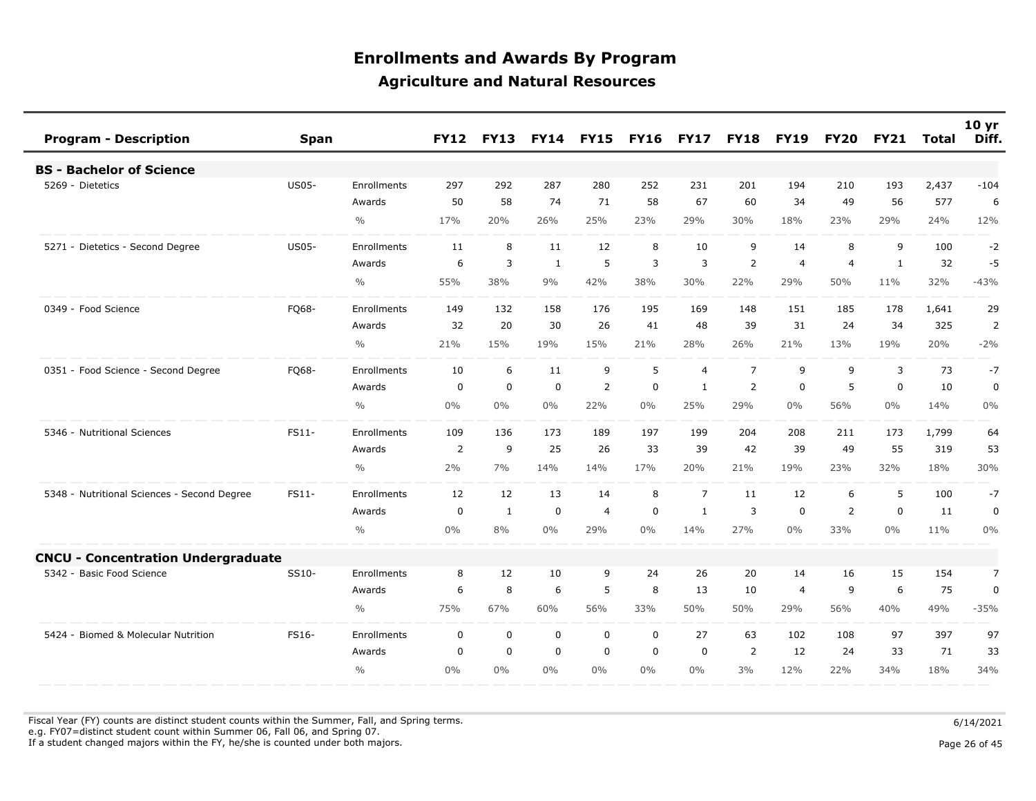# Enrollments and Awards By Program

## Agriculture and Natural Resources

| Program - Description | Span | | FY12 | FY13 | FY14 | FY15 | FY16 | FY17 | FY18 | FY19 | FY20 | FY21 | Total | 10 yr Diff. |
|---|---|---|---|---|---|---|---|---|---|---|---|---|---|---|
| **BS - Bachelor of Science** | | | | | | | | | | | | | | |
| 5269 - Dietetics | US05- | Enrollments | 297 | 292 | 287 | 280 | 252 | 231 | 201 | 194 | 210 | 193 | 2,437 | -104 |
| | | Awards | 50 | 58 | 74 | 71 | 58 | 67 | 60 | 34 | 49 | 56 | 577 | 6 |
| | | % | 17% | 20% | 26% | 25% | 23% | 29% | 30% | 18% | 23% | 29% | 24% | 12% |
| 5271 - Dietetics - Second Degree | US05- | Enrollments | 11 | 8 | 11 | 12 | 8 | 10 | 9 | 14 | 8 | 9 | 100 | -2 |
| | | Awards | 6 | 3 | 1 | 5 | 3 | 3 | 2 | 4 | 4 | 1 | 32 | -5 |
| | | % | 55% | 38% | 9% | 42% | 38% | 30% | 22% | 29% | 50% | 11% | 32% | -43% |
| 0349 - Food Science | FQ68- | Enrollments | 149 | 132 | 158 | 176 | 195 | 169 | 148 | 151 | 185 | 178 | 1,641 | 29 |
| | | Awards | 32 | 20 | 30 | 26 | 41 | 48 | 39 | 31 | 24 | 34 | 325 | 2 |
| | | % | 21% | 15% | 19% | 15% | 21% | 28% | 26% | 21% | 13% | 19% | 20% | -2% |
| 0351 - Food Science - Second Degree | FQ68- | Enrollments | 10 | 6 | 11 | 9 | 5 | 4 | 7 | 9 | 9 | 3 | 73 | -7 |
| | | Awards | 0 | 0 | 0 | 2 | 0 | 1 | 2 | 0 | 5 | 0 | 10 | 0 |
| | | % | 0% | 0% | 0% | 22% | 0% | 25% | 29% | 0% | 56% | 0% | 14% | 0% |
| 5346 - Nutritional Sciences | FS11- | Enrollments | 109 | 136 | 173 | 189 | 197 | 199 | 204 | 208 | 211 | 173 | 1,799 | 64 |
| | | Awards | 2 | 9 | 25 | 26 | 33 | 39 | 42 | 39 | 49 | 55 | 319 | 53 |
| | | % | 2% | 7% | 14% | 14% | 17% | 20% | 21% | 19% | 23% | 32% | 18% | 30% |
| 5348 - Nutritional Sciences - Second Degree | FS11- | Enrollments | 12 | 12 | 13 | 14 | 8 | 7 | 11 | 12 | 6 | 5 | 100 | -7 |
| | | Awards | 0 | 1 | 0 | 4 | 0 | 1 | 3 | 0 | 2 | 0 | 11 | 0 |
| | | % | 0% | 8% | 0% | 29% | 0% | 14% | 27% | 0% | 33% | 0% | 11% | 0% |
| **CNCU - Concentration Undergraduate** | | | | | | | | | | | | | | |
| 5342 - Basic Food Science | SS10- | Enrollments | 8 | 12 | 10 | 9 | 24 | 26 | 20 | 14 | 16 | 15 | 154 | 7 |
| | | Awards | 6 | 8 | 6 | 5 | 8 | 13 | 10 | 4 | 9 | 6 | 75 | 0 |
| | | % | 75% | 67% | 60% | 56% | 33% | 50% | 50% | 29% | 56% | 40% | 49% | -35% |
| 5424 - Biomed & Molecular Nutrition | FS16- | Enrollments | 0 | 0 | 0 | 0 | 0 | 27 | 63 | 102 | 108 | 97 | 397 | 97 |
| | | Awards | 0 | 0 | 0 | 0 | 0 | 0 | 2 | 12 | 24 | 33 | 71 | 33 |
| | | % | 0% | 0% | 0% | 0% | 0% | 0% | 3% | 12% | 22% | 34% | 18% | 34% |

Fiscal Year (FY) counts are distinct student counts within the Summer, Fall, and Spring terms.
e.g. FY07=distinct student count within Summer 06, Fall 06, and Spring 07.
If a student changed majors within the FY, he/she is counted under both majors.

6/14/2021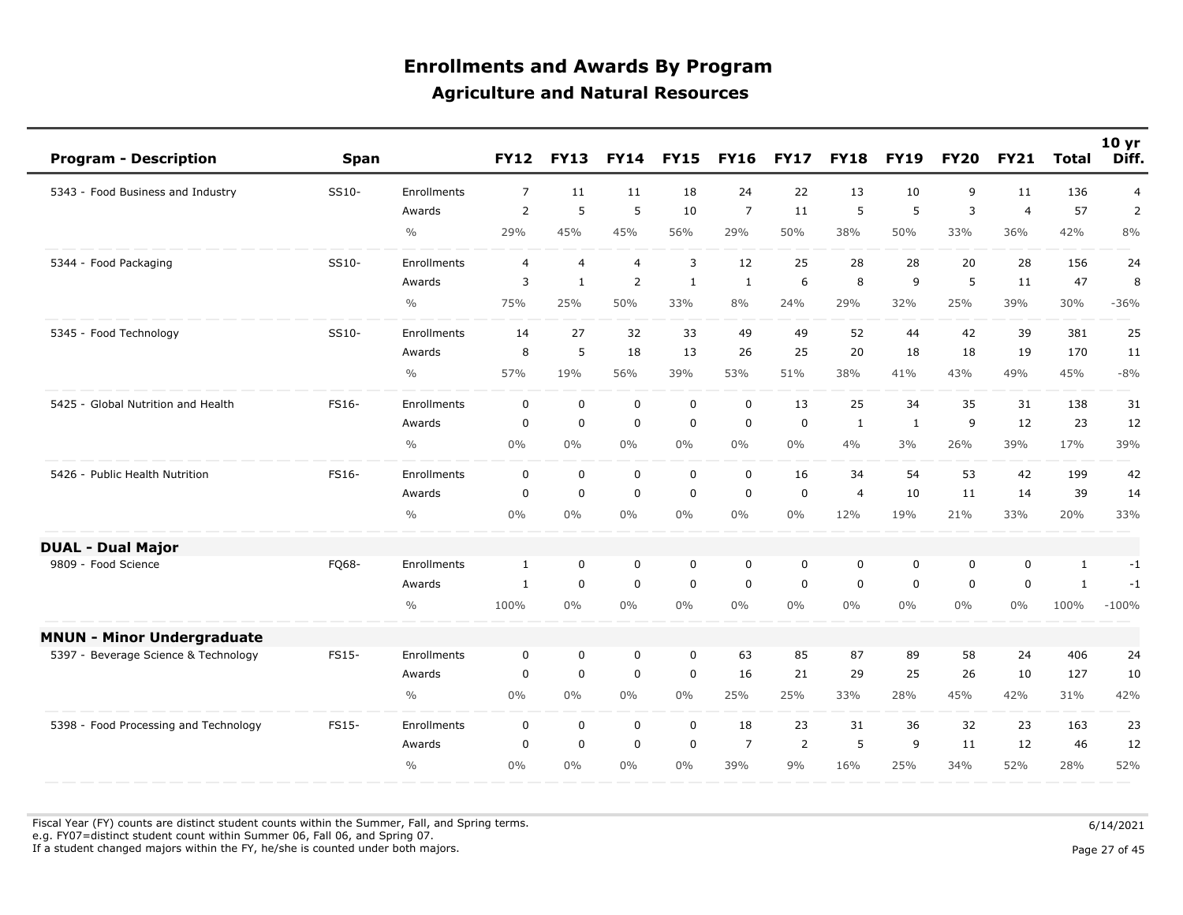# Enrollments and Awards By Program

## Agriculture and Natural Resources

| Program - Description | Span | | FY12 | FY13 | FY14 | FY15 | FY16 | FY17 | FY18 | FY19 | FY20 | FY21 | Total | 10 yr Diff. |
|---|---|---|---|---|---|---|---|---|---|---|---|---|---|---|
| 5343 - Food Business and Industry | SS10- | Enrollments | 7 | 11 | 11 | 18 | 24 | 22 | 13 | 10 | 9 | 11 | 136 | 4 |
| | | Awards | 2 | 5 | 5 | 10 | 7 | 11 | 5 | 5 | 3 | 4 | 57 | 2 |
| | | % | 29% | 45% | 45% | 56% | 29% | 50% | 38% | 50% | 33% | 36% | 42% | 8% |
| 5344 - Food Packaging | SS10- | Enrollments | 4 | 4 | 4 | 3 | 12 | 25 | 28 | 28 | 20 | 28 | 156 | 24 |
| | | Awards | 3 | 1 | 2 | 1 | 1 | 6 | 8 | 9 | 5 | 11 | 47 | 8 |
| | | % | 75% | 25% | 50% | 33% | 8% | 24% | 29% | 32% | 25% | 39% | 30% | -36% |
| 5345 - Food Technology | SS10- | Enrollments | 14 | 27 | 32 | 33 | 49 | 49 | 52 | 44 | 42 | 39 | 381 | 25 |
| | | Awards | 8 | 5 | 18 | 13 | 26 | 25 | 20 | 18 | 18 | 19 | 170 | 11 |
| | | % | 57% | 19% | 56% | 39% | 53% | 51% | 38% | 41% | 43% | 49% | 45% | -8% |
| 5425 - Global Nutrition and Health | FS16- | Enrollments | 0 | 0 | 0 | 0 | 0 | 13 | 25 | 34 | 35 | 31 | 138 | 31 |
| | | Awards | 0 | 0 | 0 | 0 | 0 | 0 | 1 | 1 | 9 | 12 | 23 | 12 |
| | | % | 0% | 0% | 0% | 0% | 0% | 0% | 4% | 3% | 26% | 39% | 17% | 39% |
| 5426 - Public Health Nutrition | FS16- | Enrollments | 0 | 0 | 0 | 0 | 0 | 16 | 34 | 54 | 53 | 42 | 199 | 42 |
| | | Awards | 0 | 0 | 0 | 0 | 0 | 0 | 4 | 10 | 11 | 14 | 39 | 14 |
| | | % | 0% | 0% | 0% | 0% | 0% | 0% | 12% | 19% | 21% | 33% | 20% | 33% |
| **DUAL - Dual Major** | | | | | | | | | | | | | | |
| 9809 - Food Science | FQ68- | Enrollments | 1 | 0 | 0 | 0 | 0 | 0 | 0 | 0 | 0 | 0 | 1 | -1 |
| | | Awards | 1 | 0 | 0 | 0 | 0 | 0 | 0 | 0 | 0 | 0 | 1 | -1 |
| | | % | 100% | 0% | 0% | 0% | 0% | 0% | 0% | 0% | 0% | 0% | 100% | -100% |
| **MNUN - Minor Undergraduate** | | | | | | | | | | | | | | |
| 5397 - Beverage Science & Technology | FS15- | Enrollments | 0 | 0 | 0 | 0 | 63 | 85 | 87 | 89 | 58 | 24 | 406 | 24 |
| | | Awards | 0 | 0 | 0 | 0 | 16 | 21 | 29 | 25 | 26 | 10 | 127 | 10 |
| | | % | 0% | 0% | 0% | 0% | 25% | 25% | 33% | 28% | 45% | 42% | 31% | 42% |
| 5398 - Food Processing and Technology | FS15- | Enrollments | 0 | 0 | 0 | 0 | 18 | 23 | 31 | 36 | 32 | 23 | 163 | 23 |
| | | Awards | 0 | 0 | 0 | 0 | 7 | 2 | 5 | 9 | 11 | 12 | 46 | 12 |
| | | % | 0% | 0% | 0% | 0% | 39% | 9% | 16% | 25% | 34% | 52% | 28% | 52% |

Fiscal Year (FY) counts are distinct student counts within the Summer, Fall, and Spring terms.
e.g. FY07=distinct student count within Summer 06, Fall 06, and Spring 07.
If a student changed majors within the FY, he/she is counted under both majors.

6/14/2021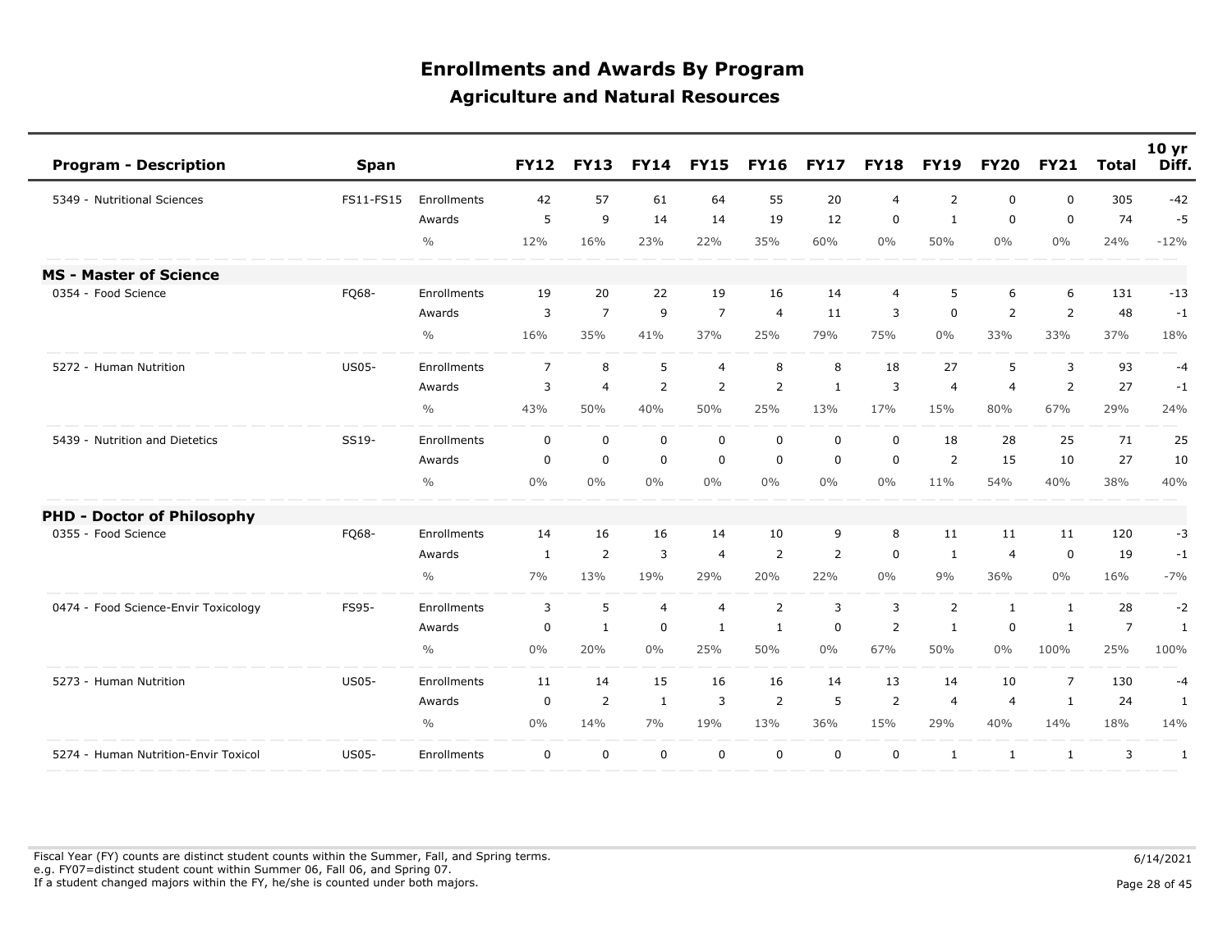# Enrollments and Awards By Program

## Agriculture and Natural Resources

| Program - Description | Span | | FY12 | FY13 | FY14 | FY15 | FY16 | FY17 | FY18 | FY19 | FY20 | FY21 | Total | 10 yr Diff. |
|---|---|---|---|---|---|---|---|---|---|---|---|---|---|---|
| 5349 - Nutritional Sciences | FS11-FS15 | Enrollments | 42 | 57 | 61 | 64 | 55 | 20 | 4 | 2 | 0 | 0 | 305 | -42 |
| | | Awards | 5 | 9 | 14 | 14 | 19 | 12 | 0 | 1 | 0 | 0 | 74 | -5 |
| | | % | 12% | 16% | 23% | 22% | 35% | 60% | 0% | 50% | 0% | 0% | 24% | -12% |
| **MS - Master of Science** | | | | | | | | | | | | | | |
| 0354 - Food Science | FQ68- | Enrollments | 19 | 20 | 22 | 19 | 16 | 14 | 4 | 5 | 6 | 6 | 131 | -13 |
| | | Awards | 3 | 7 | 9 | 7 | 4 | 11 | 3 | 0 | 2 | 2 | 48 | -1 |
| | | % | 16% | 35% | 41% | 37% | 25% | 79% | 75% | 0% | 33% | 33% | 37% | 18% |
| 5272 - Human Nutrition | US05- | Enrollments | 7 | 8 | 5 | 4 | 8 | 8 | 18 | 27 | 5 | 3 | 93 | -4 |
| | | Awards | 3 | 4 | 2 | 2 | 2 | 1 | 3 | 4 | 4 | 2 | 27 | -1 |
| | | % | 43% | 50% | 40% | 50% | 25% | 13% | 17% | 15% | 80% | 67% | 29% | 24% |
| 5439 - Nutrition and Dietetics | SS19- | Enrollments | 0 | 0 | 0 | 0 | 0 | 0 | 0 | 18 | 28 | 25 | 71 | 25 |
| | | Awards | 0 | 0 | 0 | 0 | 0 | 0 | 0 | 2 | 15 | 10 | 27 | 10 |
| | | % | 0% | 0% | 0% | 0% | 0% | 0% | 0% | 11% | 54% | 40% | 38% | 40% |
| **PHD - Doctor of Philosophy** | | | | | | | | | | | | | | |
| 0355 - Food Science | FQ68- | Enrollments | 14 | 16 | 16 | 14 | 10 | 9 | 8 | 11 | 11 | 11 | 120 | -3 |
| | | Awards | 1 | 2 | 3 | 4 | 2 | 2 | 0 | 1 | 4 | 0 | 19 | -1 |
| | | % | 7% | 13% | 19% | 29% | 20% | 22% | 0% | 9% | 36% | 0% | 16% | -7% |
| 0474 - Food Science-Envir Toxicology | FS95- | Enrollments | 3 | 5 | 4 | 4 | 2 | 3 | 3 | 2 | 1 | 1 | 28 | -2 |
| | | Awards | 0 | 1 | 0 | 1 | 1 | 0 | 2 | 1 | 0 | 1 | 7 | 1 |
| | | % | 0% | 20% | 0% | 25% | 50% | 0% | 67% | 50% | 0% | 100% | 25% | 100% |
| 5273 - Human Nutrition | US05- | Enrollments | 11 | 14 | 15 | 16 | 16 | 14 | 13 | 14 | 10 | 7 | 130 | -4 |
| | | Awards | 0 | 2 | 1 | 3 | 2 | 5 | 2 | 4 | 4 | 1 | 24 | 1 |
| | | % | 0% | 14% | 7% | 19% | 13% | 36% | 15% | 29% | 40% | 14% | 18% | 14% |
| 5274 - Human Nutrition-Envir Toxicol | US05- | Enrollments | 0 | 0 | 0 | 0 | 0 | 0 | 0 | 1 | 1 | 1 | 3 | 1 |

Fiscal Year (FY) counts are distinct student counts within the Summer, Fall, and Spring terms.
e.g. FY07=distinct student count within Summer 06, Fall 06, and Spring 07.
If a student changed majors within the FY, he/she is counted under both majors.

6/14/2021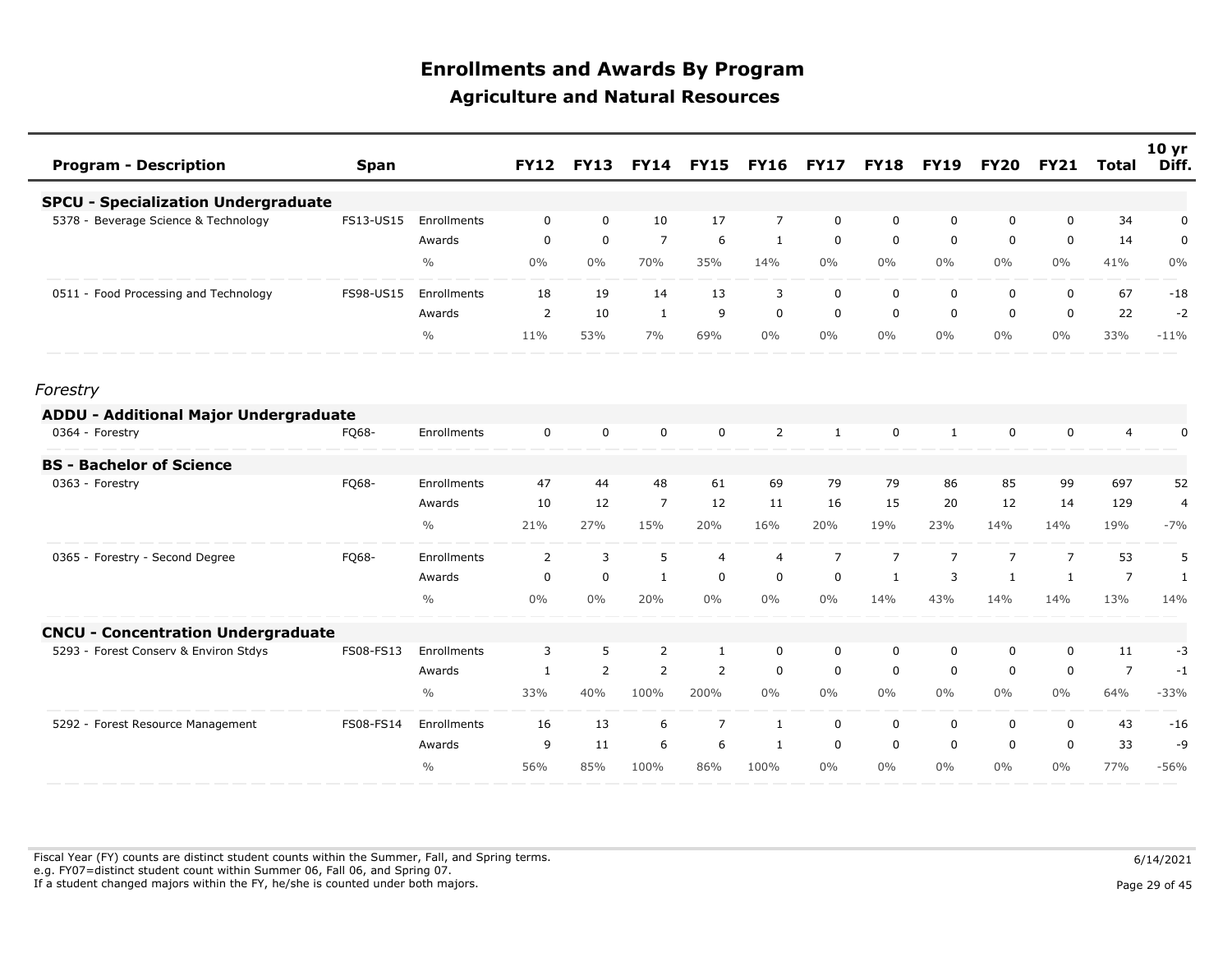# Enrollments and Awards By Program

## Agriculture and Natural Resources

| Program - Description | Span | | FY12 | FY13 | FY14 | FY15 | FY16 | FY17 | FY18 | FY19 | FY20 | FY21 | Total | 10 yr Diff. |
|---|---|---|---|---|---|---|---|---|---|---|---|---|---|---|
| **SPCU - Specialization Undergraduate** | | | | | | | | | | | | | | |
| 5378 - Beverage Science & Technology | FS13-US15 | Enrollments | 0 | 0 | 10 | 17 | 7 | 0 | 0 | 0 | 0 | 0 | 34 | 0 |
| | | Awards | 0 | 0 | 7 | 6 | 1 | 0 | 0 | 0 | 0 | 0 | 14 | 0 |
| | | % | 0% | 0% | 70% | 35% | 14% | 0% | 0% | 0% | 0% | 0% | 41% | 0% |
| 0511 - Food Processing and Technology | FS98-US15 | Enrollments | 18 | 19 | 14 | 13 | 3 | 0 | 0 | 0 | 0 | 0 | 67 | -18 |
| | | Awards | 2 | 10 | 1 | 9 | 0 | 0 | 0 | 0 | 0 | 0 | 22 | -2 |
| | | % | 11% | 53% | 7% | 69% | 0% | 0% | 0% | 0% | 0% | 0% | 33% | -11% |
| *Forestry* | | | | | | | | | | | | | | |
| **ADDU - Additional Major Undergraduate** | | | | | | | | | | | | | | |
| 0364 - Forestry | FQ68- | Enrollments | 0 | 0 | 0 | 0 | 2 | 1 | 0 | 1 | 0 | 0 | 4 | 0 |
| **BS - Bachelor of Science** | | | | | | | | | | | | | | |
| 0363 - Forestry | FQ68- | Enrollments | 47 | 44 | 48 | 61 | 69 | 79 | 79 | 86 | 85 | 99 | 697 | 52 |
| | | Awards | 10 | 12 | 7 | 12 | 11 | 16 | 15 | 20 | 12 | 14 | 129 | 4 |
| | | % | 21% | 27% | 15% | 20% | 16% | 20% | 19% | 23% | 14% | 14% | 19% | -7% |
| 0365 - Forestry - Second Degree | FQ68- | Enrollments | 2 | 3 | 5 | 4 | 4 | 7 | 7 | 7 | 7 | 7 | 53 | 5 |
| | | Awards | 0 | 0 | 1 | 0 | 0 | 0 | 1 | 3 | 1 | 1 | 7 | 1 |
| | | % | 0% | 0% | 20% | 0% | 0% | 0% | 14% | 43% | 14% | 14% | 13% | 14% |
| **CNCU - Concentration Undergraduate** | | | | | | | | | | | | | | |
| 5293 - Forest Conserv & Environ Stdys | FS08-FS13 | Enrollments | 3 | 5 | 2 | 1 | 0 | 0 | 0 | 0 | 0 | 0 | 11 | -3 |
| | | Awards | 1 | 2 | 2 | 2 | 0 | 0 | 0 | 0 | 0 | 0 | 7 | -1 |
| | | % | 33% | 40% | 100% | 200% | 0% | 0% | 0% | 0% | 0% | 0% | 64% | -33% |
| 5292 - Forest Resource Management | FS08-FS14 | Enrollments | 16 | 13 | 6 | 7 | 1 | 0 | 0 | 0 | 0 | 0 | 43 | -16 |
| | | Awards | 9 | 11 | 6 | 6 | 1 | 0 | 0 | 0 | 0 | 0 | 33 | -9 |
| | | % | 56% | 85% | 100% | 86% | 100% | 0% | 0% | 0% | 0% | 0% | 77% | -56% |

Fiscal Year (FY) counts are distinct student counts within the Summer, Fall, and Spring terms.
e.g. FY07=distinct student count within Summer 06, Fall 06, and Spring 07.
If a student changed majors within the FY, he/she is counted under both majors.

6/14/2021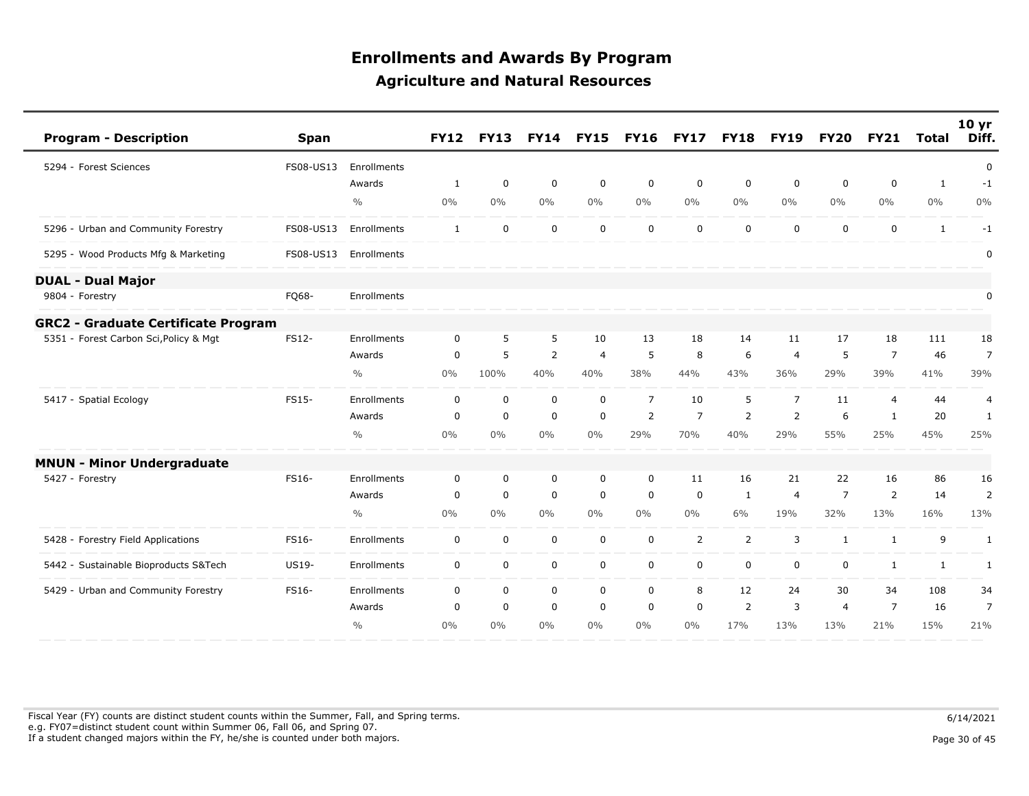# Enrollments and Awards By Program

## Agriculture and Natural Resources

| Program - Description | Span | | FY12 | FY13 | FY14 | FY15 | FY16 | FY17 | FY18 | FY19 | FY20 | FY21 | Total | 10 yr Diff. |
|---|---|---|---|---|---|---|---|---|---|---|---|---|---|---|
| 5294 - Forest Sciences | FS08-US13 | Enrollments | | | | | | | | | | | | 0 |
| | | Awards | 1 | 0 | 0 | 0 | 0 | 0 | 0 | 0 | 0 | 0 | 1 | -1 |
| | | % | 0% | 0% | 0% | 0% | 0% | 0% | 0% | 0% | 0% | 0% | 0% | 0% |
| 5296 - Urban and Community Forestry | FS08-US13 | Enrollments | 1 | 0 | 0 | 0 | 0 | 0 | 0 | 0 | 0 | 0 | 1 | -1 |
| 5295 - Wood Products Mfg & Marketing | FS08-US13 | Enrollments | | | | | | | | | | | | 0 |
| **DUAL - Dual Major** | | | | | | | | | | | | | | |
| 9804 - Forestry | FQ68- | Enrollments | | | | | | | | | | | | 0 |
| **GRC2 - Graduate Certificate Program** | | | | | | | | | | | | | | |
| 5351 - Forest Carbon Sci,Policy & Mgt | FS12- | Enrollments | 0 | 5 | 5 | 10 | 13 | 18 | 14 | 11 | 17 | 18 | 111 | 18 |
| | | Awards | 0 | 5 | 2 | 4 | 5 | 8 | 6 | 4 | 5 | 7 | 46 | 7 |
| | | % | 0% | 100% | 40% | 40% | 38% | 44% | 43% | 36% | 29% | 39% | 41% | 39% |
| 5417 - Spatial Ecology | FS15- | Enrollments | 0 | 0 | 0 | 0 | 7 | 10 | 5 | 7 | 11 | 4 | 44 | 4 |
| | | Awards | 0 | 0 | 0 | 0 | 2 | 7 | 2 | 2 | 6 | 1 | 20 | 1 |
| | | % | 0% | 0% | 0% | 0% | 29% | 70% | 40% | 29% | 55% | 25% | 45% | 25% |
| **MNUN - Minor Undergraduate** | | | | | | | | | | | | | | |
| 5427 - Forestry | FS16- | Enrollments | 0 | 0 | 0 | 0 | 0 | 11 | 16 | 21 | 22 | 16 | 86 | 16 |
| | | Awards | 0 | 0 | 0 | 0 | 0 | 0 | 1 | 4 | 7 | 2 | 14 | 2 |
| | | % | 0% | 0% | 0% | 0% | 0% | 0% | 6% | 19% | 32% | 13% | 16% | 13% |
| 5428 - Forestry Field Applications | FS16- | Enrollments | 0 | 0 | 0 | 0 | 0 | 2 | 2 | 3 | 1 | 1 | 9 | 1 |
| 5442 - Sustainable Bioproducts S&Tech | US19- | Enrollments | 0 | 0 | 0 | 0 | 0 | 0 | 0 | 0 | 0 | 1 | 1 | 1 |
| 5429 - Urban and Community Forestry | FS16- | Enrollments | 0 | 0 | 0 | 0 | 0 | 8 | 12 | 24 | 30 | 34 | 108 | 34 |
| | | Awards | 0 | 0 | 0 | 0 | 0 | 0 | 2 | 3 | 4 | 7 | 16 | 7 |
| | | % | 0% | 0% | 0% | 0% | 0% | 0% | 17% | 13% | 13% | 21% | 15% | 21% |

Fiscal Year (FY) counts are distinct student counts within the Summer, Fall, and Spring terms.
e.g. FY07=distinct student count within Summer 06, Fall 06, and Spring 07.
If a student changed majors within the FY, he/she is counted under both majors.

6/14/2021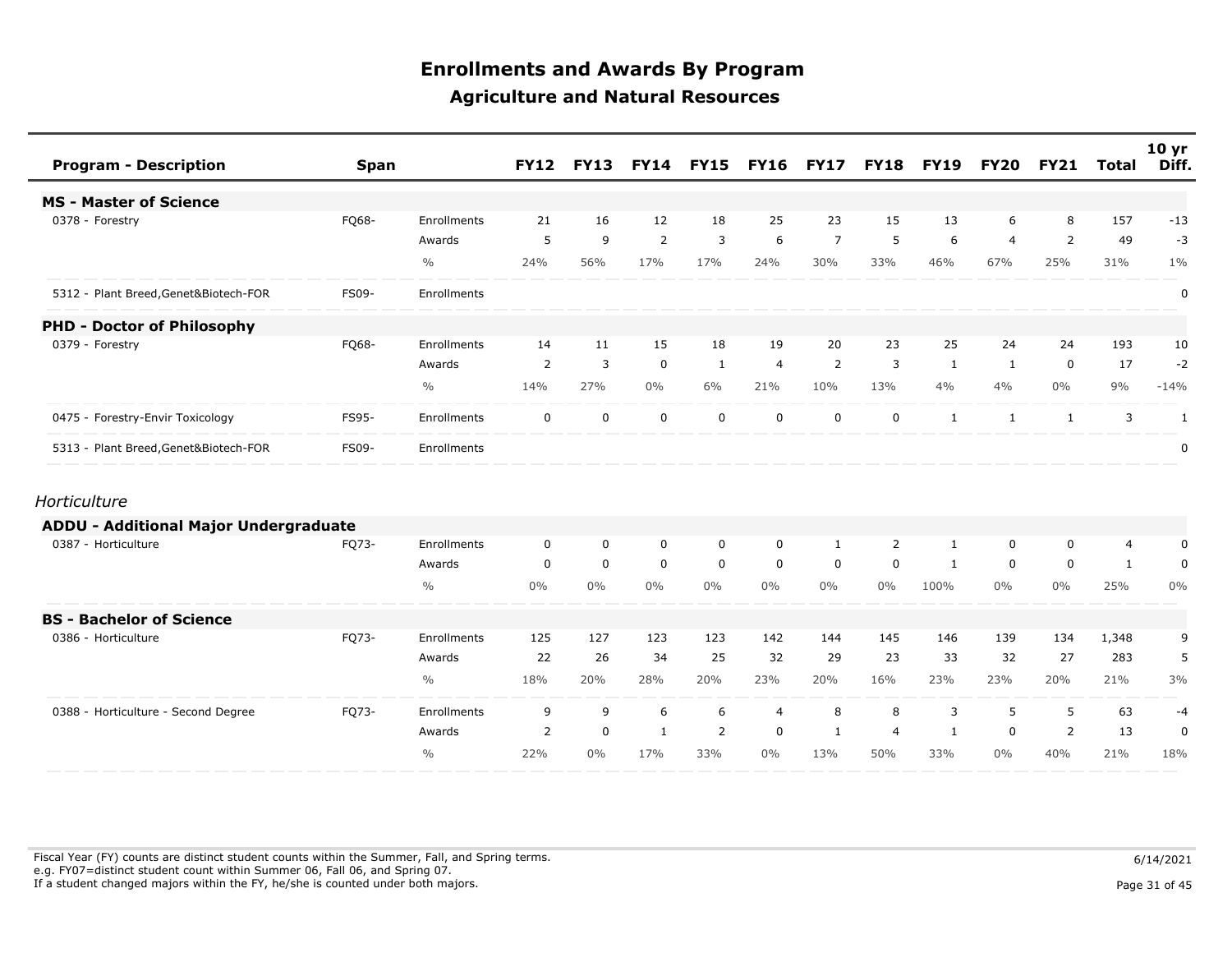# Enrollments and Awards By Program

## Agriculture and Natural Resources

| Program - Description | Span | | FY12 | FY13 | FY14 | FY15 | FY16 | FY17 | FY18 | FY19 | FY20 | FY21 | Total | 10 yr Diff. |
|---|---|---|---|---|---|---|---|---|---|---|---|---|---|---|
| **MS - Master of Science** | | | | | | | | | | | | | | |
| 0378 - Forestry | FQ68- | Enrollments | 21 | 16 | 12 | 18 | 25 | 23 | 15 | 13 | 6 | 8 | 157 | -13 |
| | | Awards | 5 | 9 | 2 | 3 | 6 | 7 | 5 | 6 | 4 | 2 | 49 | -3 |
| | | % | 24% | 56% | 17% | 17% | 24% | 30% | 33% | 46% | 67% | 25% | 31% | 1% |
| 5312 - Plant Breed,Genet&Biotech-FOR | FS09- | Enrollments | | | | | | | | | | | | 0 |
| **PHD - Doctor of Philosophy** | | | | | | | | | | | | | | |
| 0379 - Forestry | FQ68- | Enrollments | 14 | 11 | 15 | 18 | 19 | 20 | 23 | 25 | 24 | 24 | 193 | 10 |
| | | Awards | 2 | 3 | 0 | 1 | 4 | 2 | 3 | 1 | 1 | 0 | 17 | -2 |
| | | % | 14% | 27% | 0% | 6% | 21% | 10% | 13% | 4% | 4% | 0% | 9% | -14% |
| 0475 - Forestry-Envir Toxicology | FS95- | Enrollments | 0 | 0 | 0 | 0 | 0 | 0 | 0 | 1 | 1 | 1 | 3 | 1 |
| 5313 - Plant Breed,Genet&Biotech-FOR | FS09- | Enrollments | | | | | | | | | | | | 0 |

*Horticulture*

| Program - Description | Span | | FY12 | FY13 | FY14 | FY15 | FY16 | FY17 | FY18 | FY19 | FY20 | FY21 | Total | 10 yr Diff. |
|---|---|---|---|---|---|---|---|---|---|---|---|---|---|---|
| **ADDU - Additional Major Undergraduate** | | | | | | | | | | | | | | |
| 0387 - Horticulture | FQ73- | Enrollments | 0 | 0 | 0 | 0 | 0 | 1 | 2 | 1 | 0 | 0 | 4 | 0 |
| | | Awards | 0 | 0 | 0 | 0 | 0 | 0 | 0 | 1 | 0 | 0 | 1 | 0 |
| | | % | 0% | 0% | 0% | 0% | 0% | 0% | 0% | 100% | 0% | 0% | 25% | 0% |
| **BS - Bachelor of Science** | | | | | | | | | | | | | | |
| 0386 - Horticulture | FQ73- | Enrollments | 125 | 127 | 123 | 123 | 142 | 144 | 145 | 146 | 139 | 134 | 1,348 | 9 |
| | | Awards | 22 | 26 | 34 | 25 | 32 | 29 | 23 | 33 | 32 | 27 | 283 | 5 |
| | | % | 18% | 20% | 28% | 20% | 23% | 20% | 16% | 23% | 23% | 20% | 21% | 3% |
| 0388 - Horticulture - Second Degree | FQ73- | Enrollments | 9 | 9 | 6 | 6 | 4 | 8 | 8 | 3 | 5 | 5 | 63 | -4 |
| | | Awards | 2 | 0 | 1 | 2 | 0 | 1 | 4 | 1 | 0 | 2 | 13 | 0 |
| | | % | 22% | 0% | 17% | 33% | 0% | 13% | 50% | 33% | 0% | 40% | 21% | 18% |

Fiscal Year (FY) counts are distinct student counts within the Summer, Fall, and Spring terms.
e.g. FY07=distinct student count within Summer 06, Fall 06, and Spring 07.
If a student changed majors within the FY, he/she is counted under both majors.

6/14/2021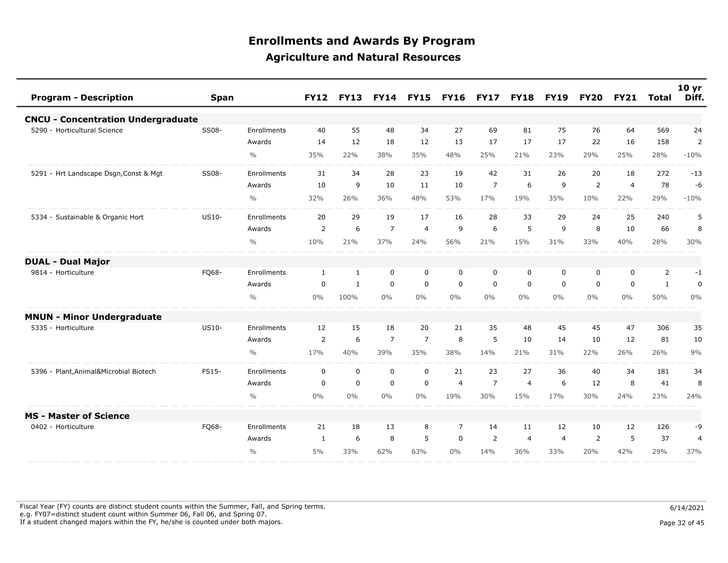# Enrollments and Awards By Program

## Agriculture and Natural Resources

| Program - Description | Span | | FY12 | FY13 | FY14 | FY15 | FY16 | FY17 | FY18 | FY19 | FY20 | FY21 | Total | 10 yr Diff. |
|---|---|---|---|---|---|---|---|---|---|---|---|---|---|---|
| **CNCU - Concentration Undergraduate** | | | | | | | | | | | | | | |
| 5290 - Horticultural Science | SS08- | Enrollments | 40 | 55 | 48 | 34 | 27 | 69 | 81 | 75 | 76 | 64 | 569 | 24 |
| | | Awards | 14 | 12 | 18 | 12 | 13 | 17 | 17 | 17 | 22 | 16 | 158 | 2 |
| | | % | 35% | 22% | 38% | 35% | 48% | 25% | 21% | 23% | 29% | 25% | 28% | -10% |
| 5291 - Hrt Landscape Dsgn,Const & Mgt | SS08- | Enrollments | 31 | 34 | 28 | 23 | 19 | 42 | 31 | 26 | 20 | 18 | 272 | -13 |
| | | Awards | 10 | 9 | 10 | 11 | 10 | 7 | 6 | 9 | 2 | 4 | 78 | -6 |
| | | % | 32% | 26% | 36% | 48% | 53% | 17% | 19% | 35% | 10% | 22% | 29% | -10% |
| 5334 - Sustainable & Organic Hort | US10- | Enrollments | 20 | 29 | 19 | 17 | 16 | 28 | 33 | 29 | 24 | 25 | 240 | 5 |
| | | Awards | 2 | 6 | 7 | 4 | 9 | 6 | 5 | 9 | 8 | 10 | 66 | 8 |
| | | % | 10% | 21% | 37% | 24% | 56% | 21% | 15% | 31% | 33% | 40% | 28% | 30% |
| **DUAL - Dual Major** | | | | | | | | | | | | | | |
| 9814 - Horticulture | FQ68- | Enrollments | 1 | 1 | 0 | 0 | 0 | 0 | 0 | 0 | 0 | 0 | 2 | -1 |
| | | Awards | 0 | 1 | 0 | 0 | 0 | 0 | 0 | 0 | 0 | 0 | 1 | 0 |
| | | % | 0% | 100% | 0% | 0% | 0% | 0% | 0% | 0% | 0% | 0% | 50% | 0% |
| **MNUN - Minor Undergraduate** | | | | | | | | | | | | | | |
| 5335 - Horticulture | US10- | Enrollments | 12 | 15 | 18 | 20 | 21 | 35 | 48 | 45 | 45 | 47 | 306 | 35 |
| | | Awards | 2 | 6 | 7 | 7 | 8 | 5 | 10 | 14 | 10 | 12 | 81 | 10 |
| | | % | 17% | 40% | 39% | 35% | 38% | 14% | 21% | 31% | 22% | 26% | 26% | 9% |
| 5396 - Plant,Animal&Microbial Biotech | FS15- | Enrollments | 0 | 0 | 0 | 0 | 21 | 23 | 27 | 36 | 40 | 34 | 181 | 34 |
| | | Awards | 0 | 0 | 0 | 0 | 4 | 7 | 4 | 6 | 12 | 8 | 41 | 8 |
| | | % | 0% | 0% | 0% | 0% | 19% | 30% | 15% | 17% | 30% | 24% | 23% | 24% |
| **MS - Master of Science** | | | | | | | | | | | | | | |
| 0402 - Horticulture | FQ68- | Enrollments | 21 | 18 | 13 | 8 | 7 | 14 | 11 | 12 | 10 | 12 | 126 | -9 |
| | | Awards | 1 | 6 | 8 | 5 | 0 | 2 | 4 | 4 | 2 | 5 | 37 | 4 |
| | | % | 5% | 33% | 62% | 63% | 0% | 14% | 36% | 33% | 20% | 42% | 29% | 37% |

Fiscal Year (FY) counts are distinct student counts within the Summer, Fall, and Spring terms.
e.g. FY07=distinct student count within Summer 06, Fall 06, and Spring 07.
If a student changed majors within the FY, he/she is counted under both majors.

6/14/2021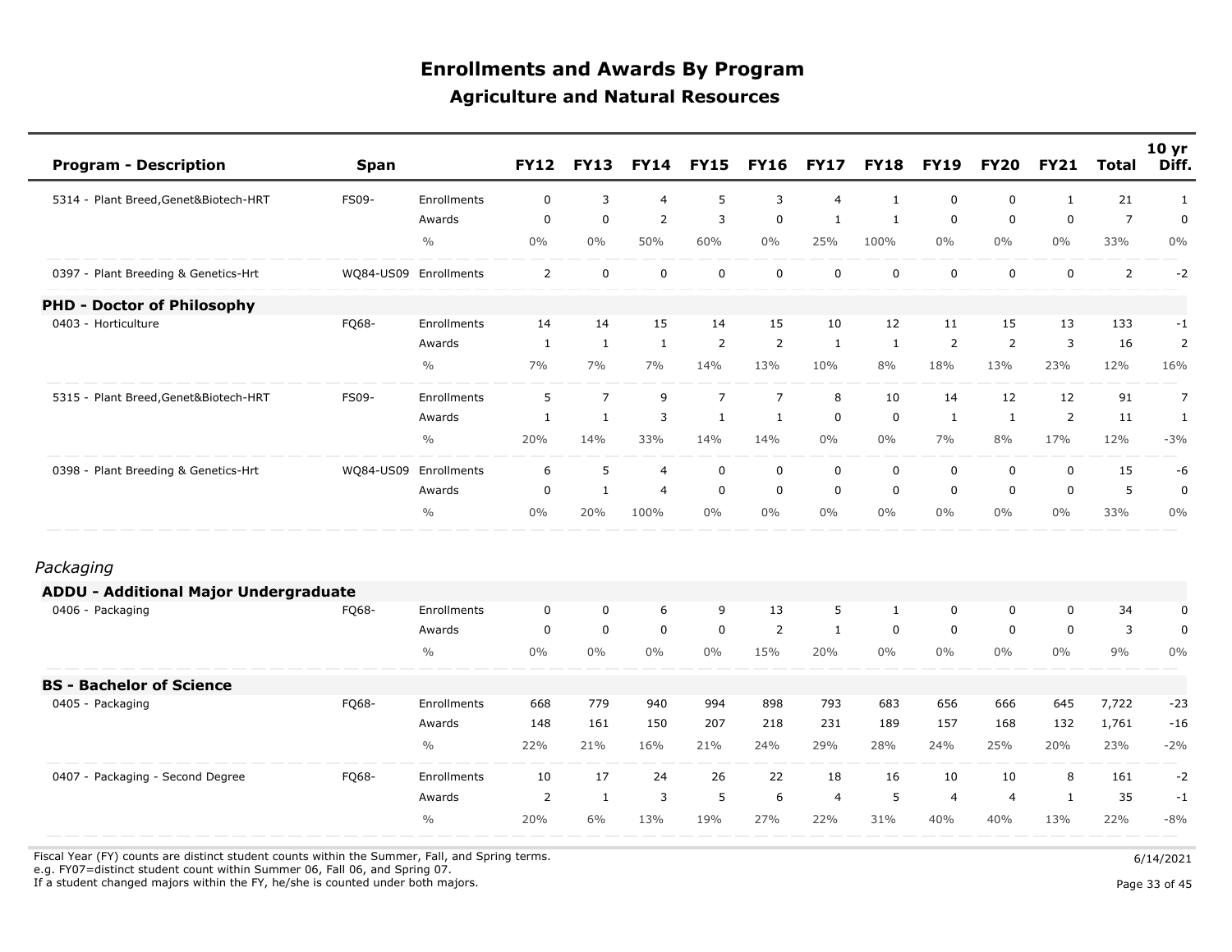# Enrollments and Awards By Program

## Agriculture and Natural Resources

| Program - Description | Span | | FY12 | FY13 | FY14 | FY15 | FY16 | FY17 | FY18 | FY19 | FY20 | FY21 | Total | 10 yr Diff. |
|---|---|---|---|---|---|---|---|---|---|---|---|---|---|---|
| 5314 - Plant Breed,Genet&Biotech-HRT | FS09- | Enrollments | 0 | 3 | 4 | 5 | 3 | 4 | 1 | 0 | 0 | 1 | 21 | 1 |
| | | Awards | 0 | 0 | 2 | 3 | 0 | 1 | 1 | 0 | 0 | 0 | 7 | 0 |
| | | % | 0% | 0% | 50% | 60% | 0% | 25% | 100% | 0% | 0% | 0% | 33% | 0% |
| 0397 - Plant Breeding & Genetics-Hrt | WQ84-US09 | Enrollments | 2 | 0 | 0 | 0 | 0 | 0 | 0 | 0 | 0 | 0 | 2 | -2 |
| **PHD - Doctor of Philosophy** | | | | | | | | | | | | | | |
| 0403 - Horticulture | FQ68- | Enrollments | 14 | 14 | 15 | 14 | 15 | 10 | 12 | 11 | 15 | 13 | 133 | -1 |
| | | Awards | 1 | 1 | 1 | 2 | 2 | 1 | 1 | 2 | 2 | 3 | 16 | 2 |
| | | % | 7% | 7% | 7% | 14% | 13% | 10% | 8% | 18% | 13% | 23% | 12% | 16% |
| 5315 - Plant Breed,Genet&Biotech-HRT | FS09- | Enrollments | 5 | 7 | 9 | 7 | 7 | 8 | 10 | 14 | 12 | 12 | 91 | 7 |
| | | Awards | 1 | 1 | 3 | 1 | 1 | 0 | 0 | 1 | 1 | 2 | 11 | 1 |
| | | % | 20% | 14% | 33% | 14% | 14% | 0% | 0% | 7% | 8% | 17% | 12% | -3% |
| 0398 - Plant Breeding & Genetics-Hrt | WQ84-US09 | Enrollments | 6 | 5 | 4 | 0 | 0 | 0 | 0 | 0 | 0 | 0 | 15 | -6 |
| | | Awards | 0 | 1 | 4 | 0 | 0 | 0 | 0 | 0 | 0 | 0 | 5 | 0 |
| | | % | 0% | 20% | 100% | 0% | 0% | 0% | 0% | 0% | 0% | 0% | 33% | 0% |
| *Packaging* | | | | | | | | | | | | | | |
| **ADDU - Additional Major Undergraduate** | | | | | | | | | | | | | | |
| 0406 - Packaging | FQ68- | Enrollments | 0 | 0 | 6 | 9 | 13 | 5 | 1 | 0 | 0 | 0 | 34 | 0 |
| | | Awards | 0 | 0 | 0 | 0 | 2 | 1 | 0 | 0 | 0 | 0 | 3 | 0 |
| | | % | 0% | 0% | 0% | 0% | 15% | 20% | 0% | 0% | 0% | 0% | 9% | 0% |
| **BS - Bachelor of Science** | | | | | | | | | | | | | | |
| 0405 - Packaging | FQ68- | Enrollments | 668 | 779 | 940 | 994 | 898 | 793 | 683 | 656 | 666 | 645 | 7,722 | -23 |
| | | Awards | 148 | 161 | 150 | 207 | 218 | 231 | 189 | 157 | 168 | 132 | 1,761 | -16 |
| | | % | 22% | 21% | 16% | 21% | 24% | 29% | 28% | 24% | 25% | 20% | 23% | -2% |
| 0407 - Packaging - Second Degree | FQ68- | Enrollments | 10 | 17 | 24 | 26 | 22 | 18 | 16 | 10 | 10 | 8 | 161 | -2 |
| | | Awards | 2 | 1 | 3 | 5 | 6 | 4 | 5 | 4 | 4 | 1 | 35 | -1 |
| | | % | 20% | 6% | 13% | 19% | 27% | 22% | 31% | 40% | 40% | 13% | 22% | -8% |

Fiscal Year (FY) counts are distinct student counts within the Summer, Fall, and Spring terms.
e.g. FY07=distinct student count within Summer 06, Fall 06, and Spring 07.
If a student changed majors within the FY, he/she is counted under both majors.

6/14/2021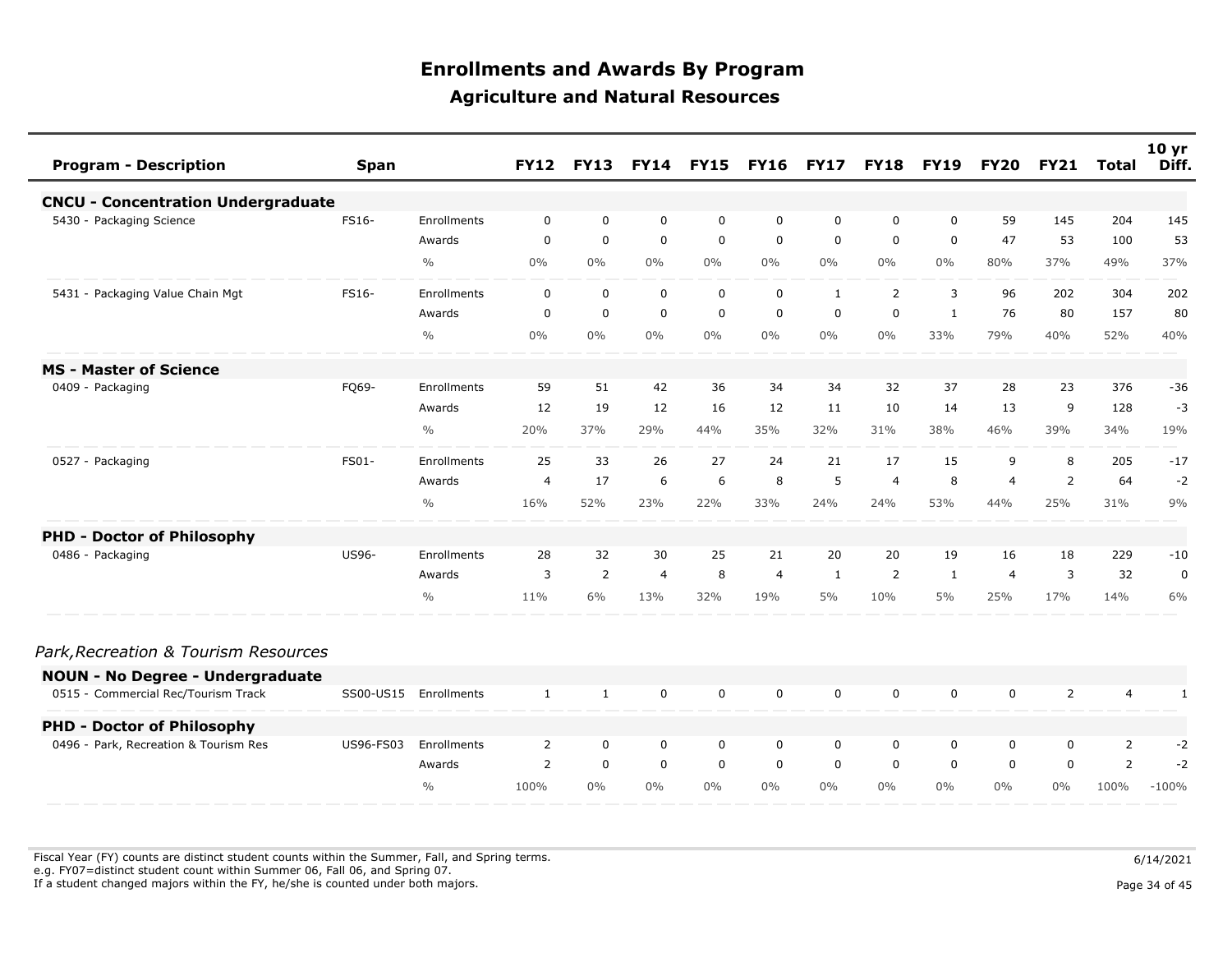# Enrollments and Awards By Program

## Agriculture and Natural Resources

| Program - Description | Span | | FY12 | FY13 | FY14 | FY15 | FY16 | FY17 | FY18 | FY19 | FY20 | FY21 | Total | 10 yr Diff. |
|---|---|---|---|---|---|---|---|---|---|---|---|---|---|---|
| **CNCU - Concentration Undergraduate** | | | | | | | | | | | | | | |
| 5430 - Packaging Science | FS16- | Enrollments | 0 | 0 | 0 | 0 | 0 | 0 | 0 | 0 | 59 | 145 | 204 | 145 |
| | | Awards | 0 | 0 | 0 | 0 | 0 | 0 | 0 | 0 | 47 | 53 | 100 | 53 |
| | | % | 0% | 0% | 0% | 0% | 0% | 0% | 0% | 0% | 80% | 37% | 49% | 37% |
| 5431 - Packaging Value Chain Mgt | FS16- | Enrollments | 0 | 0 | 0 | 0 | 0 | 1 | 2 | 3 | 96 | 202 | 304 | 202 |
| | | Awards | 0 | 0 | 0 | 0 | 0 | 0 | 0 | 1 | 76 | 80 | 157 | 80 |
| | | % | 0% | 0% | 0% | 0% | 0% | 0% | 0% | 33% | 79% | 40% | 52% | 40% |
| **MS - Master of Science** | | | | | | | | | | | | | | |
| 0409 - Packaging | FQ69- | Enrollments | 59 | 51 | 42 | 36 | 34 | 34 | 32 | 37 | 28 | 23 | 376 | -36 |
| | | Awards | 12 | 19 | 12 | 16 | 12 | 11 | 10 | 14 | 13 | 9 | 128 | -3 |
| | | % | 20% | 37% | 29% | 44% | 35% | 32% | 31% | 38% | 46% | 39% | 34% | 19% |
| 0527 - Packaging | FS01- | Enrollments | 25 | 33 | 26 | 27 | 24 | 21 | 17 | 15 | 9 | 8 | 205 | -17 |
| | | Awards | 4 | 17 | 6 | 6 | 8 | 5 | 4 | 8 | 4 | 2 | 64 | -2 |
| | | % | 16% | 52% | 23% | 22% | 33% | 24% | 24% | 53% | 44% | 25% | 31% | 9% |
| **PHD - Doctor of Philosophy** | | | | | | | | | | | | | | |
| 0486 - Packaging | US96- | Enrollments | 28 | 32 | 30 | 25 | 21 | 20 | 20 | 19 | 16 | 18 | 229 | -10 |
| | | Awards | 3 | 2 | 4 | 8 | 4 | 1 | 2 | 1 | 4 | 3 | 32 | 0 |
| | | % | 11% | 6% | 13% | 32% | 19% | 5% | 10% | 5% | 25% | 17% | 14% | 6% |

*Park,Recreation & Tourism Resources*

| Program - Description | Span | | FY12 | FY13 | FY14 | FY15 | FY16 | FY17 | FY18 | FY19 | FY20 | FY21 | Total | 10 yr Diff. |
|---|---|---|---|---|---|---|---|---|---|---|---|---|---|---|
| **NOUN - No Degree - Undergraduate** | | | | | | | | | | | | | | |
| 0515 - Commercial Rec/Tourism Track | SS00-US15 | Enrollments | 1 | 1 | 0 | 0 | 0 | 0 | 0 | 0 | 0 | 2 | 4 | 1 |
| **PHD - Doctor of Philosophy** | | | | | | | | | | | | | | |
| 0496 - Park, Recreation & Tourism Res | US96-FS03 | Enrollments | 2 | 0 | 0 | 0 | 0 | 0 | 0 | 0 | 0 | 0 | 2 | -2 |
| | | Awards | 2 | 0 | 0 | 0 | 0 | 0 | 0 | 0 | 0 | 0 | 2 | -2 |
| | | % | 100% | 0% | 0% | 0% | 0% | 0% | 0% | 0% | 0% | 0% | 100% | -100% |

Fiscal Year (FY) counts are distinct student counts within the Summer, Fall, and Spring terms.
e.g. FY07=distinct student count within Summer 06, Fall 06, and Spring 07.
If a student changed majors within the FY, he/she is counted under both majors.

6/14/2021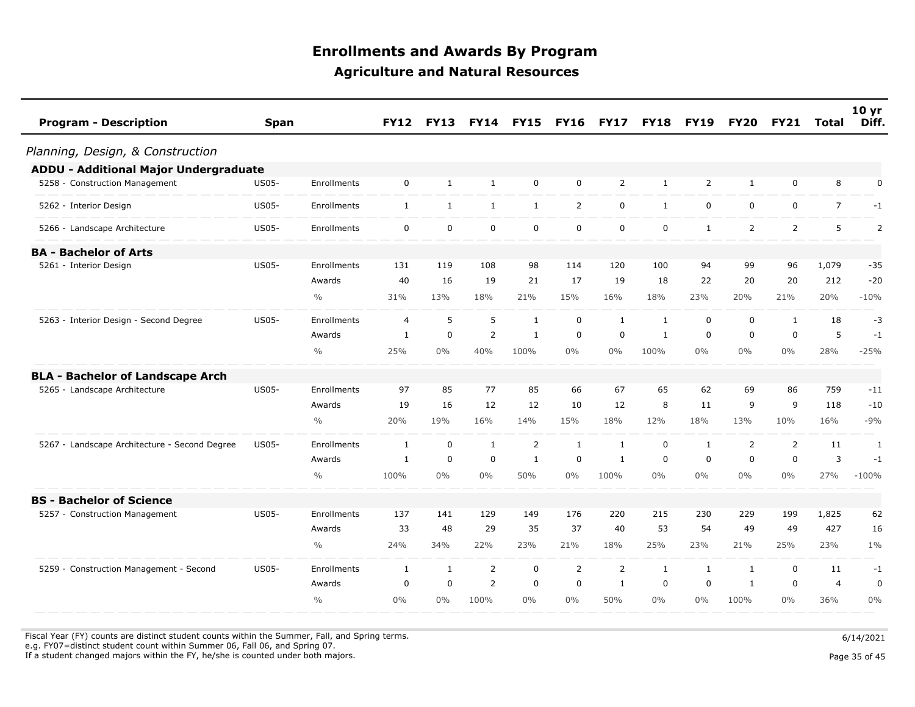# Enrollments and Awards By Program

## Agriculture and Natural Resources

| Program - Description | Span | | FY12 | FY13 | FY14 | FY15 | FY16 | FY17 | FY18 | FY19 | FY20 | FY21 | Total | 10 yr Diff. |
|---|---|---|---|---|---|---|---|---|---|---|---|---|---|---|
| *Planning, Design, & Construction* | | | | | | | | | | | | | | |
| **ADDU - Additional Major Undergraduate** | | | | | | | | | | | | | | |
| 5258 - Construction Management | US05- | Enrollments | 0 | 1 | 1 | 0 | 0 | 2 | 1 | 2 | 1 | 0 | 8 | 0 |
| 5262 - Interior Design | US05- | Enrollments | 1 | 1 | 1 | 1 | 2 | 0 | 1 | 0 | 0 | 0 | 7 | -1 |
| 5266 - Landscape Architecture | US05- | Enrollments | 0 | 0 | 0 | 0 | 0 | 0 | 0 | 1 | 2 | 2 | 5 | 2 |
| **BA - Bachelor of Arts** | | | | | | | | | | | | | | |
| 5261 - Interior Design | US05- | Enrollments | 131 | 119 | 108 | 98 | 114 | 120 | 100 | 94 | 99 | 96 | 1,079 | -35 |
| | | Awards | 40 | 16 | 19 | 21 | 17 | 19 | 18 | 22 | 20 | 20 | 212 | -20 |
| | | % | 31% | 13% | 18% | 21% | 15% | 16% | 18% | 23% | 20% | 21% | 20% | -10% |
| 5263 - Interior Design - Second Degree | US05- | Enrollments | 4 | 5 | 5 | 1 | 0 | 1 | 1 | 0 | 0 | 1 | 18 | -3 |
| | | Awards | 1 | 0 | 2 | 1 | 0 | 0 | 1 | 0 | 0 | 0 | 5 | -1 |
| | | % | 25% | 0% | 40% | 100% | 0% | 0% | 100% | 0% | 0% | 0% | 28% | -25% |
| **BLA - Bachelor of Landscape Arch** | | | | | | | | | | | | | | |
| 5265 - Landscape Architecture | US05- | Enrollments | 97 | 85 | 77 | 85 | 66 | 67 | 65 | 62 | 69 | 86 | 759 | -11 |
| | | Awards | 19 | 16 | 12 | 12 | 10 | 12 | 8 | 11 | 9 | 9 | 118 | -10 |
| | | % | 20% | 19% | 16% | 14% | 15% | 18% | 12% | 18% | 13% | 10% | 16% | -9% |
| 5267 - Landscape Architecture - Second Degree | US05- | Enrollments | 1 | 0 | 1 | 2 | 1 | 1 | 0 | 1 | 2 | 2 | 11 | 1 |
| | | Awards | 1 | 0 | 0 | 1 | 0 | 1 | 0 | 0 | 0 | 0 | 3 | -1 |
| | | % | 100% | 0% | 0% | 50% | 0% | 100% | 0% | 0% | 0% | 0% | 27% | -100% |
| **BS - Bachelor of Science** | | | | | | | | | | | | | | |
| 5257 - Construction Management | US05- | Enrollments | 137 | 141 | 129 | 149 | 176 | 220 | 215 | 230 | 229 | 199 | 1,825 | 62 |
| | | Awards | 33 | 48 | 29 | 35 | 37 | 40 | 53 | 54 | 49 | 49 | 427 | 16 |
| | | % | 24% | 34% | 22% | 23% | 21% | 18% | 25% | 23% | 21% | 25% | 23% | 1% |
| 5259 - Construction Management - Second | US05- | Enrollments | 1 | 1 | 2 | 0 | 2 | 2 | 1 | 1 | 1 | 0 | 11 | -1 |
| | | Awards | 0 | 0 | 2 | 0 | 0 | 1 | 0 | 0 | 1 | 0 | 4 | 0 |
| | | % | 0% | 0% | 100% | 0% | 0% | 50% | 0% | 0% | 100% | 0% | 36% | 0% |

Fiscal Year (FY) counts are distinct student counts within the Summer, Fall, and Spring terms.
e.g. FY07=distinct student count within Summer 06, Fall 06, and Spring 07.
If a student changed majors within the FY, he/she is counted under both majors.

6/14/2021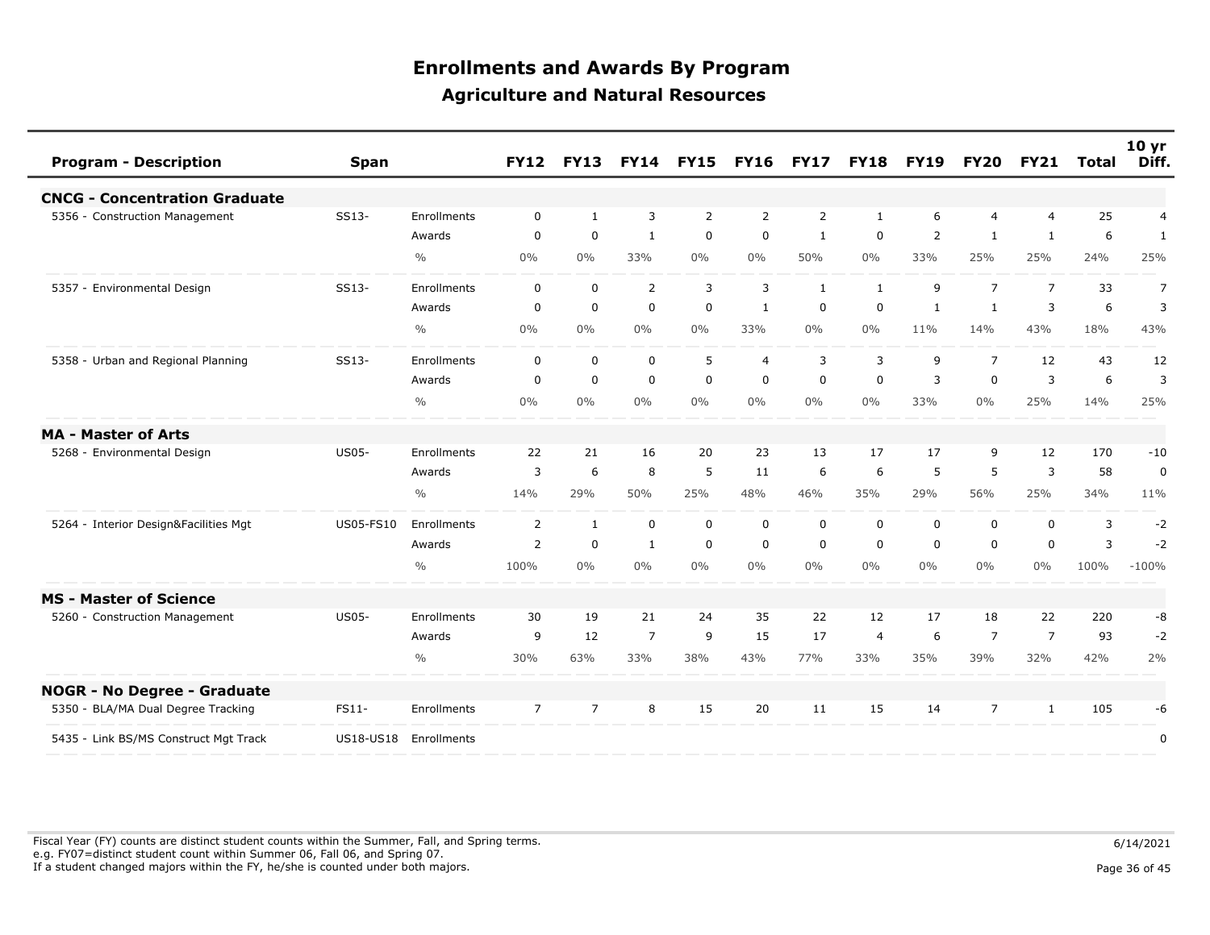# Enrollments and Awards By Program

## Agriculture and Natural Resources

| Program - Description | Span | | FY12 | FY13 | FY14 | FY15 | FY16 | FY17 | FY18 | FY19 | FY20 | FY21 | Total | 10 yr Diff. |
|---|---|---|---|---|---|---|---|---|---|---|---|---|---|---|
| **CNCG - Concentration Graduate** | | | | | | | | | | | | | | |
| 5356 - Construction Management | SS13- | Enrollments | 0 | 1 | 3 | 2 | 2 | 2 | 1 | 6 | 4 | 4 | 25 | 4 |
| | | Awards | 0 | 0 | 1 | 0 | 0 | 1 | 0 | 2 | 1 | 1 | 6 | 1 |
| | | % | 0% | 0% | 33% | 0% | 0% | 50% | 0% | 33% | 25% | 25% | 24% | 25% |
| 5357 - Environmental Design | SS13- | Enrollments | 0 | 0 | 2 | 3 | 3 | 1 | 1 | 9 | 7 | 7 | 33 | 7 |
| | | Awards | 0 | 0 | 0 | 0 | 1 | 0 | 0 | 1 | 1 | 3 | 6 | 3 |
| | | % | 0% | 0% | 0% | 0% | 33% | 0% | 0% | 11% | 14% | 43% | 18% | 43% |
| 5358 - Urban and Regional Planning | SS13- | Enrollments | 0 | 0 | 0 | 5 | 4 | 3 | 3 | 9 | 7 | 12 | 43 | 12 |
| | | Awards | 0 | 0 | 0 | 0 | 0 | 0 | 0 | 3 | 0 | 3 | 6 | 3 |
| | | % | 0% | 0% | 0% | 0% | 0% | 0% | 0% | 33% | 0% | 25% | 14% | 25% |
| **MA - Master of Arts** | | | | | | | | | | | | | | |
| 5268 - Environmental Design | US05- | Enrollments | 22 | 21 | 16 | 20 | 23 | 13 | 17 | 17 | 9 | 12 | 170 | -10 |
| | | Awards | 3 | 6 | 8 | 5 | 11 | 6 | 6 | 5 | 5 | 3 | 58 | 0 |
| | | % | 14% | 29% | 50% | 25% | 48% | 46% | 35% | 29% | 56% | 25% | 34% | 11% |
| 5264 - Interior Design&Facilities Mgt | US05-FS10 | Enrollments | 2 | 1 | 0 | 0 | 0 | 0 | 0 | 0 | 0 | 0 | 3 | -2 |
| | | Awards | 2 | 0 | 1 | 0 | 0 | 0 | 0 | 0 | 0 | 0 | 3 | -2 |
| | | % | 100% | 0% | 0% | 0% | 0% | 0% | 0% | 0% | 0% | 0% | 100% | -100% |
| **MS - Master of Science** | | | | | | | | | | | | | | |
| 5260 - Construction Management | US05- | Enrollments | 30 | 19 | 21 | 24 | 35 | 22 | 12 | 17 | 18 | 22 | 220 | -8 |
| | | Awards | 9 | 12 | 7 | 9 | 15 | 17 | 4 | 6 | 7 | 7 | 93 | -2 |
| | | % | 30% | 63% | 33% | 38% | 43% | 77% | 33% | 35% | 39% | 32% | 42% | 2% |
| **NOGR - No Degree - Graduate** | | | | | | | | | | | | | | |
| 5350 - BLA/MA Dual Degree Tracking | FS11- | Enrollments | 7 | 7 | 8 | 15 | 20 | 11 | 15 | 14 | 7 | 1 | 105 | -6 |
| 5435 - Link BS/MS Construct Mgt Track | US18-US18 | Enrollments | | | | | | | | | | | | 0 |

Fiscal Year (FY) counts are distinct student counts within the Summer, Fall, and Spring terms.
e.g. FY07=distinct student count within Summer 06, Fall 06, and Spring 07.
If a student changed majors within the FY, he/she is counted under both majors.

6/14/2021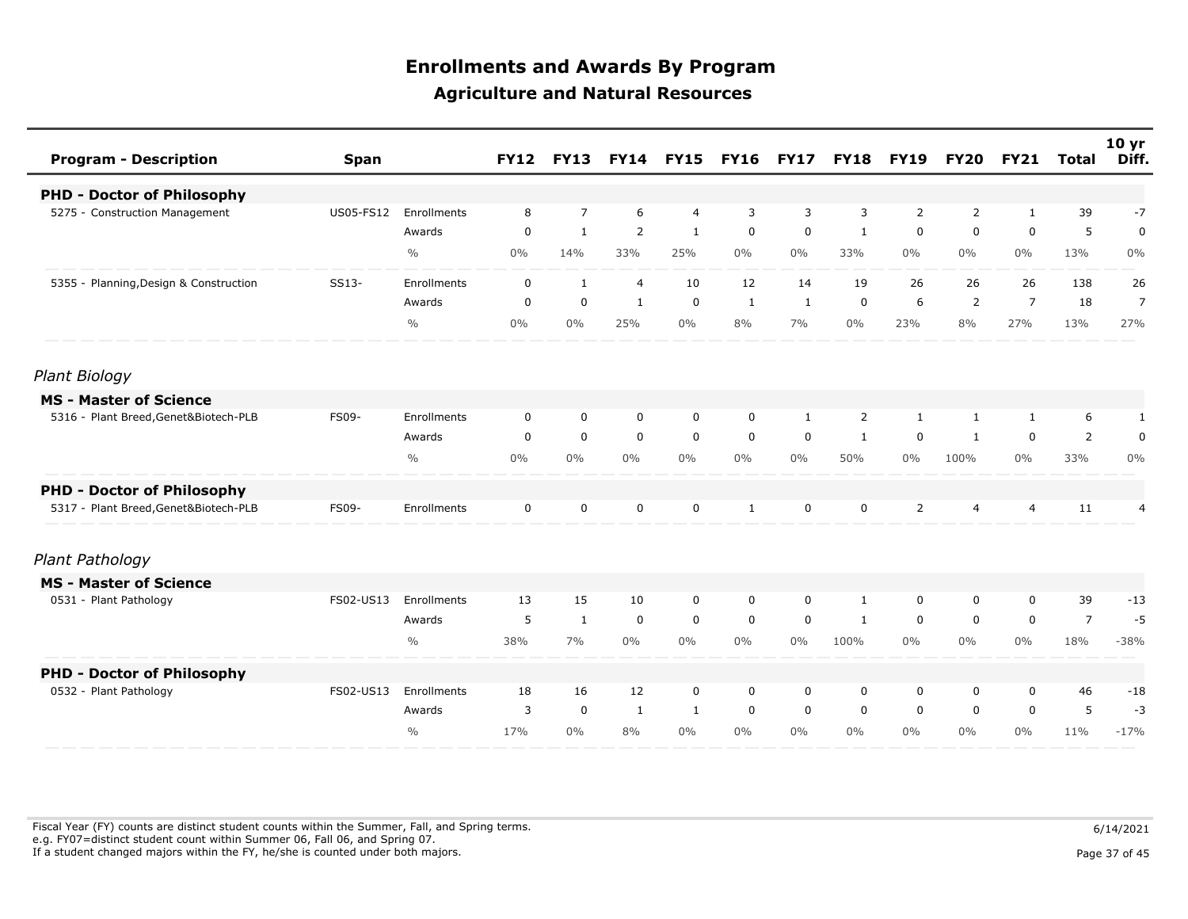# Enrollments and Awards By Program

## Agriculture and Natural Resources

| Program - Description | Span | | FY12 | FY13 | FY14 | FY15 | FY16 | FY17 | FY18 | FY19 | FY20 | FY21 | Total | 10 yr Diff. |
|---|---|---|---|---|---|---|---|---|---|---|---|---|---|---|
| **PHD - Doctor of Philosophy** | | | | | | | | | | | | | | |
| 5275 - Construction Management | US05-FS12 | Enrollments | 8 | 7 | 6 | 4 | 3 | 3 | 3 | 2 | 2 | 1 | 39 | -7 |
| | | Awards | 0 | 1 | 2 | 1 | 0 | 0 | 1 | 0 | 0 | 0 | 5 | 0 |
| | | % | 0% | 14% | 33% | 25% | 0% | 0% | 33% | 0% | 0% | 0% | 13% | 0% |
| 5355 - Planning,Design & Construction | SS13- | Enrollments | 0 | 1 | 4 | 10 | 12 | 14 | 19 | 26 | 26 | 26 | 138 | 26 |
| | | Awards | 0 | 0 | 1 | 0 | 1 | 1 | 0 | 6 | 2 | 7 | 18 | 7 |
| | | % | 0% | 0% | 25% | 0% | 8% | 7% | 0% | 23% | 8% | 27% | 13% | 27% |
| *Plant Biology* | | | | | | | | | | | | | | |
| **MS - Master of Science** | | | | | | | | | | | | | | |
| 5316 - Plant Breed,Genet&Biotech-PLB | FS09- | Enrollments | 0 | 0 | 0 | 0 | 0 | 1 | 2 | 1 | 1 | 1 | 6 | 1 |
| | | Awards | 0 | 0 | 0 | 0 | 0 | 0 | 1 | 0 | 1 | 0 | 2 | 0 |
| | | % | 0% | 0% | 0% | 0% | 0% | 0% | 50% | 0% | 100% | 0% | 33% | 0% |
| **PHD - Doctor of Philosophy** | | | | | | | | | | | | | | |
| 5317 - Plant Breed,Genet&Biotech-PLB | FS09- | Enrollments | 0 | 0 | 0 | 0 | 1 | 0 | 0 | 2 | 4 | 4 | 11 | 4 |
| *Plant Pathology* | | | | | | | | | | | | | | |
| **MS - Master of Science** | | | | | | | | | | | | | | |
| 0531 - Plant Pathology | FS02-US13 | Enrollments | 13 | 15 | 10 | 0 | 0 | 0 | 1 | 0 | 0 | 0 | 39 | -13 |
| | | Awards | 5 | 1 | 0 | 0 | 0 | 0 | 1 | 0 | 0 | 0 | 7 | -5 |
| | | % | 38% | 7% | 0% | 0% | 0% | 0% | 100% | 0% | 0% | 0% | 18% | -38% |
| **PHD - Doctor of Philosophy** | | | | | | | | | | | | | | |
| 0532 - Plant Pathology | FS02-US13 | Enrollments | 18 | 16 | 12 | 0 | 0 | 0 | 0 | 0 | 0 | 0 | 46 | -18 |
| | | Awards | 3 | 0 | 1 | 1 | 0 | 0 | 0 | 0 | 0 | 0 | 5 | -3 |
| | | % | 17% | 0% | 8% | 0% | 0% | 0% | 0% | 0% | 0% | 0% | 11% | -17% |

Fiscal Year (FY) counts are distinct student counts within the Summer, Fall, and Spring terms.
e.g. FY07=distinct student count within Summer 06, Fall 06, and Spring 07.
If a student changed majors within the FY, he/she is counted under both majors.

6/14/2021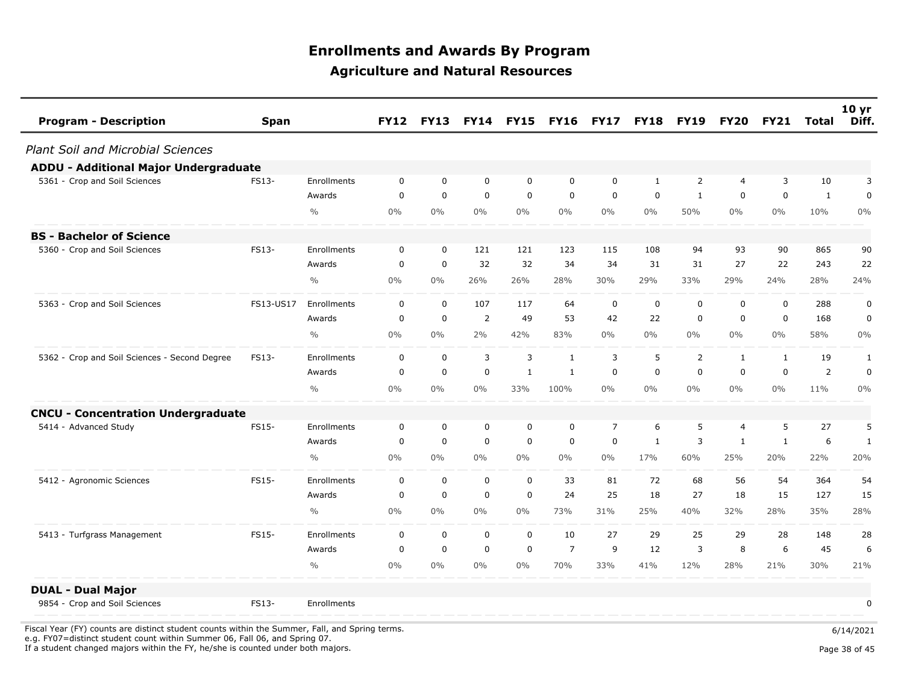# Enrollments and Awards By Program

## Agriculture and Natural Resources

| Program - Description | Span | | FY12 | FY13 | FY14 | FY15 | FY16 | FY17 | FY18 | FY19 | FY20 | FY21 | Total | 10 yr Diff. |
|---|---|---|---|---|---|---|---|---|---|---|---|---|---|---|
| *Plant Soil and Microbial Sciences* | | | | | | | | | | | | | | |
| **ADDU - Additional Major Undergraduate** | | | | | | | | | | | | | | |
| 5361 - Crop and Soil Sciences | FS13- | Enrollments | 0 | 0 | 0 | 0 | 0 | 0 | 1 | 2 | 4 | 3 | 10 | 3 |
| | | Awards | 0 | 0 | 0 | 0 | 0 | 0 | 0 | 1 | 0 | 0 | 1 | 0 |
| | | % | 0% | 0% | 0% | 0% | 0% | 0% | 0% | 50% | 0% | 0% | 10% | 0% |
| **BS - Bachelor of Science** | | | | | | | | | | | | | | |
| 5360 - Crop and Soil Sciences | FS13- | Enrollments | 0 | 0 | 121 | 121 | 123 | 115 | 108 | 94 | 93 | 90 | 865 | 90 |
| | | Awards | 0 | 0 | 32 | 32 | 34 | 34 | 31 | 31 | 27 | 22 | 243 | 22 |
| | | % | 0% | 0% | 26% | 26% | 28% | 30% | 29% | 33% | 29% | 24% | 28% | 24% |
| 5363 - Crop and Soil Sciences | FS13-US17 | Enrollments | 0 | 0 | 107 | 117 | 64 | 0 | 0 | 0 | 0 | 0 | 288 | 0 |
| | | Awards | 0 | 0 | 2 | 49 | 53 | 42 | 22 | 0 | 0 | 0 | 168 | 0 |
| | | % | 0% | 0% | 2% | 42% | 83% | 0% | 0% | 0% | 0% | 0% | 58% | 0% |
| 5362 - Crop and Soil Sciences - Second Degree | FS13- | Enrollments | 0 | 0 | 3 | 3 | 1 | 3 | 5 | 2 | 1 | 1 | 19 | 1 |
| | | Awards | 0 | 0 | 0 | 1 | 1 | 0 | 0 | 0 | 0 | 0 | 2 | 0 |
| | | % | 0% | 0% | 0% | 33% | 100% | 0% | 0% | 0% | 0% | 0% | 11% | 0% |
| **CNCU - Concentration Undergraduate** | | | | | | | | | | | | | | |
| 5414 - Advanced Study | FS15- | Enrollments | 0 | 0 | 0 | 0 | 0 | 7 | 6 | 5 | 4 | 5 | 27 | 5 |
| | | Awards | 0 | 0 | 0 | 0 | 0 | 0 | 1 | 3 | 1 | 1 | 6 | 1 |
| | | % | 0% | 0% | 0% | 0% | 0% | 0% | 17% | 60% | 25% | 20% | 22% | 20% |
| 5412 - Agronomic Sciences | FS15- | Enrollments | 0 | 0 | 0 | 0 | 33 | 81 | 72 | 68 | 56 | 54 | 364 | 54 |
| | | Awards | 0 | 0 | 0 | 0 | 24 | 25 | 18 | 27 | 18 | 15 | 127 | 15 |
| | | % | 0% | 0% | 0% | 0% | 73% | 31% | 25% | 40% | 32% | 28% | 35% | 28% |
| 5413 - Turfgrass Management | FS15- | Enrollments | 0 | 0 | 0 | 0 | 10 | 27 | 29 | 25 | 29 | 28 | 148 | 28 |
| | | Awards | 0 | 0 | 0 | 0 | 7 | 9 | 12 | 3 | 8 | 6 | 45 | 6 |
| | | % | 0% | 0% | 0% | 0% | 70% | 33% | 41% | 12% | 28% | 21% | 30% | 21% |
| **DUAL - Dual Major** | | | | | | | | | | | | | | |
| 9854 - Crop and Soil Sciences | FS13- | Enrollments | | | | | | | | | | | | 0 |

Fiscal Year (FY) counts are distinct student counts within the Summer, Fall, and Spring terms.
e.g. FY07=distinct student count within Summer 06, Fall 06, and Spring 07.
If a student changed majors within the FY, he/she is counted under both majors.

6/14/2021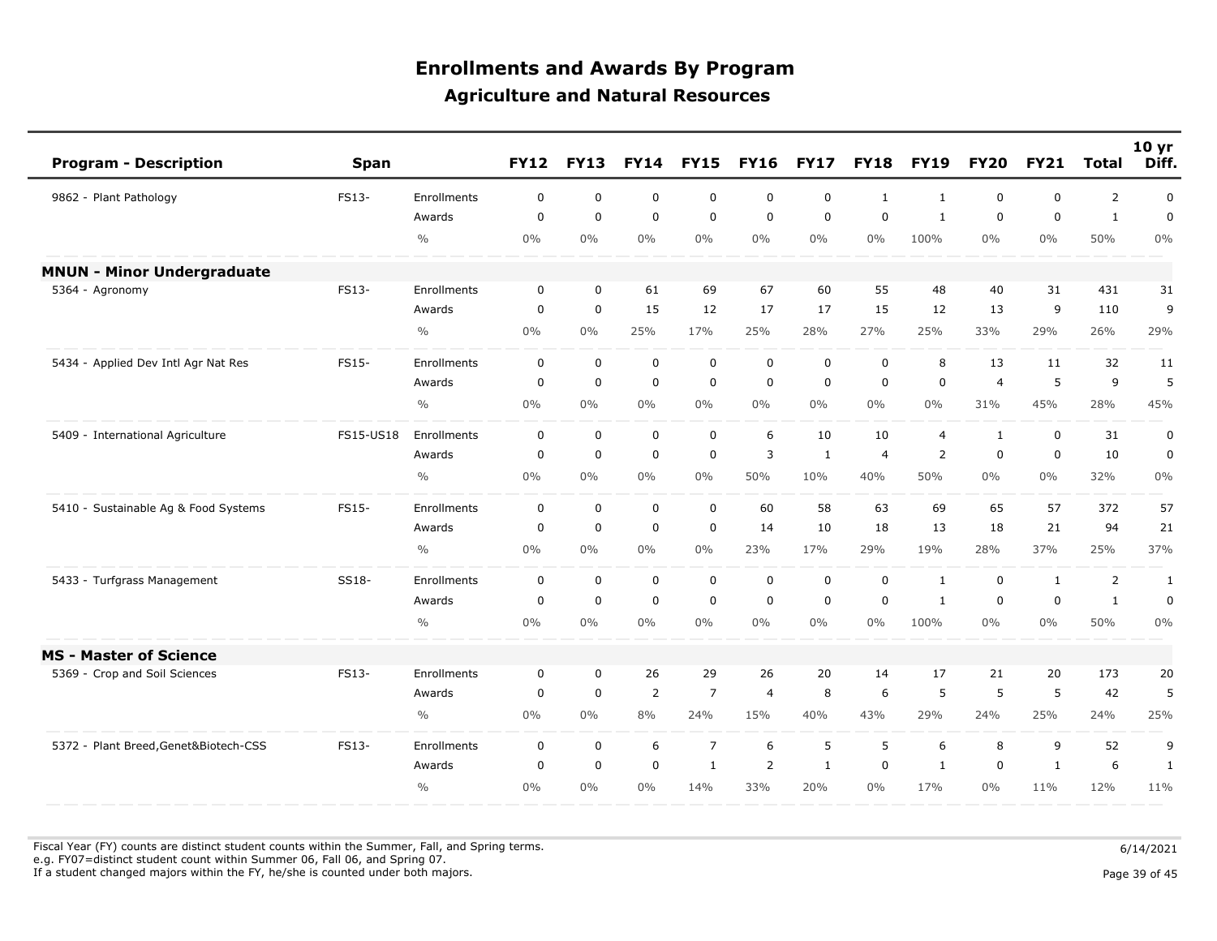# Enrollments and Awards By Program

## Agriculture and Natural Resources

| Program - Description | Span | | FY12 | FY13 | FY14 | FY15 | FY16 | FY17 | FY18 | FY19 | FY20 | FY21 | Total | 10 yr Diff. |
|---|---|---|---|---|---|---|---|---|---|---|---|---|---|---|
| 9862 - Plant Pathology | FS13- | Enrollments | 0 | 0 | 0 | 0 | 0 | 0 | 1 | 1 | 0 | 0 | 2 | 0 |
| | | Awards | 0 | 0 | 0 | 0 | 0 | 0 | 0 | 1 | 0 | 0 | 1 | 0 |
| | | % | 0% | 0% | 0% | 0% | 0% | 0% | 0% | 100% | 0% | 0% | 50% | 0% |
| **MNUN - Minor Undergraduate** | | | | | | | | | | | | | | |
| 5364 - Agronomy | FS13- | Enrollments | 0 | 0 | 61 | 69 | 67 | 60 | 55 | 48 | 40 | 31 | 431 | 31 |
| | | Awards | 0 | 0 | 15 | 12 | 17 | 17 | 15 | 12 | 13 | 9 | 110 | 9 |
| | | % | 0% | 0% | 25% | 17% | 25% | 28% | 27% | 25% | 33% | 29% | 26% | 29% |
| 5434 - Applied Dev Intl Agr Nat Res | FS15- | Enrollments | 0 | 0 | 0 | 0 | 0 | 0 | 0 | 8 | 13 | 11 | 32 | 11 |
| | | Awards | 0 | 0 | 0 | 0 | 0 | 0 | 0 | 0 | 4 | 5 | 9 | 5 |
| | | % | 0% | 0% | 0% | 0% | 0% | 0% | 0% | 0% | 31% | 45% | 28% | 45% |
| 5409 - International Agriculture | FS15-US18 | Enrollments | 0 | 0 | 0 | 0 | 6 | 10 | 10 | 4 | 1 | 0 | 31 | 0 |
| | | Awards | 0 | 0 | 0 | 0 | 3 | 1 | 4 | 2 | 0 | 0 | 10 | 0 |
| | | % | 0% | 0% | 0% | 0% | 50% | 10% | 40% | 50% | 0% | 0% | 32% | 0% |
| 5410 - Sustainable Ag & Food Systems | FS15- | Enrollments | 0 | 0 | 0 | 0 | 60 | 58 | 63 | 69 | 65 | 57 | 372 | 57 |
| | | Awards | 0 | 0 | 0 | 0 | 14 | 10 | 18 | 13 | 18 | 21 | 94 | 21 |
| | | % | 0% | 0% | 0% | 0% | 23% | 17% | 29% | 19% | 28% | 37% | 25% | 37% |
| 5433 - Turfgrass Management | SS18- | Enrollments | 0 | 0 | 0 | 0 | 0 | 0 | 0 | 1 | 0 | 1 | 2 | 1 |
| | | Awards | 0 | 0 | 0 | 0 | 0 | 0 | 0 | 1 | 0 | 0 | 1 | 0 |
| | | % | 0% | 0% | 0% | 0% | 0% | 0% | 0% | 100% | 0% | 0% | 50% | 0% |
| **MS - Master of Science** | | | | | | | | | | | | | | |
| 5369 - Crop and Soil Sciences | FS13- | Enrollments | 0 | 0 | 26 | 29 | 26 | 20 | 14 | 17 | 21 | 20 | 173 | 20 |
| | | Awards | 0 | 0 | 2 | 7 | 4 | 8 | 6 | 5 | 5 | 5 | 42 | 5 |
| | | % | 0% | 0% | 8% | 24% | 15% | 40% | 43% | 29% | 24% | 25% | 24% | 25% |
| 5372 - Plant Breed,Genet&Biotech-CSS | FS13- | Enrollments | 0 | 0 | 6 | 7 | 6 | 5 | 5 | 6 | 8 | 9 | 52 | 9 |
| | | Awards | 0 | 0 | 0 | 1 | 2 | 1 | 0 | 1 | 0 | 1 | 6 | 1 |
| | | % | 0% | 0% | 0% | 14% | 33% | 20% | 0% | 17% | 0% | 11% | 12% | 11% |

Fiscal Year (FY) counts are distinct student counts within the Summer, Fall, and Spring terms.
e.g. FY07=distinct student count within Summer 06, Fall 06, and Spring 07.
If a student changed majors within the FY, he/she is counted under both majors.

6/14/2021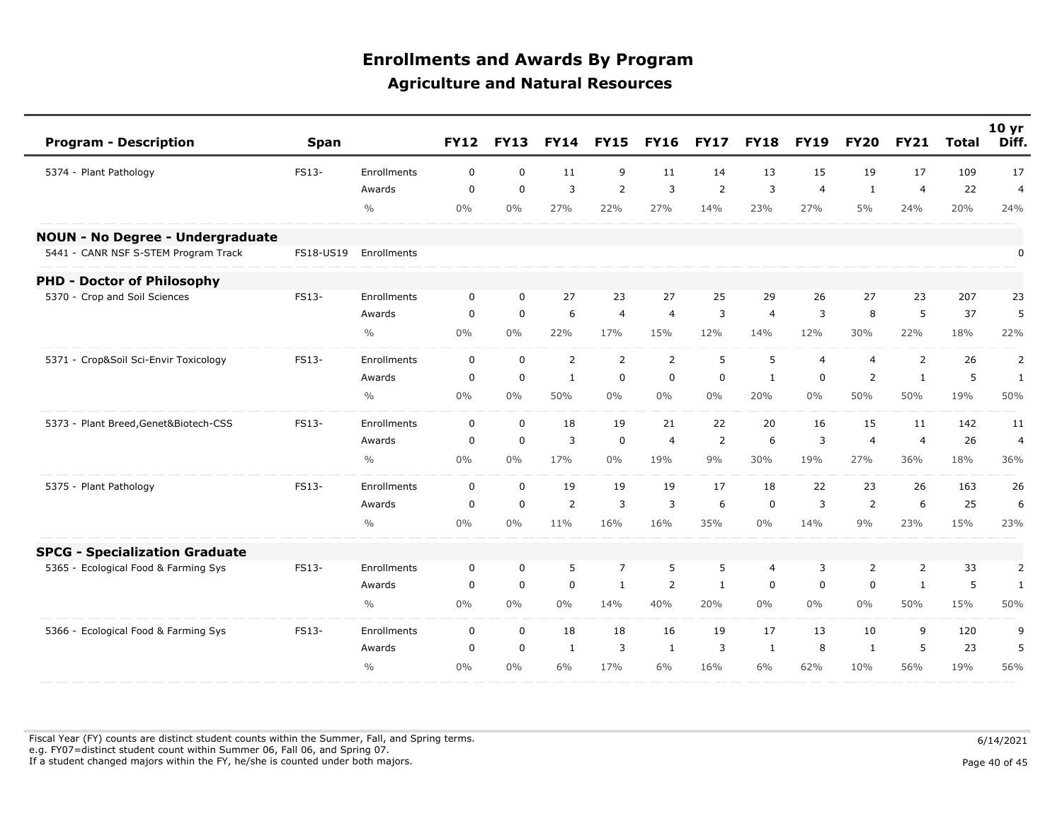# Enrollments and Awards By Program

## Agriculture and Natural Resources

| Program - Description | Span | | FY12 | FY13 | FY14 | FY15 | FY16 | FY17 | FY18 | FY19 | FY20 | FY21 | Total | 10 yr Diff. |
|---|---|---|---|---|---|---|---|---|---|---|---|---|---|---|
| 5374 - Plant Pathology | FS13- | Enrollments | 0 | 0 | 11 | 9 | 11 | 14 | 13 | 15 | 19 | 17 | 109 | 17 |
| | | Awards | 0 | 0 | 3 | 2 | 3 | 2 | 3 | 4 | 1 | 4 | 22 | 4 |
| | | % | 0% | 0% | 27% | 22% | 27% | 14% | 23% | 27% | 5% | 24% | 20% | 24% |
| **NOUN - No Degree - Undergraduate** | | | | | | | | | | | | | | |
| 5441 - CANR NSF S-STEM Program Track | FS18-US19 | Enrollments | | | | | | | | | | | | 0 |
| **PHD - Doctor of Philosophy** | | | | | | | | | | | | | | |
| 5370 - Crop and Soil Sciences | FS13- | Enrollments | 0 | 0 | 27 | 23 | 27 | 25 | 29 | 26 | 27 | 23 | 207 | 23 |
| | | Awards | 0 | 0 | 6 | 4 | 4 | 3 | 4 | 3 | 8 | 5 | 37 | 5 |
| | | % | 0% | 0% | 22% | 17% | 15% | 12% | 14% | 12% | 30% | 22% | 18% | 22% |
| 5371 - Crop&Soil Sci-Envir Toxicology | FS13- | Enrollments | 0 | 0 | 2 | 2 | 2 | 5 | 5 | 4 | 4 | 2 | 26 | 2 |
| | | Awards | 0 | 0 | 1 | 0 | 0 | 0 | 1 | 0 | 2 | 1 | 5 | 1 |
| | | % | 0% | 0% | 50% | 0% | 0% | 0% | 20% | 0% | 50% | 50% | 19% | 50% |
| 5373 - Plant Breed,Genet&Biotech-CSS | FS13- | Enrollments | 0 | 0 | 18 | 19 | 21 | 22 | 20 | 16 | 15 | 11 | 142 | 11 |
| | | Awards | 0 | 0 | 3 | 0 | 4 | 2 | 6 | 3 | 4 | 4 | 26 | 4 |
| | | % | 0% | 0% | 17% | 0% | 19% | 9% | 30% | 19% | 27% | 36% | 18% | 36% |
| 5375 - Plant Pathology | FS13- | Enrollments | 0 | 0 | 19 | 19 | 19 | 17 | 18 | 22 | 23 | 26 | 163 | 26 |
| | | Awards | 0 | 0 | 2 | 3 | 3 | 6 | 0 | 3 | 2 | 6 | 25 | 6 |
| | | % | 0% | 0% | 11% | 16% | 16% | 35% | 0% | 14% | 9% | 23% | 15% | 23% |
| **SPCG - Specialization Graduate** | | | | | | | | | | | | | | |
| 5365 - Ecological Food & Farming Sys | FS13- | Enrollments | 0 | 0 | 5 | 7 | 5 | 5 | 4 | 3 | 2 | 2 | 33 | 2 |
| | | Awards | 0 | 0 | 0 | 1 | 2 | 1 | 0 | 0 | 0 | 1 | 5 | 1 |
| | | % | 0% | 0% | 0% | 14% | 40% | 20% | 0% | 0% | 0% | 50% | 15% | 50% |
| 5366 - Ecological Food & Farming Sys | FS13- | Enrollments | 0 | 0 | 18 | 18 | 16 | 19 | 17 | 13 | 10 | 9 | 120 | 9 |
| | | Awards | 0 | 0 | 1 | 3 | 1 | 3 | 1 | 8 | 1 | 5 | 23 | 5 |
| | | % | 0% | 0% | 6% | 17% | 6% | 16% | 6% | 62% | 10% | 56% | 19% | 56% |

Fiscal Year (FY) counts are distinct student counts within the Summer, Fall, and Spring terms.
e.g. FY07=distinct student count within Summer 06, Fall 06, and Spring 07.
If a student changed majors within the FY, he/she is counted under both majors.

6/14/2021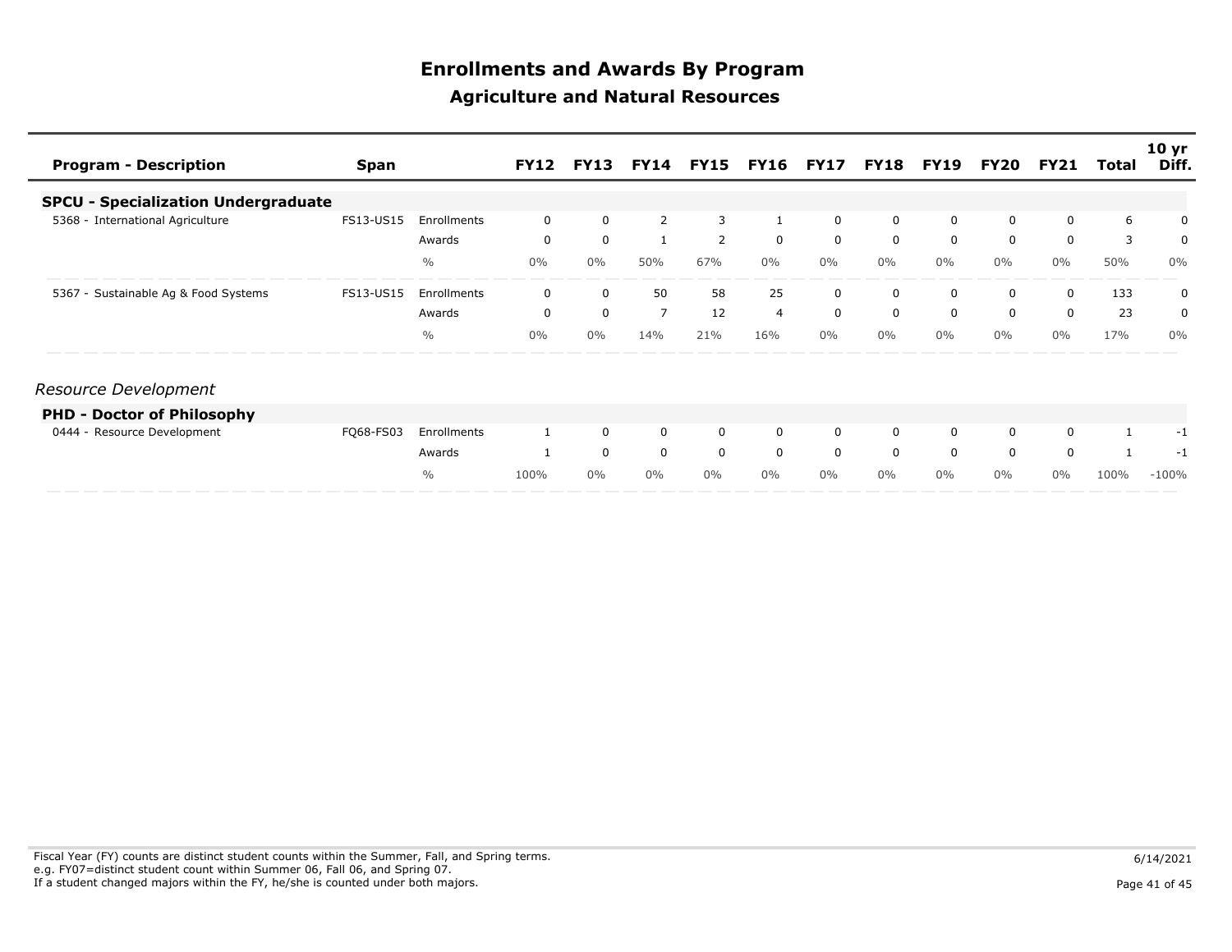# Enrollments and Awards By Program

## Agriculture and Natural Resources

| Program - Description | Span | | FY12 | FY13 | FY14 | FY15 | FY16 | FY17 | FY18 | FY19 | FY20 | FY21 | Total | 10 yr Diff. |
|---|---|---|---|---|---|---|---|---|---|---|---|---|---|---|
| **SPCU - Specialization Undergraduate** | | | | | | | | | | | | | | |
| 5368 - International Agriculture | FS13-US15 | Enrollments | 0 | 0 | 2 | 3 | 1 | 0 | 0 | 0 | 0 | 0 | 6 | 0 |
| | | Awards | 0 | 0 | 1 | 2 | 0 | 0 | 0 | 0 | 0 | 0 | 3 | 0 |
| | | % | 0% | 0% | 50% | 67% | 0% | 0% | 0% | 0% | 0% | 0% | 50% | 0% |
| 5367 - Sustainable Ag & Food Systems | FS13-US15 | Enrollments | 0 | 0 | 50 | 58 | 25 | 0 | 0 | 0 | 0 | 0 | 133 | 0 |
| | | Awards | 0 | 0 | 7 | 12 | 4 | 0 | 0 | 0 | 0 | 0 | 23 | 0 |
| | | % | 0% | 0% | 14% | 21% | 16% | 0% | 0% | 0% | 0% | 0% | 17% | 0% |

*Resource Development*

| Program - Description | Span | | FY12 | FY13 | FY14 | FY15 | FY16 | FY17 | FY18 | FY19 | FY20 | FY21 | Total | 10 yr Diff. |
|---|---|---|---|---|---|---|---|---|---|---|---|---|---|---|
| **PHD - Doctor of Philosophy** | | | | | | | | | | | | | | |
| 0444 - Resource Development | FQ68-FS03 | Enrollments | 1 | 0 | 0 | 0 | 0 | 0 | 0 | 0 | 0 | 0 | 1 | -1 |
| | | Awards | 1 | 0 | 0 | 0 | 0 | 0 | 0 | 0 | 0 | 0 | 1 | -1 |
| | | % | 100% | 0% | 0% | 0% | 0% | 0% | 0% | 0% | 0% | 0% | 100% | -100% |

Fiscal Year (FY) counts are distinct student counts within the Summer, Fall, and Spring terms.
e.g. FY07=distinct student count within Summer 06, Fall 06, and Spring 07.
If a student changed majors within the FY, he/she is counted under both majors.

6/14/2021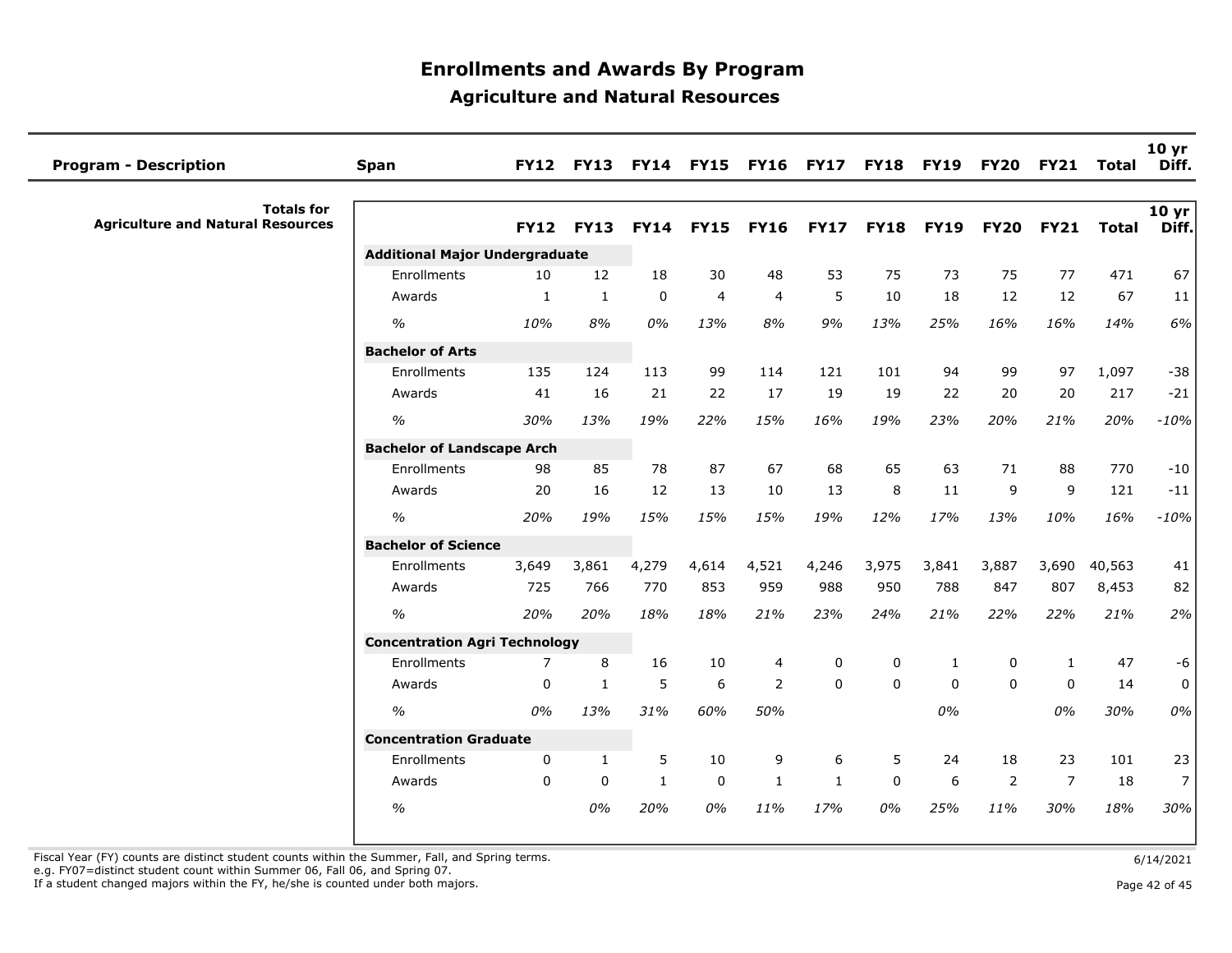# Enrollments and Awards By Program

## Agriculture and Natural Resources

| Program - Description | Span | FY12 | FY13 | FY14 | FY15 | FY16 | FY17 | FY18 | FY19 | FY20 | FY21 | Total | 10 yr Diff. |
|---|---|---|---|---|---|---|---|---|---|---|---|---|---|
| **Totals for Agriculture and Natural Resources** | | **FY12** | **FY13** | **FY14** | **FY15** | **FY16** | **FY17** | **FY18** | **FY19** | **FY20** | **FY21** | **Total** | **10 yr Diff.** |
| | **Additional Major Undergraduate** | | | | | | | | | | | | |
| | Enrollments | 10 | 12 | 18 | 30 | 48 | 53 | 75 | 73 | 75 | 77 | 471 | 67 |
| | Awards | 1 | 1 | 0 | 4 | 4 | 5 | 10 | 18 | 12 | 12 | 67 | 11 |
| | *%* | *10%* | *8%* | *0%* | *13%* | *8%* | *9%* | *13%* | *25%* | *16%* | *16%* | *14%* | *6%* |
| | **Bachelor of Arts** | | | | | | | | | | | | |
| | Enrollments | 135 | 124 | 113 | 99 | 114 | 121 | 101 | 94 | 99 | 97 | 1,097 | -38 |
| | Awards | 41 | 16 | 21 | 22 | 17 | 19 | 19 | 22 | 20 | 20 | 217 | -21 |
| | *%* | *30%* | *13%* | *19%* | *22%* | *15%* | *16%* | *19%* | *23%* | *20%* | *21%* | *20%* | *-10%* |
| | **Bachelor of Landscape Arch** | | | | | | | | | | | | |
| | Enrollments | 98 | 85 | 78 | 87 | 67 | 68 | 65 | 63 | 71 | 88 | 770 | -10 |
| | Awards | 20 | 16 | 12 | 13 | 10 | 13 | 8 | 11 | 9 | 9 | 121 | -11 |
| | *%* | *20%* | *19%* | *15%* | *15%* | *15%* | *19%* | *12%* | *17%* | *13%* | *10%* | *16%* | *-10%* |
| | **Bachelor of Science** | | | | | | | | | | | | |
| | Enrollments | 3,649 | 3,861 | 4,279 | 4,614 | 4,521 | 4,246 | 3,975 | 3,841 | 3,887 | 3,690 | 40,563 | 41 |
| | Awards | 725 | 766 | 770 | 853 | 959 | 988 | 950 | 788 | 847 | 807 | 8,453 | 82 |
| | *%* | *20%* | *20%* | *18%* | *18%* | *21%* | *23%* | *24%* | *21%* | *22%* | *22%* | *21%* | *2%* |
| | **Concentration Agri Technology** | | | | | | | | | | | | |
| | Enrollments | 7 | 8 | 16 | 10 | 4 | 0 | 0 | 1 | 0 | 1 | 47 | -6 |
| | Awards | 0 | 1 | 5 | 6 | 2 | 0 | 0 | 0 | 0 | 0 | 14 | 0 |
| | *%* | *0%* | *13%* | *31%* | *60%* | *50%* | | | *0%* | | *0%* | *30%* | *0%* |
| | **Concentration Graduate** | | | | | | | | | | | | |
| | Enrollments | 0 | 1 | 5 | 10 | 9 | 6 | 5 | 24 | 18 | 23 | 101 | 23 |
| | Awards | 0 | 0 | 1 | 0 | 1 | 1 | 0 | 6 | 2 | 7 | 18 | 7 |
| | *%* | | *0%* | *20%* | *0%* | *11%* | *17%* | *0%* | *25%* | *11%* | *30%* | *18%* | *30%* |

Fiscal Year (FY) counts are distinct student counts within the Summer, Fall, and Spring terms.
e.g. FY07=distinct student count within Summer 06, Fall 06, and Spring 07.
If a student changed majors within the FY, he/she is counted under both majors.

6/14/2021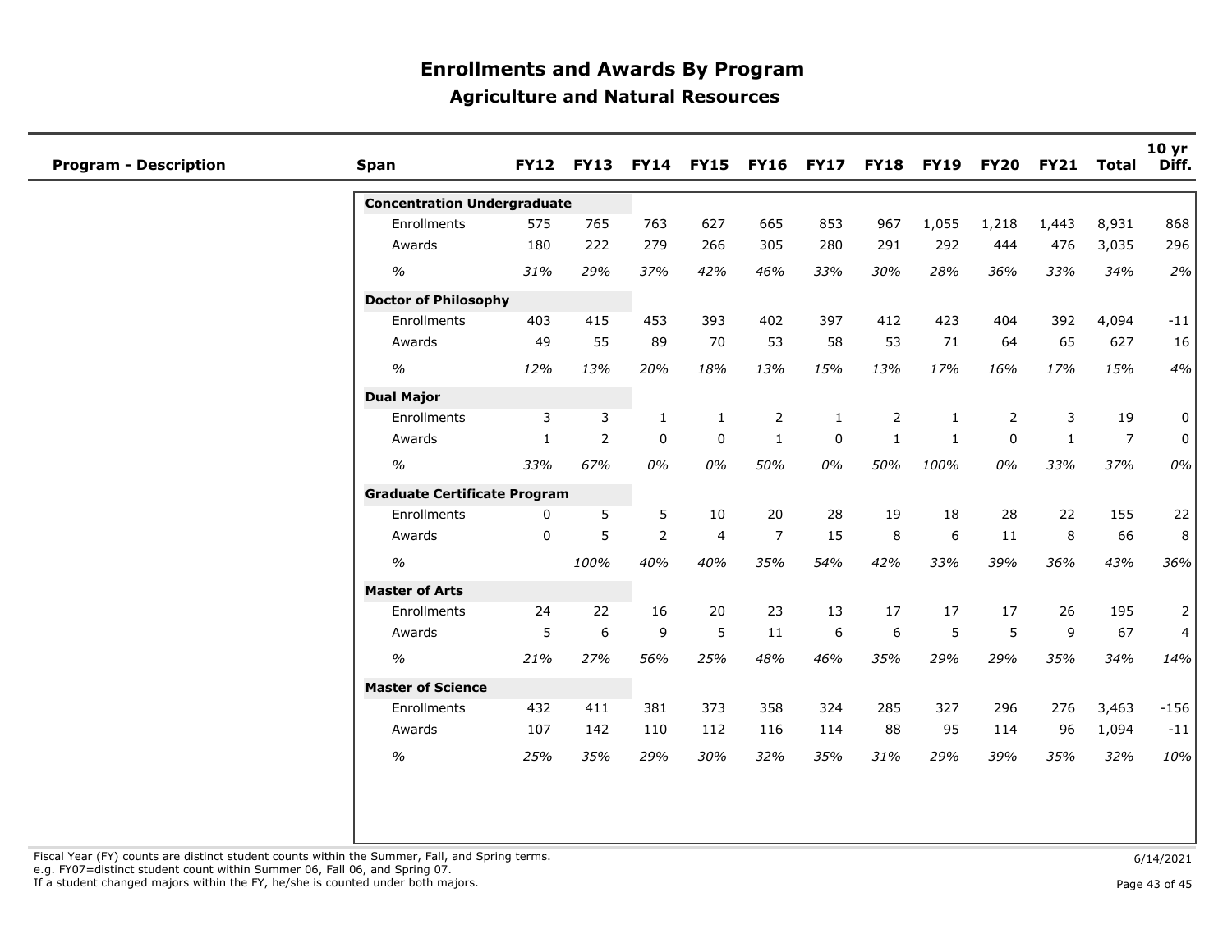# Enrollments and Awards By Program

## Agriculture and Natural Resources

| Program - Description | Span | FY12 | FY13 | FY14 | FY15 | FY16 | FY17 | FY18 | FY19 | FY20 | FY21 | Total | 10 yr Diff. |
|---|---|---|---|---|---|---|---|---|---|---|---|---|---|
| | **Concentration Undergraduate** | | | | | | | | | | | | |
| | Enrollments | 575 | 765 | 763 | 627 | 665 | 853 | 967 | 1,055 | 1,218 | 1,443 | 8,931 | 868 |
| | Awards | 180 | 222 | 279 | 266 | 305 | 280 | 291 | 292 | 444 | 476 | 3,035 | 296 |
| | *%* | *31%* | *29%* | *37%* | *42%* | *46%* | *33%* | *30%* | *28%* | *36%* | *33%* | *34%* | *2%* |
| | **Doctor of Philosophy** | | | | | | | | | | | | |
| | Enrollments | 403 | 415 | 453 | 393 | 402 | 397 | 412 | 423 | 404 | 392 | 4,094 | -11 |
| | Awards | 49 | 55 | 89 | 70 | 53 | 58 | 53 | 71 | 64 | 65 | 627 | 16 |
| | *%* | *12%* | *13%* | *20%* | *18%* | *13%* | *15%* | *13%* | *17%* | *16%* | *17%* | *15%* | *4%* |
| | **Dual Major** | | | | | | | | | | | | |
| | Enrollments | 3 | 3 | 1 | 1 | 2 | 1 | 2 | 1 | 2 | 3 | 19 | 0 |
| | Awards | 1 | 2 | 0 | 0 | 1 | 0 | 1 | 1 | 0 | 1 | 7 | 0 |
| | *%* | *33%* | *67%* | *0%* | *0%* | *50%* | *0%* | *50%* | *100%* | *0%* | *33%* | *37%* | *0%* |
| | **Graduate Certificate Program** | | | | | | | | | | | | |
| | Enrollments | 0 | 5 | 5 | 10 | 20 | 28 | 19 | 18 | 28 | 22 | 155 | 22 |
| | Awards | 0 | 5 | 2 | 4 | 7 | 15 | 8 | 6 | 11 | 8 | 66 | 8 |
| | *%* | | *100%* | *40%* | *40%* | *35%* | *54%* | *42%* | *33%* | *39%* | *36%* | *43%* | *36%* |
| | **Master of Arts** | | | | | | | | | | | | |
| | Enrollments | 24 | 22 | 16 | 20 | 23 | 13 | 17 | 17 | 17 | 26 | 195 | 2 |
| | Awards | 5 | 6 | 9 | 5 | 11 | 6 | 6 | 5 | 5 | 9 | 67 | 4 |
| | *%* | *21%* | *27%* | *56%* | *25%* | *48%* | *46%* | *35%* | *29%* | *29%* | *35%* | *34%* | *14%* |
| | **Master of Science** | | | | | | | | | | | | |
| | Enrollments | 432 | 411 | 381 | 373 | 358 | 324 | 285 | 327 | 296 | 276 | 3,463 | -156 |
| | Awards | 107 | 142 | 110 | 112 | 116 | 114 | 88 | 95 | 114 | 96 | 1,094 | -11 |
| | *%* | *25%* | *35%* | *29%* | *30%* | *32%* | *35%* | *31%* | *29%* | *39%* | *35%* | *32%* | *10%* |

Fiscal Year (FY) counts are distinct student counts within the Summer, Fall, and Spring terms.
e.g. FY07=distinct student count within Summer 06, Fall 06, and Spring 07.
If a student changed majors within the FY, he/she is counted under both majors.

6/14/2021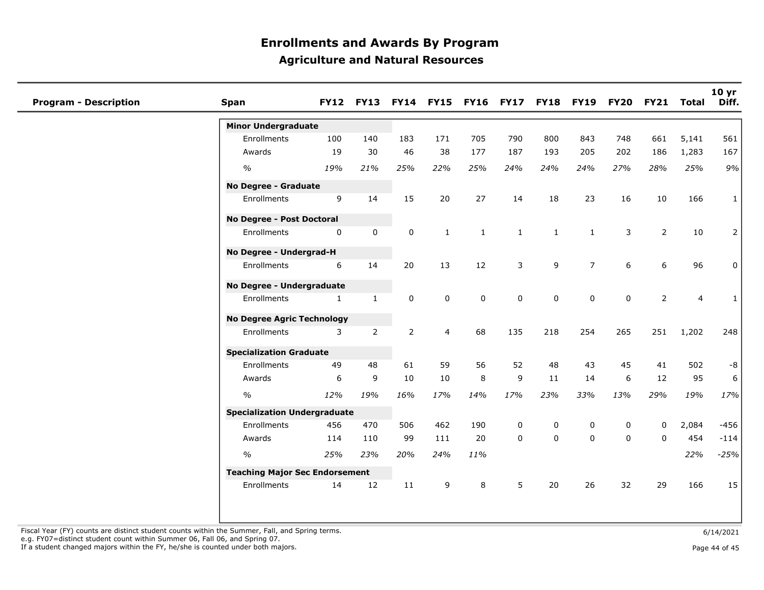# Enrollments and Awards By Program

## Agriculture and Natural Resources

| Program - Description | Span | FY12 | FY13 | FY14 | FY15 | FY16 | FY17 | FY18 | FY19 | FY20 | FY21 | Total | 10 yr Diff. |
|---|---|---|---|---|---|---|---|---|---|---|---|---|---|
| | **Minor Undergraduate** | | | | | | | | | | | | |
| | Enrollments | 100 | 140 | 183 | 171 | 705 | 790 | 800 | 843 | 748 | 661 | 5,141 | 561 |
| | Awards | 19 | 30 | 46 | 38 | 177 | 187 | 193 | 205 | 202 | 186 | 1,283 | 167 |
| | *%* | *19%* | *21%* | *25%* | *22%* | *25%* | *24%* | *24%* | *24%* | *27%* | *28%* | *25%* | *9%* |
| | **No Degree - Graduate** | | | | | | | | | | | | |
| | Enrollments | 9 | 14 | 15 | 20 | 27 | 14 | 18 | 23 | 16 | 10 | 166 | 1 |
| | **No Degree - Post Doctoral** | | | | | | | | | | | | |
| | Enrollments | 0 | 0 | 0 | 1 | 1 | 1 | 1 | 1 | 3 | 2 | 10 | 2 |
| | **No Degree - Undergrad-H** | | | | | | | | | | | | |
| | Enrollments | 6 | 14 | 20 | 13 | 12 | 3 | 9 | 7 | 6 | 6 | 96 | 0 |
| | **No Degree - Undergraduate** | | | | | | | | | | | | |
| | Enrollments | 1 | 1 | 0 | 0 | 0 | 0 | 0 | 0 | 0 | 2 | 4 | 1 |
| | **No Degree Agric Technology** | | | | | | | | | | | | |
| | Enrollments | 3 | 2 | 2 | 4 | 68 | 135 | 218 | 254 | 265 | 251 | 1,202 | 248 |
| | **Specialization Graduate** | | | | | | | | | | | | |
| | Enrollments | 49 | 48 | 61 | 59 | 56 | 52 | 48 | 43 | 45 | 41 | 502 | -8 |
| | Awards | 6 | 9 | 10 | 10 | 8 | 9 | 11 | 14 | 6 | 12 | 95 | 6 |
| | *%* | *12%* | *19%* | *16%* | *17%* | *14%* | *17%* | *23%* | *33%* | *13%* | *29%* | *19%* | *17%* |
| | **Specialization Undergraduate** | | | | | | | | | | | | |
| | Enrollments | 456 | 470 | 506 | 462 | 190 | 0 | 0 | 0 | 0 | 0 | 2,084 | -456 |
| | Awards | 114 | 110 | 99 | 111 | 20 | 0 | 0 | 0 | 0 | 0 | 454 | -114 |
| | *%* | *25%* | *23%* | *20%* | *24%* | *11%* | | | | | | *22%* | *-25%* |
| | **Teaching Major Sec Endorsement** | | | | | | | | | | | | |
| | Enrollments | 14 | 12 | 11 | 9 | 8 | 5 | 20 | 26 | 32 | 29 | 166 | 15 |

Fiscal Year (FY) counts are distinct student counts within the Summer, Fall, and Spring terms.
e.g. FY07=distinct student count within Summer 06, Fall 06, and Spring 07.
If a student changed majors within the FY, he/she is counted under both majors.

6/14/2021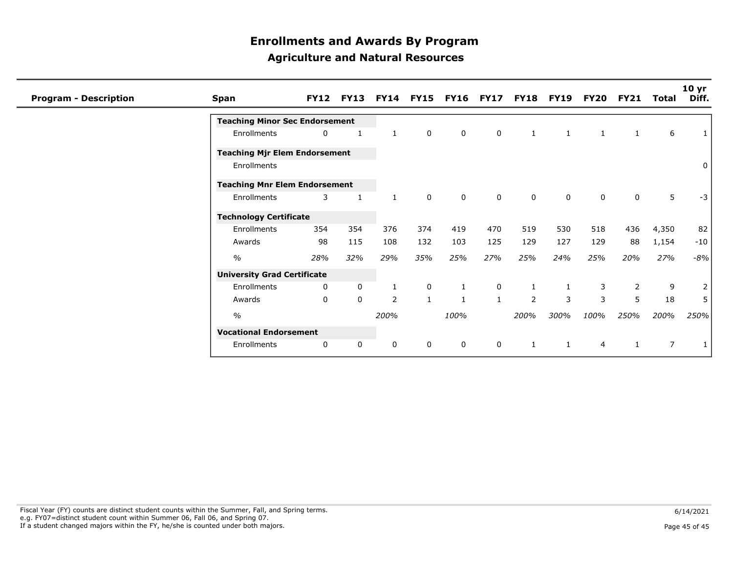# Enrollments and Awards By Program

## Agriculture and Natural Resources

| Program - Description | Span | FY12 | FY13 | FY14 | FY15 | FY16 | FY17 | FY18 | FY19 | FY20 | FY21 | Total | 10 yr Diff. |
|---|---|---|---|---|---|---|---|---|---|---|---|---|---|
| | **Teaching Minor Sec Endorsement** | | | | | | | | | | | | |
| | Enrollments | 0 | 1 | 1 | 0 | 0 | 0 | 1 | 1 | 1 | 1 | 6 | 1 |
| | **Teaching Mjr Elem Endorsement** | | | | | | | | | | | | |
| | Enrollments | | | | | | | | | | | | 0 |
| | **Teaching Mnr Elem Endorsement** | | | | | | | | | | | | |
| | Enrollments | 3 | 1 | 1 | 0 | 0 | 0 | 0 | 0 | 0 | 0 | 5 | -3 |
| | **Technology Certificate** | | | | | | | | | | | | |
| | Enrollments | 354 | 354 | 376 | 374 | 419 | 470 | 519 | 530 | 518 | 436 | 4,350 | 82 |
| | Awards | 98 | 115 | 108 | 132 | 103 | 125 | 129 | 127 | 129 | 88 | 1,154 | -10 |
| | *%* | *28%* | *32%* | *29%* | *35%* | *25%* | *27%* | *25%* | *24%* | *25%* | *20%* | *27%* | *-8%* |
| | **University Grad Certificate** | | | | | | | | | | | | |
| | Enrollments | 0 | 0 | 1 | 0 | 1 | 0 | 1 | 1 | 3 | 2 | 9 | 2 |
| | Awards | 0 | 0 | 2 | 1 | 1 | 1 | 2 | 3 | 3 | 5 | 18 | 5 |
| | *%* | | | *200%* | | *100%* | | *200%* | *300%* | *100%* | *250%* | *200%* | *250%* |
| | **Vocational Endorsement** | | | | | | | | | | | | |
| | Enrollments | 0 | 0 | 0 | 0 | 0 | 0 | 1 | 1 | 4 | 1 | 7 | 1 |

Fiscal Year (FY) counts are distinct student counts within the Summer, Fall, and Spring terms.
e.g. FY07=distinct student count within Summer 06, Fall 06, and Spring 07.
If a student changed majors within the FY, he/she is counted under both majors.

6/14/2021